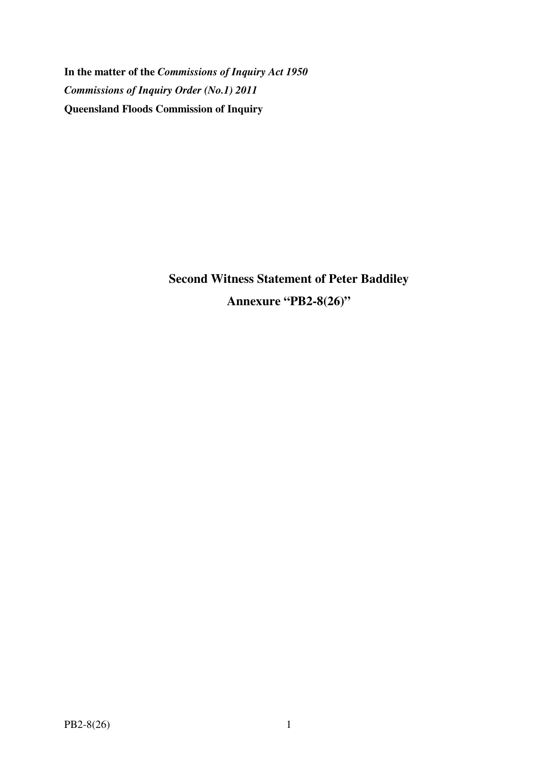**In the matter of the *Commissions of Inquiry Act 1950***

***Commissions of Inquiry Order (No.1) 2011***

**Queensland Floods Commission of Inquiry**

## Second Witness Statement of Peter Baddiley

## Annexure "PB2-8(26)"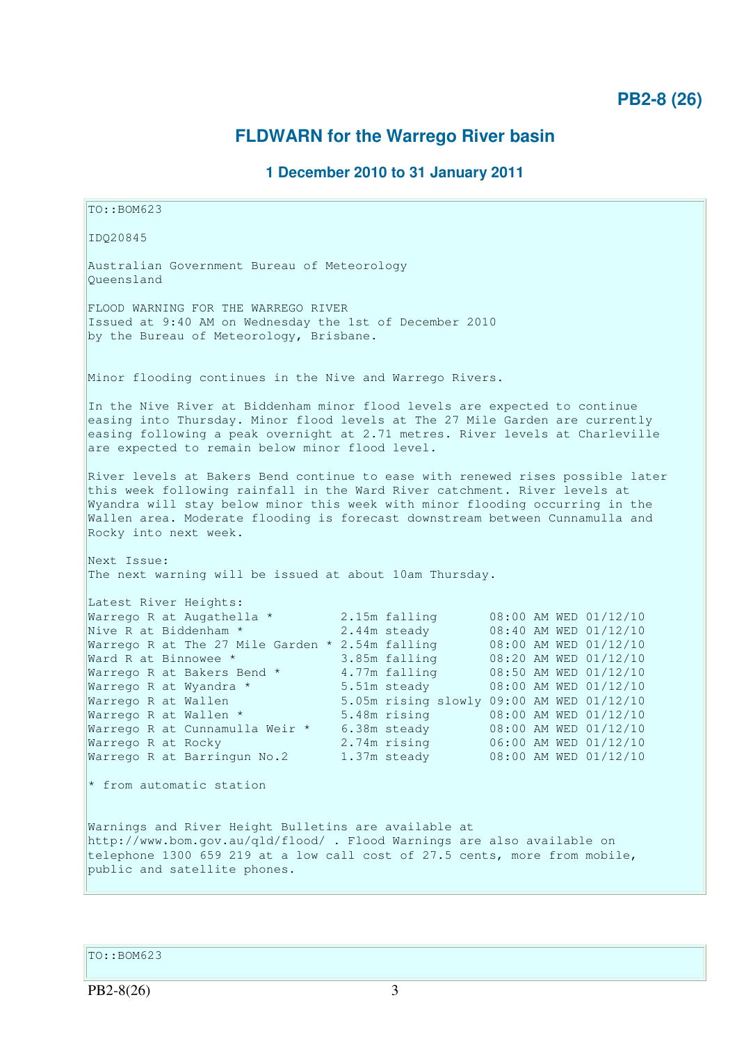**PB2-8 (26)**

## FLDWARN for the Warrego River basin

### 1 December 2010 to 31 January 2011

```
TO::BOM623

IDQ20845

Australian Government Bureau of Meteorology
Queensland

FLOOD WARNING FOR THE WARREGO RIVER
Issued at 9:40 AM on Wednesday the 1st of December 2010
by the Bureau of Meteorology, Brisbane.


Minor flooding continues in the Nive and Warrego Rivers.

In the Nive River at Biddenham minor flood levels are expected to continue
easing into Thursday. Minor flood levels at The 27 Mile Garden are currently
easing following a peak overnight at 2.71 metres. River levels at Charleville
are expected to remain below minor flood level.

River levels at Bakers Bend continue to ease with renewed rises possible later
this week following rainfall in the Ward River catchment. River levels at
Wyandra will stay below minor this week with minor flooding occurring in the
Wallen area. Moderate flooding is forecast downstream between Cunnamulla and
Rocky into next week.

Next Issue:
The next warning will be issued at about 10am Thursday.

Latest River Heights:
Warrego R at Augathella *         2.15m falling       08:00 AM WED 01/12/10
Nive R at Biddenham *             2.44m steady        08:40 AM WED 01/12/10
Warrego R at The 27 Mile Garden * 2.54m falling       08:00 AM WED 01/12/10
Ward R at Binnowee *              3.85m falling       08:20 AM WED 01/12/10
Warrego R at Bakers Bend *        4.77m falling       08:50 AM WED 01/12/10
Warrego R at Wyandra *            5.51m steady        08:00 AM WED 01/12/10
Warrego R at Wallen               5.05m rising slowly 09:00 AM WED 01/12/10
Warrego R at Wallen *             5.48m rising        08:00 AM WED 01/12/10
Warrego R at Cunnamulla Weir *    6.38m steady        08:00 AM WED 01/12/10
Warrego R at Rocky                2.74m rising        06:00 AM WED 01/12/10
Warrego R at Barringun No.2       1.37m steady        08:00 AM WED 01/12/10

* from automatic station


Warnings and River Height Bulletins are available at
http://www.bom.gov.au/qld/flood/ . Flood Warnings are also available on
telephone 1300 659 219 at a low call cost of 27.5 cents, more from mobile,
public and satellite phones.
```

```
TO::BOM623
```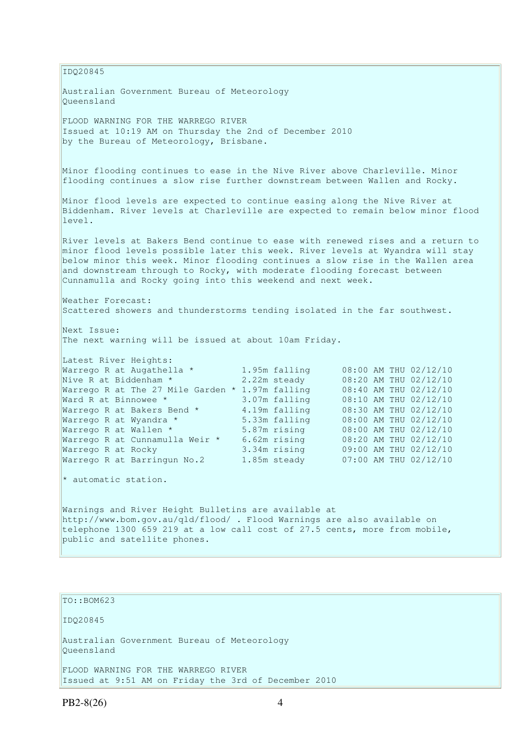IDQ20845

Australian Government Bureau of Meteorology
Queensland

FLOOD WARNING FOR THE WARREGO RIVER
Issued at 10:19 AM on Thursday the 2nd of December 2010
by the Bureau of Meteorology, Brisbane.

Minor flooding continues to ease in the Nive River above Charleville. Minor flooding continues a slow rise further downstream between Wallen and Rocky.

Minor flood levels are expected to continue easing along the Nive River at Biddenham. River levels at Charleville are expected to remain below minor flood level.

River levels at Bakers Bend continue to ease with renewed rises and a return to minor flood levels possible later this week. River levels at Wyandra will stay below minor this week. Minor flooding continues a slow rise in the Wallen area and downstream through to Rocky, with moderate flooding forecast between Cunnamulla and Rocky going into this weekend and next week.

Weather Forecast:
Scattered showers and thunderstorms tending isolated in the far southwest.

Next Issue:
The next warning will be issued at about 10am Friday.

Latest River Heights:

| Station | Height | Trend | Time |
|---|---|---|---|
| Warrego R at Augathella * | 1.95m | falling | 08:00 AM THU 02/12/10 |
| Nive R at Biddenham * | 2.22m | steady | 08:20 AM THU 02/12/10 |
| Warrego R at The 27 Mile Garden * | 1.97m | falling | 08:40 AM THU 02/12/10 |
| Ward R at Binnowee * | 3.07m | falling | 08:10 AM THU 02/12/10 |
| Warrego R at Bakers Bend * | 4.19m | falling | 08:30 AM THU 02/12/10 |
| Warrego R at Wyandra * | 5.33m | falling | 08:00 AM THU 02/12/10 |
| Warrego R at Wallen * | 5.87m | rising | 08:00 AM THU 02/12/10 |
| Warrego R at Cunnamulla Weir * | 6.62m | rising | 08:20 AM THU 02/12/10 |
| Warrego R at Rocky | 3.34m | rising | 09:00 AM THU 02/12/10 |
| Warrego R at Barringun No.2 | 1.85m | steady | 07:00 AM THU 02/12/10 |

* automatic station.

Warnings and River Height Bulletins are available at http://www.bom.gov.au/qld/flood/ . Flood Warnings are also available on telephone 1300 659 219 at a low call cost of 27.5 cents, more from mobile, public and satellite phones.

TO::BOM623

IDQ20845

Australian Government Bureau of Meteorology
Queensland

FLOOD WARNING FOR THE WARREGO RIVER
Issued at 9:51 AM on Friday the 3rd of December 2010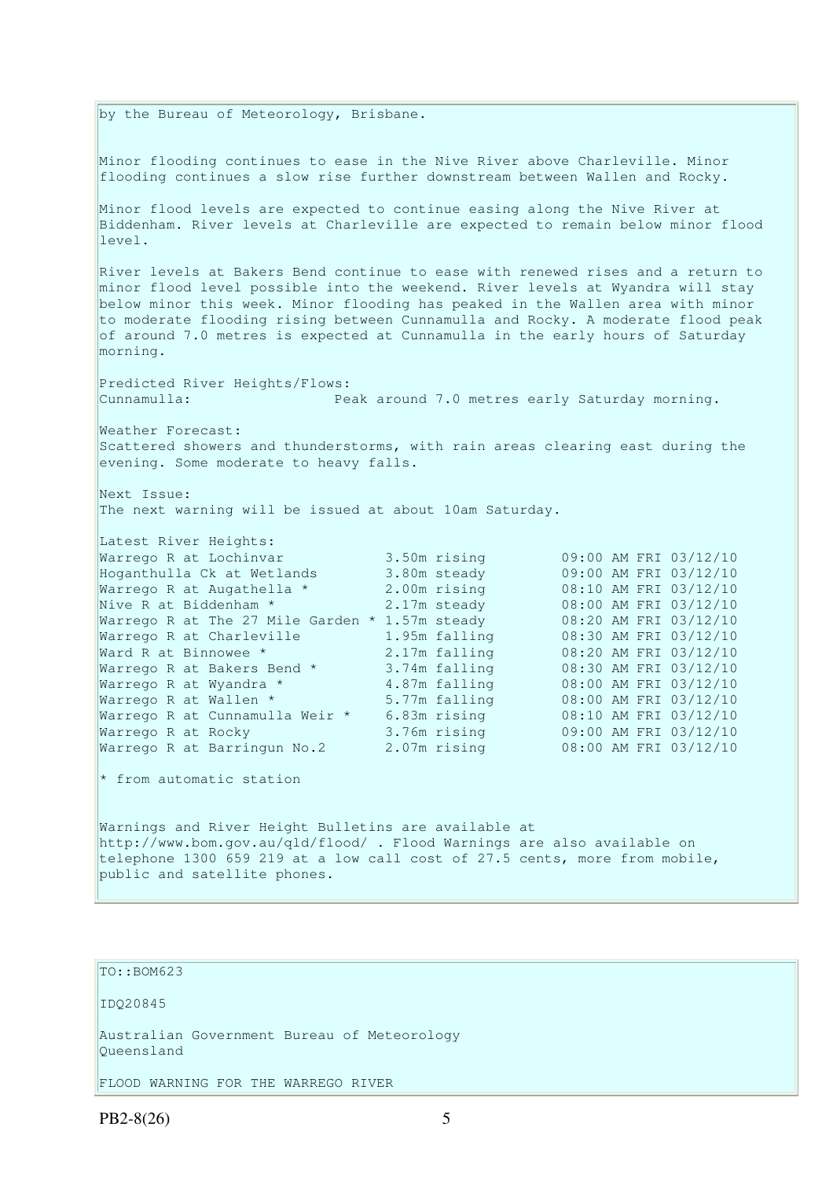by the Bureau of Meteorology, Brisbane.

Minor flooding continues to ease in the Nive River above Charleville. Minor flooding continues a slow rise further downstream between Wallen and Rocky.

Minor flood levels are expected to continue easing along the Nive River at Biddenham. River levels at Charleville are expected to remain below minor flood level.

River levels at Bakers Bend continue to ease with renewed rises and a return to minor flood level possible into the weekend. River levels at Wyandra will stay below minor this week. Minor flooding has peaked in the Wallen area with minor to moderate flooding rising between Cunnamulla and Rocky. A moderate flood peak of around 7.0 metres is expected at Cunnamulla in the early hours of Saturday morning.

Predicted River Heights/Flows:
Cunnamulla: Peak around 7.0 metres early Saturday morning.

Weather Forecast:
Scattered showers and thunderstorms, with rain areas clearing east during the evening. Some moderate to heavy falls.

Next Issue:
The next warning will be issued at about 10am Saturday.

Latest River Heights:

| | | |
|---|---|---|
| Warrego R at Lochinvar | 3.50m rising | 09:00 AM FRI 03/12/10 |
| Hoganthulla Ck at Wetlands | 3.80m steady | 09:00 AM FRI 03/12/10 |
| Warrego R at Augathella * | 2.00m rising | 08:10 AM FRI 03/12/10 |
| Nive R at Biddenham * | 2.17m steady | 08:00 AM FRI 03/12/10 |
| Warrego R at The 27 Mile Garden * | 1.57m steady | 08:20 AM FRI 03/12/10 |
| Warrego R at Charleville | 1.95m falling | 08:30 AM FRI 03/12/10 |
| Ward R at Binnowee * | 2.17m falling | 08:20 AM FRI 03/12/10 |
| Warrego R at Bakers Bend * | 3.74m falling | 08:30 AM FRI 03/12/10 |
| Warrego R at Wyandra * | 4.87m falling | 08:00 AM FRI 03/12/10 |
| Warrego R at Wallen * | 5.77m falling | 08:00 AM FRI 03/12/10 |
| Warrego R at Cunnamulla Weir * | 6.83m rising | 08:10 AM FRI 03/12/10 |
| Warrego R at Rocky | 3.76m rising | 09:00 AM FRI 03/12/10 |
| Warrego R at Barringun No.2 | 2.07m rising | 08:00 AM FRI 03/12/10 |

* from automatic station

Warnings and River Height Bulletins are available at http://www.bom.gov.au/qld/flood/ . Flood Warnings are also available on telephone 1300 659 219 at a low call cost of 27.5 cents, more from mobile, public and satellite phones.

TO::BOM623

IDQ20845

Australian Government Bureau of Meteorology
Queensland

FLOOD WARNING FOR THE WARREGO RIVER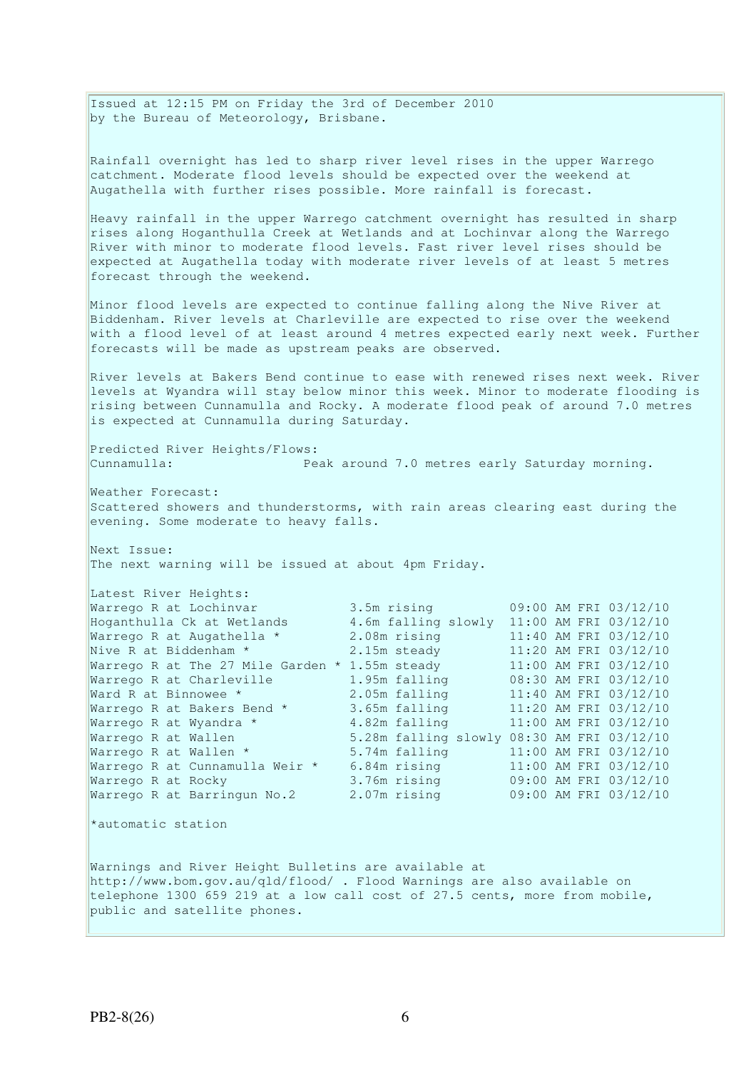Issued at 12:15 PM on Friday the 3rd of December 2010
by the Bureau of Meteorology, Brisbane.

Rainfall overnight has led to sharp river level rises in the upper Warrego catchment. Moderate flood levels should be expected over the weekend at Augathella with further rises possible. More rainfall is forecast.

Heavy rainfall in the upper Warrego catchment overnight has resulted in sharp rises along Hoganthulla Creek at Wetlands and at Lochinvar along the Warrego River with minor to moderate flood levels. Fast river level rises should be expected at Augathella today with moderate river levels of at least 5 metres forecast through the weekend.

Minor flood levels are expected to continue falling along the Nive River at Biddenham. River levels at Charleville are expected to rise over the weekend with a flood level of at least around 4 metres expected early next week. Further forecasts will be made as upstream peaks are observed.

River levels at Bakers Bend continue to ease with renewed rises next week. River levels at Wyandra will stay below minor this week. Minor to moderate flooding is rising between Cunnamulla and Rocky. A moderate flood peak of around 7.0 metres is expected at Cunnamulla during Saturday.

Predicted River Heights/Flows:
Cunnamulla: Peak around 7.0 metres early Saturday morning.

Weather Forecast:
Scattered showers and thunderstorms, with rain areas clearing east during the evening. Some moderate to heavy falls.

Next Issue:
The next warning will be issued at about 4pm Friday.

Latest River Heights:

| Location | Height | Time |
|---|---|---|
| Warrego R at Lochinvar | 3.5m rising | 09:00 AM FRI 03/12/10 |
| Hoganthulla Ck at Wetlands | 4.6m falling slowly | 11:00 AM FRI 03/12/10 |
| Warrego R at Augathella * | 2.08m rising | 11:40 AM FRI 03/12/10 |
| Nive R at Biddenham * | 2.15m steady | 11:20 AM FRI 03/12/10 |
| Warrego R at The 27 Mile Garden * | 1.55m steady | 11:00 AM FRI 03/12/10 |
| Warrego R at Charleville | 1.95m falling | 08:30 AM FRI 03/12/10 |
| Ward R at Binnowee * | 2.05m falling | 11:40 AM FRI 03/12/10 |
| Warrego R at Bakers Bend * | 3.65m falling | 11:20 AM FRI 03/12/10 |
| Warrego R at Wyandra * | 4.82m falling | 11:00 AM FRI 03/12/10 |
| Warrego R at Wallen | 5.28m falling slowly | 08:30 AM FRI 03/12/10 |
| Warrego R at Wallen * | 5.74m falling | 11:00 AM FRI 03/12/10 |
| Warrego R at Cunnamulla Weir * | 6.84m rising | 11:00 AM FRI 03/12/10 |
| Warrego R at Rocky | 3.76m rising | 09:00 AM FRI 03/12/10 |
| Warrego R at Barringun No.2 | 2.07m rising | 09:00 AM FRI 03/12/10 |

*automatic station

Warnings and River Height Bulletins are available at http://www.bom.gov.au/qld/flood/ . Flood Warnings are also available on telephone 1300 659 219 at a low call cost of 27.5 cents, more from mobile, public and satellite phones.

PB2-8(26)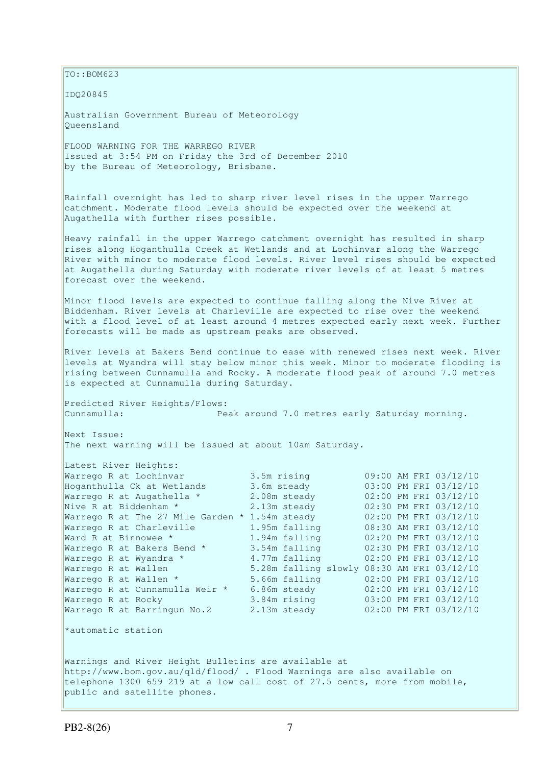TO::BOM623

IDQ20845

Australian Government Bureau of Meteorology
Queensland

FLOOD WARNING FOR THE WARREGO RIVER
Issued at 3:54 PM on Friday the 3rd of December 2010
by the Bureau of Meteorology, Brisbane.

Rainfall overnight has led to sharp river level rises in the upper Warrego catchment. Moderate flood levels should be expected over the weekend at Augathella with further rises possible.

Heavy rainfall in the upper Warrego catchment overnight has resulted in sharp rises along Hoganthulla Creek at Wetlands and at Lochinvar along the Warrego River with minor to moderate flood levels. River level rises should be expected at Augathella during Saturday with moderate river levels of at least 5 metres forecast over the weekend.

Minor flood levels are expected to continue falling along the Nive River at Biddenham. River levels at Charleville are expected to rise over the weekend with a flood level of at least around 4 metres expected early next week. Further forecasts will be made as upstream peaks are observed.

River levels at Bakers Bend continue to ease with renewed rises next week. River levels at Wyandra will stay below minor this week. Minor to moderate flooding is rising between Cunnamulla and Rocky. A moderate flood peak of around 7.0 metres is expected at Cunnamulla during Saturday.

Predicted River Heights/Flows:
Cunnamulla: Peak around 7.0 metres early Saturday morning.

Next Issue:
The next warning will be issued at about 10am Saturday.

Latest River Heights:

| Station | Height | Time |
|---|---|---|
| Warrego R at Lochinvar | 3.5m rising | 09:00 AM FRI 03/12/10 |
| Hoganthulla Ck at Wetlands | 3.6m steady | 03:00 PM FRI 03/12/10 |
| Warrego R at Augathella * | 2.08m steady | 02:00 PM FRI 03/12/10 |
| Nive R at Biddenham * | 2.13m steady | 02:30 PM FRI 03/12/10 |
| Warrego R at The 27 Mile Garden * | 1.54m steady | 02:00 PM FRI 03/12/10 |
| Warrego R at Charleville | 1.95m falling | 08:30 AM FRI 03/12/10 |
| Ward R at Binnowee * | 1.94m falling | 02:20 PM FRI 03/12/10 |
| Warrego R at Bakers Bend * | 3.54m falling | 02:30 PM FRI 03/12/10 |
| Warrego R at Wyandra * | 4.77m falling | 02:00 PM FRI 03/12/10 |
| Warrego R at Wallen | 5.28m falling slowly | 08:30 AM FRI 03/12/10 |
| Warrego R at Wallen * | 5.66m falling | 02:00 PM FRI 03/12/10 |
| Warrego R at Cunnamulla Weir * | 6.86m steady | 02:00 PM FRI 03/12/10 |
| Warrego R at Rocky | 3.84m rising | 03:00 PM FRI 03/12/10 |
| Warrego R at Barringun No.2 | 2.13m steady | 02:00 PM FRI 03/12/10 |

*automatic station

Warnings and River Height Bulletins are available at http://www.bom.gov.au/qld/flood/ . Flood Warnings are also available on telephone 1300 659 219 at a low call cost of 27.5 cents, more from mobile, public and satellite phones.

PB2-8(26)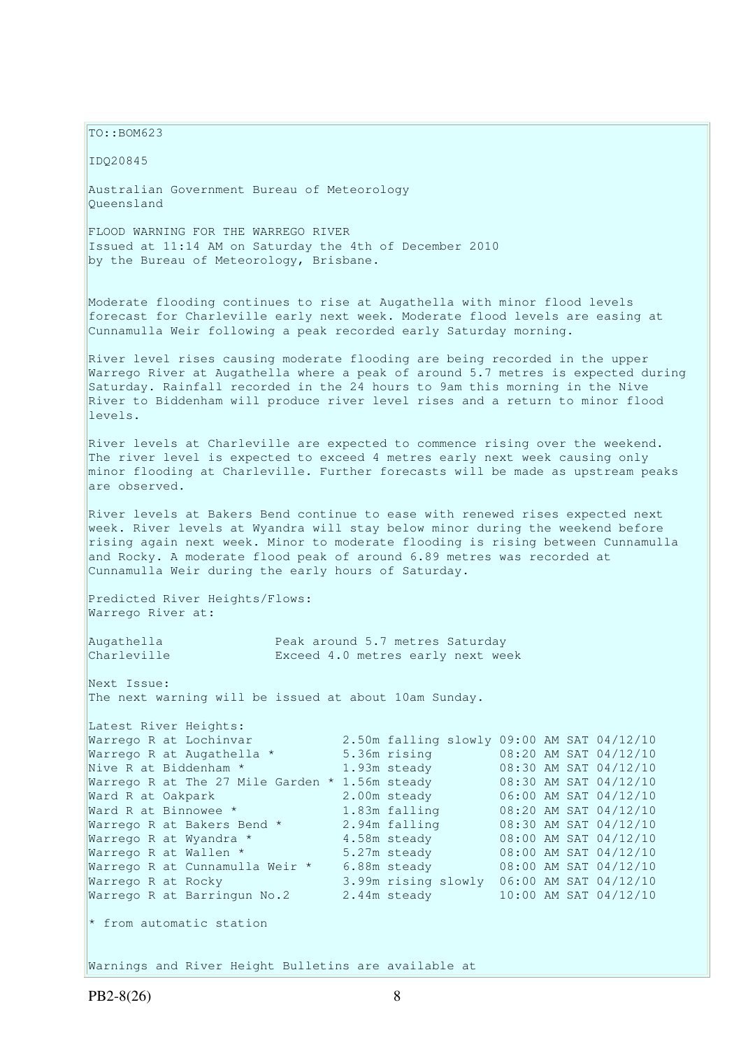TO::BOM623

IDQ20845

Australian Government Bureau of Meteorology
Queensland

FLOOD WARNING FOR THE WARREGO RIVER
Issued at 11:14 AM on Saturday the 4th of December 2010
by the Bureau of Meteorology, Brisbane.

Moderate flooding continues to rise at Augathella with minor flood levels forecast for Charleville early next week. Moderate flood levels are easing at Cunnamulla Weir following a peak recorded early Saturday morning.

River level rises causing moderate flooding are being recorded in the upper Warrego River at Augathella where a peak of around 5.7 metres is expected during Saturday. Rainfall recorded in the 24 hours to 9am this morning in the Nive River to Biddenham will produce river level rises and a return to minor flood levels.

River levels at Charleville are expected to commence rising over the weekend. The river level is expected to exceed 4 metres early next week causing only minor flooding at Charleville. Further forecasts will be made as upstream peaks are observed.

River levels at Bakers Bend continue to ease with renewed rises expected next week. River levels at Wyandra will stay below minor during the weekend before rising again next week. Minor to moderate flooding is rising between Cunnamulla and Rocky. A moderate flood peak of around 6.89 metres was recorded at Cunnamulla Weir during the early hours of Saturday.

Predicted River Heights/Flows:
Warrego River at:

| | |
|---|---|
| Augathella | Peak around 5.7 metres Saturday |
| Charleville | Exceed 4.0 metres early next week |

Next Issue:
The next warning will be issued at about 10am Sunday.

Latest River Heights:

| | | | |
|---|---|---|---|
| Warrego R at Lochinvar | 2.50m | falling slowly | 09:00 AM SAT 04/12/10 |
| Warrego R at Augathella * | 5.36m | rising | 08:20 AM SAT 04/12/10 |
| Nive R at Biddenham * | 1.93m | steady | 08:30 AM SAT 04/12/10 |
| Warrego R at The 27 Mile Garden * | 1.56m | steady | 08:30 AM SAT 04/12/10 |
| Ward R at Oakpark | 2.00m | steady | 06:00 AM SAT 04/12/10 |
| Ward R at Binnowee * | 1.83m | falling | 08:20 AM SAT 04/12/10 |
| Warrego R at Bakers Bend * | 2.94m | falling | 08:30 AM SAT 04/12/10 |
| Warrego R at Wyandra * | 4.58m | steady | 08:00 AM SAT 04/12/10 |
| Warrego R at Wallen * | 5.27m | steady | 08:00 AM SAT 04/12/10 |
| Warrego R at Cunnamulla Weir * | 6.88m | steady | 08:00 AM SAT 04/12/10 |
| Warrego R at Rocky | 3.99m | rising slowly | 06:00 AM SAT 04/12/10 |
| Warrego R at Barringun No.2 | 2.44m | steady | 10:00 AM SAT 04/12/10 |

* from automatic station

Warnings and River Height Bulletins are available at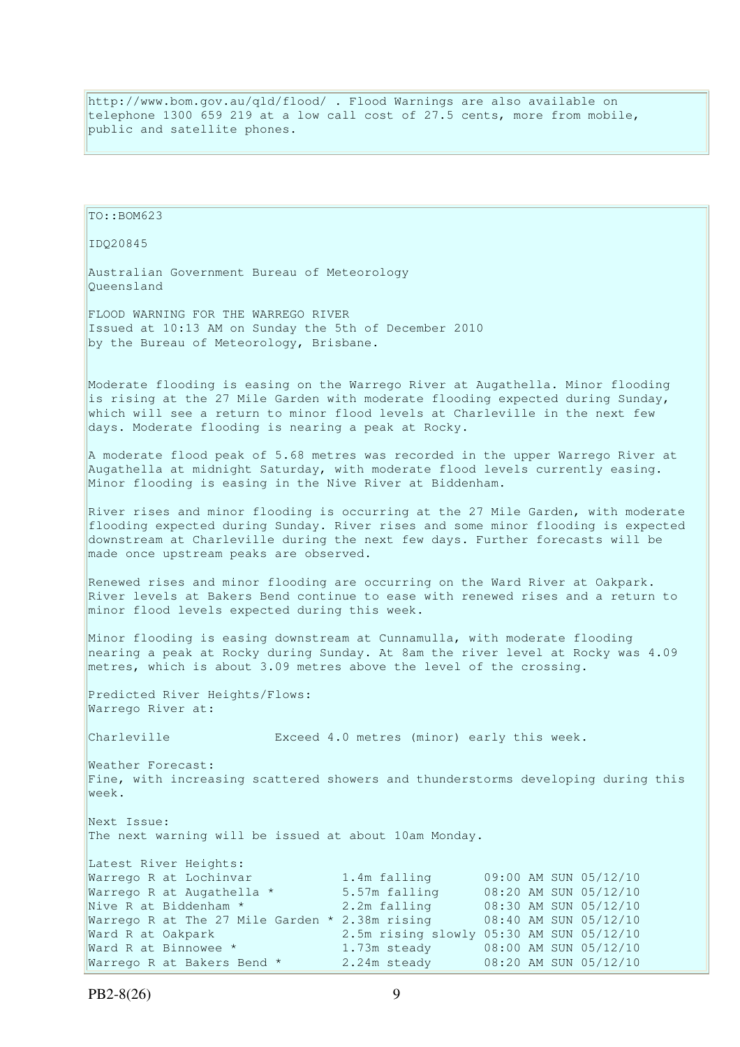http://www.bom.gov.au/qld/flood/ . Flood Warnings are also available on telephone 1300 659 219 at a low call cost of 27.5 cents, more from mobile, public and satellite phones.

TO::BOM623

IDQ20845

Australian Government Bureau of Meteorology
Queensland

FLOOD WARNING FOR THE WARREGO RIVER
Issued at 10:13 AM on Sunday the 5th of December 2010
by the Bureau of Meteorology, Brisbane.

Moderate flooding is easing on the Warrego River at Augathella. Minor flooding is rising at the 27 Mile Garden with moderate flooding expected during Sunday, which will see a return to minor flood levels at Charleville in the next few days. Moderate flooding is nearing a peak at Rocky.

A moderate flood peak of 5.68 metres was recorded in the upper Warrego River at Augathella at midnight Saturday, with moderate flood levels currently easing. Minor flooding is easing in the Nive River at Biddenham.

River rises and minor flooding is occurring at the 27 Mile Garden, with moderate flooding expected during Sunday. River rises and some minor flooding is expected downstream at Charleville during the next few days. Further forecasts will be made once upstream peaks are observed.

Renewed rises and minor flooding are occurring on the Ward River at Oakpark. River levels at Bakers Bend continue to ease with renewed rises and a return to minor flood levels expected during this week.

Minor flooding is easing downstream at Cunnamulla, with moderate flooding nearing a peak at Rocky during Sunday. At 8am the river level at Rocky was 4.09 metres, which is about 3.09 metres above the level of the crossing.

Predicted River Heights/Flows:
Warrego River at:

Charleville Exceed 4.0 metres (minor) early this week.

Weather Forecast:
Fine, with increasing scattered showers and thunderstorms developing during this week.

Next Issue:
The next warning will be issued at about 10am Monday.

Latest River Heights:

| | | |
|---|---|---|
| Warrego R at Lochinvar | 1.4m falling | 09:00 AM SUN 05/12/10 |
| Warrego R at Augathella * | 5.57m falling | 08:20 AM SUN 05/12/10 |
| Nive R at Biddenham * | 2.2m falling | 08:30 AM SUN 05/12/10 |
| Warrego R at The 27 Mile Garden * | 2.38m rising | 08:40 AM SUN 05/12/10 |
| Ward R at Oakpark | 2.5m rising slowly | 05:30 AM SUN 05/12/10 |
| Ward R at Binnowee * | 1.73m steady | 08:00 AM SUN 05/12/10 |
| Warrego R at Bakers Bend * | 2.24m steady | 08:20 AM SUN 05/12/10 |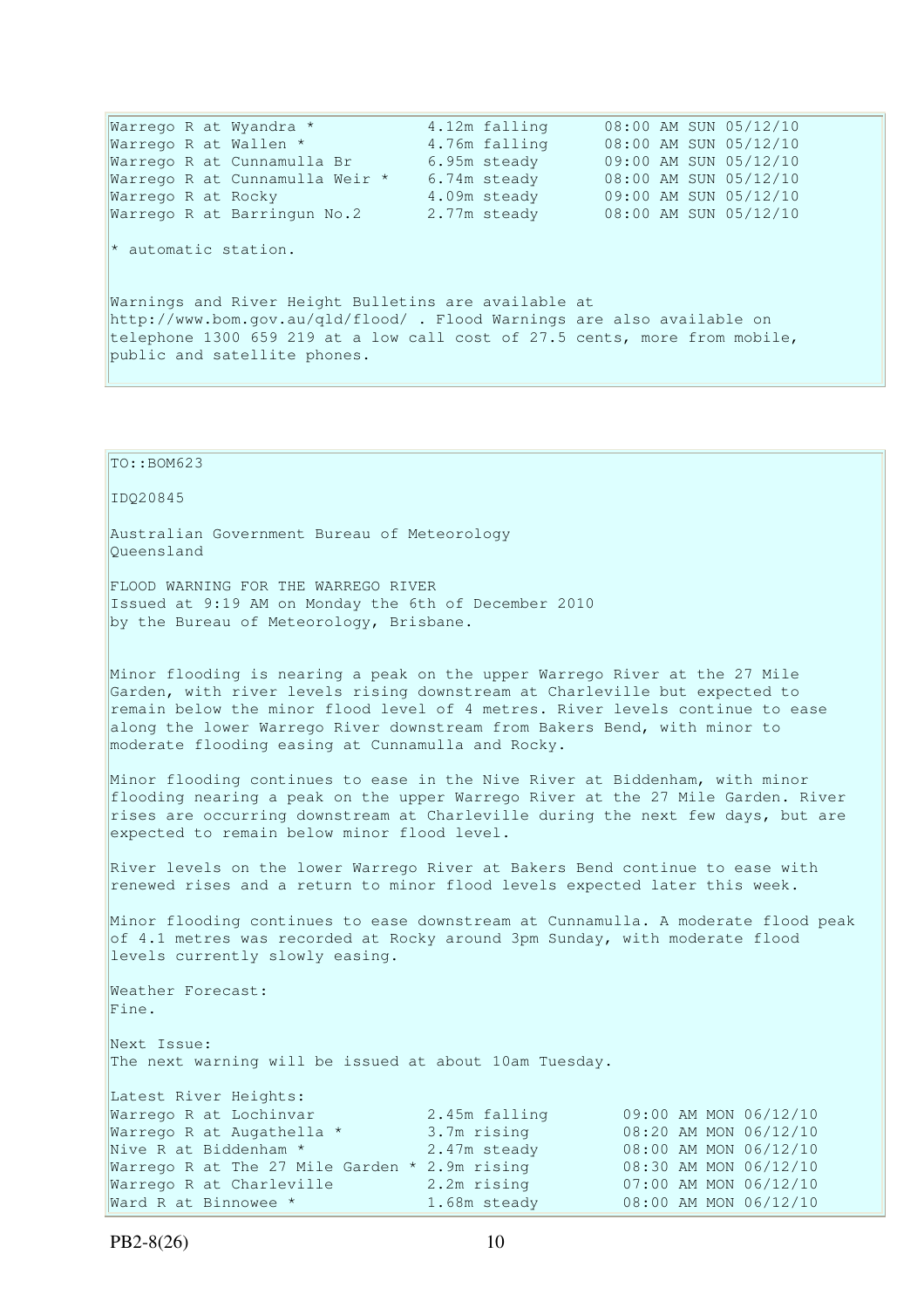| | | |
|---|---|---|
| Warrego R at Wyandra * | 4.12m falling | 08:00 AM SUN 05/12/10 |
| Warrego R at Wallen * | 4.76m falling | 08:00 AM SUN 05/12/10 |
| Warrego R at Cunnamulla Br | 6.95m steady | 09:00 AM SUN 05/12/10 |
| Warrego R at Cunnamulla Weir * | 6.74m steady | 08:00 AM SUN 05/12/10 |
| Warrego R at Rocky | 4.09m steady | 09:00 AM SUN 05/12/10 |
| Warrego R at Barringun No.2 | 2.77m steady | 08:00 AM SUN 05/12/10 |

* automatic station.

Warnings and River Height Bulletins are available at http://www.bom.gov.au/qld/flood/ . Flood Warnings are also available on telephone 1300 659 219 at a low call cost of 27.5 cents, more from mobile, public and satellite phones.

TO::BOM623

IDQ20845

Australian Government Bureau of Meteorology
Queensland

FLOOD WARNING FOR THE WARREGO RIVER
Issued at 9:19 AM on Monday the 6th of December 2010
by the Bureau of Meteorology, Brisbane.

Minor flooding is nearing a peak on the upper Warrego River at the 27 Mile Garden, with river levels rising downstream at Charleville but expected to remain below the minor flood level of 4 metres. River levels continue to ease along the lower Warrego River downstream from Bakers Bend, with minor to moderate flooding easing at Cunnamulla and Rocky.

Minor flooding continues to ease in the Nive River at Biddenham, with minor flooding nearing a peak on the upper Warrego River at the 27 Mile Garden. River rises are occurring downstream at Charleville during the next few days, but are expected to remain below minor flood level.

River levels on the lower Warrego River at Bakers Bend continue to ease with renewed rises and a return to minor flood levels expected later this week.

Minor flooding continues to ease downstream at Cunnamulla. A moderate flood peak of 4.1 metres was recorded at Rocky around 3pm Sunday, with moderate flood levels currently slowly easing.

Weather Forecast:
Fine.

Next Issue:
The next warning will be issued at about 10am Tuesday.

Latest River Heights:

| | | |
|---|---|---|
| Warrego R at Lochinvar | 2.45m falling | 09:00 AM MON 06/12/10 |
| Warrego R at Augathella * | 3.7m rising | 08:20 AM MON 06/12/10 |
| Nive R at Biddenham * | 2.47m steady | 08:00 AM MON 06/12/10 |
| Warrego R at The 27 Mile Garden * | 2.9m rising | 08:30 AM MON 06/12/10 |
| Warrego R at Charleville | 2.2m rising | 07:00 AM MON 06/12/10 |
| Ward R at Binnowee * | 1.68m steady | 08:00 AM MON 06/12/10 |

PB2-8(26)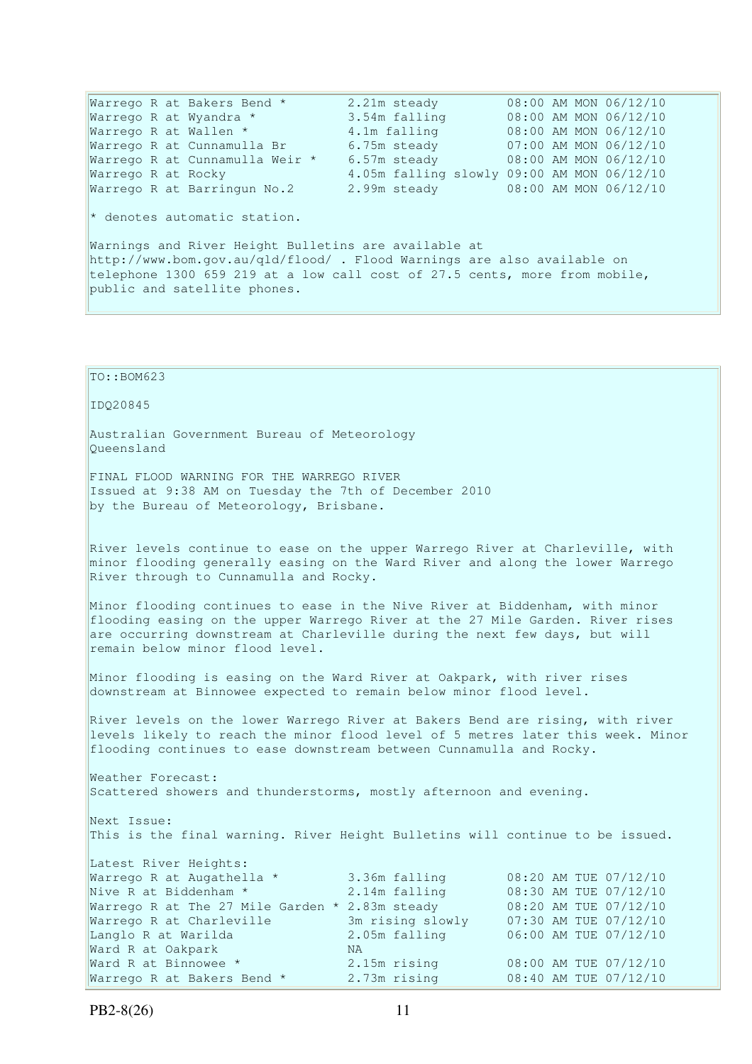| | | |
|---|---|---|
| Warrego R at Bakers Bend * | 2.21m steady | 08:00 AM MON 06/12/10 |
| Warrego R at Wyandra * | 3.54m falling | 08:00 AM MON 06/12/10 |
| Warrego R at Wallen * | 4.1m falling | 08:00 AM MON 06/12/10 |
| Warrego R at Cunnamulla Br | 6.75m steady | 07:00 AM MON 06/12/10 |
| Warrego R at Cunnamulla Weir * | 6.57m steady | 08:00 AM MON 06/12/10 |
| Warrego R at Rocky | 4.05m falling slowly | 09:00 AM MON 06/12/10 |
| Warrego R at Barringun No.2 | 2.99m steady | 08:00 AM MON 06/12/10 |

* denotes automatic station.

Warnings and River Height Bulletins are available at http://www.bom.gov.au/qld/flood/ . Flood Warnings are also available on telephone 1300 659 219 at a low call cost of 27.5 cents, more from mobile, public and satellite phones.

TO::BOM623

IDQ20845

Australian Government Bureau of Meteorology
Queensland

FINAL FLOOD WARNING FOR THE WARREGO RIVER
Issued at 9:38 AM on Tuesday the 7th of December 2010
by the Bureau of Meteorology, Brisbane.

River levels continue to ease on the upper Warrego River at Charleville, with minor flooding generally easing on the Ward River and along the lower Warrego River through to Cunnamulla and Rocky.

Minor flooding continues to ease in the Nive River at Biddenham, with minor flooding easing on the upper Warrego River at the 27 Mile Garden. River rises are occurring downstream at Charleville during the next few days, but will remain below minor flood level.

Minor flooding is easing on the Ward River at Oakpark, with river rises downstream at Binnowee expected to remain below minor flood level.

River levels on the lower Warrego River at Bakers Bend are rising, with river levels likely to reach the minor flood level of 5 metres later this week. Minor flooding continues to ease downstream between Cunnamulla and Rocky.

Weather Forecast:
Scattered showers and thunderstorms, mostly afternoon and evening.

Next Issue:
This is the final warning. River Height Bulletins will continue to be issued.

Latest River Heights:

| | | |
|---|---|---|
| Warrego R at Augathella * | 3.36m falling | 08:20 AM TUE 07/12/10 |
| Nive R at Biddenham * | 2.14m falling | 08:30 AM TUE 07/12/10 |
| Warrego R at The 27 Mile Garden * | 2.83m steady | 08:20 AM TUE 07/12/10 |
| Warrego R at Charleville | 3m rising slowly | 07:30 AM TUE 07/12/10 |
| Langlo R at Warilda | 2.05m falling | 06:00 AM TUE 07/12/10 |
| Ward R at Oakpark | NA | |
| Ward R at Binnowee * | 2.15m rising | 08:00 AM TUE 07/12/10 |
| Warrego R at Bakers Bend * | 2.73m rising | 08:40 AM TUE 07/12/10 |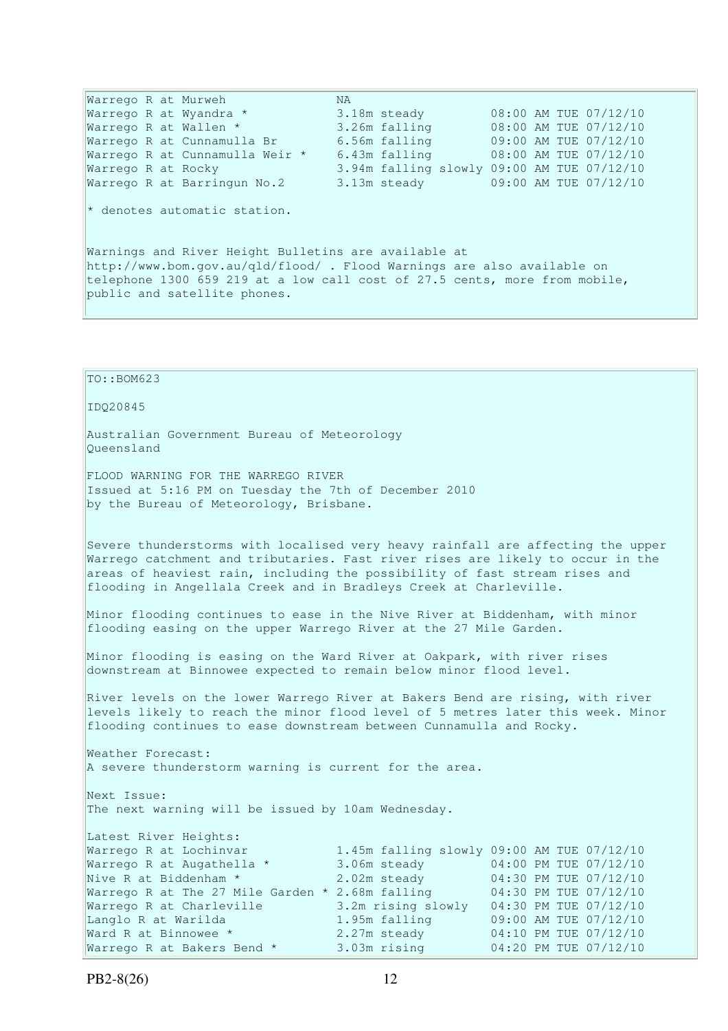| | | |
|---|---|---|
| Warrego R at Murweh | NA | |
| Warrego R at Wyandra * | 3.18m steady | 08:00 AM TUE 07/12/10 |
| Warrego R at Wallen * | 3.26m falling | 08:00 AM TUE 07/12/10 |
| Warrego R at Cunnamulla Br | 6.56m falling | 09:00 AM TUE 07/12/10 |
| Warrego R at Cunnamulla Weir * | 6.43m falling | 08:00 AM TUE 07/12/10 |
| Warrego R at Rocky | 3.94m falling slowly | 09:00 AM TUE 07/12/10 |
| Warrego R at Barringun No.2 | 3.13m steady | 09:00 AM TUE 07/12/10 |

* denotes automatic station.

Warnings and River Height Bulletins are available at http://www.bom.gov.au/qld/flood/ . Flood Warnings are also available on telephone 1300 659 219 at a low call cost of 27.5 cents, more from mobile, public and satellite phones.

TO::BOM623

IDQ20845

Australian Government Bureau of Meteorology
Queensland

FLOOD WARNING FOR THE WARREGO RIVER
Issued at 5:16 PM on Tuesday the 7th of December 2010
by the Bureau of Meteorology, Brisbane.

Severe thunderstorms with localised very heavy rainfall are affecting the upper Warrego catchment and tributaries. Fast river rises are likely to occur in the areas of heaviest rain, including the possibility of fast stream rises and flooding in Angellala Creek and in Bradleys Creek at Charleville.

Minor flooding continues to ease in the Nive River at Biddenham, with minor flooding easing on the upper Warrego River at the 27 Mile Garden.

Minor flooding is easing on the Ward River at Oakpark, with river rises downstream at Binnowee expected to remain below minor flood level.

River levels on the lower Warrego River at Bakers Bend are rising, with river levels likely to reach the minor flood level of 5 metres later this week. Minor flooding continues to ease downstream between Cunnamulla and Rocky.

Weather Forecast:
A severe thunderstorm warning is current for the area.

Next Issue:
The next warning will be issued by 10am Wednesday.

Latest River Heights:

| | | |
|---|---|---|
| Warrego R at Lochinvar | 1.45m falling slowly | 09:00 AM TUE 07/12/10 |
| Warrego R at Augathella * | 3.06m steady | 04:00 PM TUE 07/12/10 |
| Nive R at Biddenham * | 2.02m steady | 04:30 PM TUE 07/12/10 |
| Warrego R at The 27 Mile Garden * | 2.68m falling | 04:30 PM TUE 07/12/10 |
| Warrego R at Charleville | 3.2m rising slowly | 04:30 PM TUE 07/12/10 |
| Langlo R at Warilda | 1.95m falling | 09:00 AM TUE 07/12/10 |
| Ward R at Binnowee * | 2.27m steady | 04:10 PM TUE 07/12/10 |
| Warrego R at Bakers Bend * | 3.03m rising | 04:20 PM TUE 07/12/10 |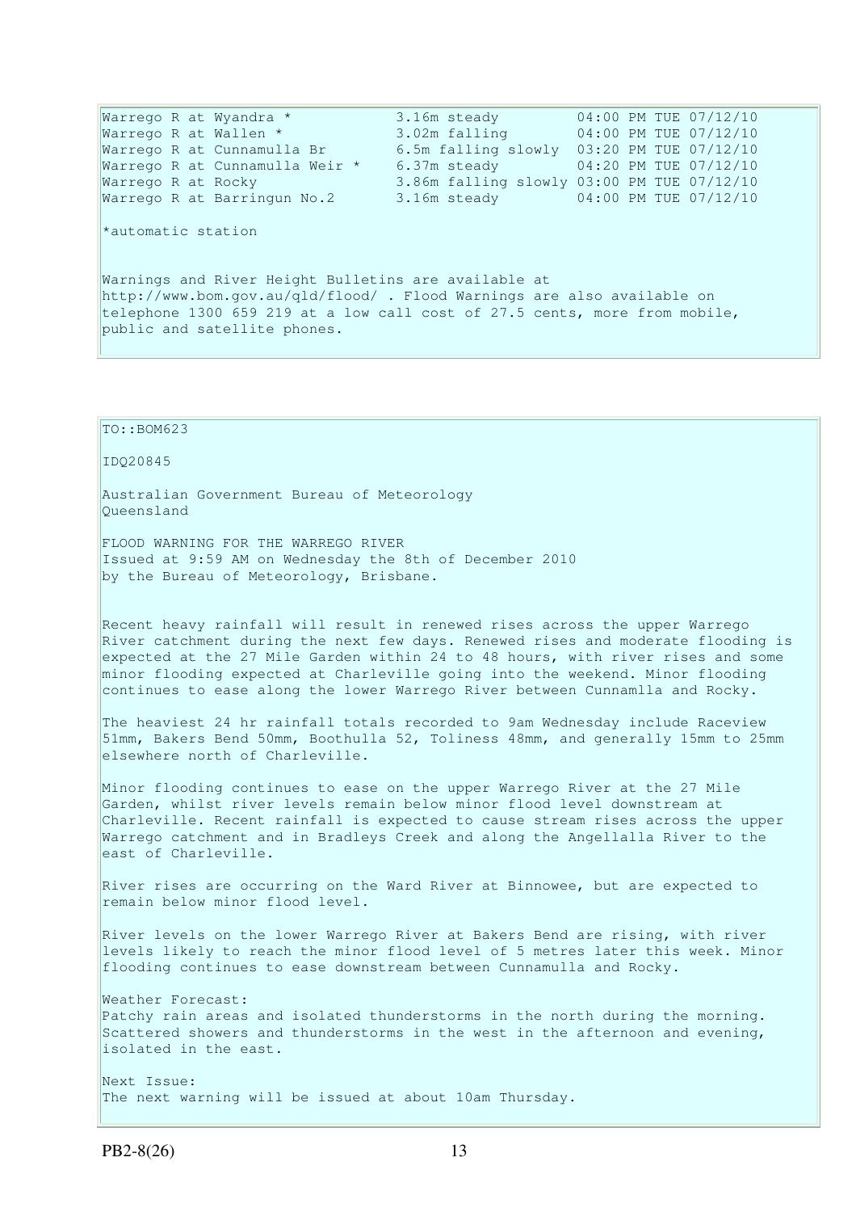| | | |
|---|---|---|
| Warrego R at Wyandra * | 3.16m steady | 04:00 PM TUE 07/12/10 |
| Warrego R at Wallen * | 3.02m falling | 04:00 PM TUE 07/12/10 |
| Warrego R at Cunnamulla Br | 6.5m falling slowly | 03:20 PM TUE 07/12/10 |
| Warrego R at Cunnamulla Weir * | 6.37m steady | 04:20 PM TUE 07/12/10 |
| Warrego R at Rocky | 3.86m falling slowly | 03:00 PM TUE 07/12/10 |
| Warrego R at Barringun No.2 | 3.16m steady | 04:00 PM TUE 07/12/10 |

*automatic station

Warnings and River Height Bulletins are available at http://www.bom.gov.au/qld/flood/ . Flood Warnings are also available on telephone 1300 659 219 at a low call cost of 27.5 cents, more from mobile, public and satellite phones.

TO::BOM623

IDQ20845

Australian Government Bureau of Meteorology
Queensland

FLOOD WARNING FOR THE WARREGO RIVER
Issued at 9:59 AM on Wednesday the 8th of December 2010
by the Bureau of Meteorology, Brisbane.

Recent heavy rainfall will result in renewed rises across the upper Warrego River catchment during the next few days. Renewed rises and moderate flooding is expected at the 27 Mile Garden within 24 to 48 hours, with river rises and some minor flooding expected at Charleville going into the weekend. Minor flooding continues to ease along the lower Warrego River between Cunnamlla and Rocky.

The heaviest 24 hr rainfall totals recorded to 9am Wednesday include Raceview 51mm, Bakers Bend 50mm, Boothulla 52, Toliness 48mm, and generally 15mm to 25mm elsewhere north of Charleville.

Minor flooding continues to ease on the upper Warrego River at the 27 Mile Garden, whilst river levels remain below minor flood level downstream at Charleville. Recent rainfall is expected to cause stream rises across the upper Warrego catchment and in Bradleys Creek and along the Angellalla River to the east of Charleville.

River rises are occurring on the Ward River at Binnowee, but are expected to remain below minor flood level.

River levels on the lower Warrego River at Bakers Bend are rising, with river levels likely to reach the minor flood level of 5 metres later this week. Minor flooding continues to ease downstream between Cunnamulla and Rocky.

Weather Forecast:
Patchy rain areas and isolated thunderstorms in the north during the morning. Scattered showers and thunderstorms in the west in the afternoon and evening, isolated in the east.

Next Issue:
The next warning will be issued at about 10am Thursday.

PB2-8(26)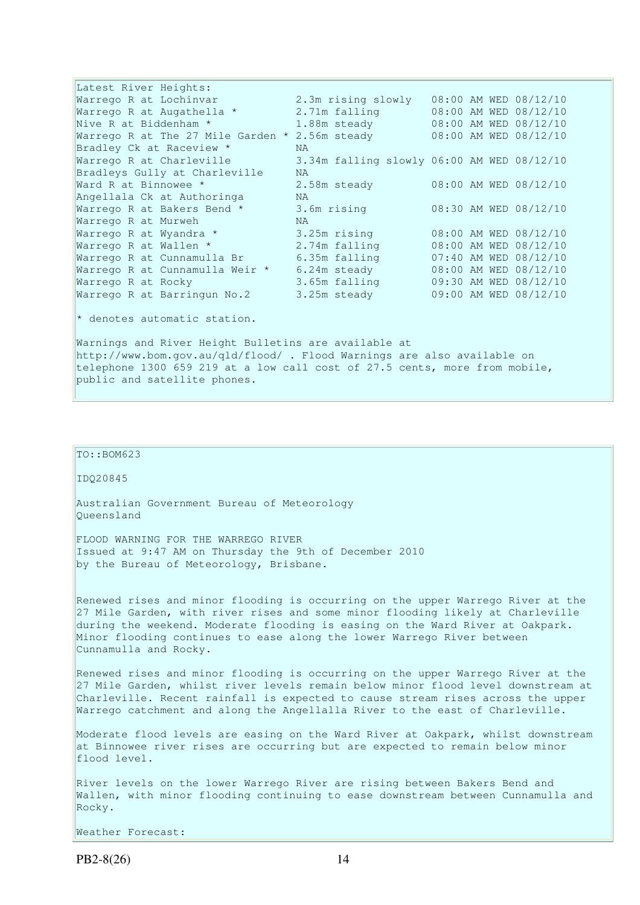Latest River Heights:

| | | |
|---|---|---|
| Warrego R at Lochinvar | 2.3m rising slowly | 08:00 AM WED 08/12/10 |
| Warrego R at Augathella * | 2.71m falling | 08:00 AM WED 08/12/10 |
| Nive R at Biddenham * | 1.88m steady | 08:00 AM WED 08/12/10 |
| Warrego R at The 27 Mile Garden * | 2.56m steady | 08:00 AM WED 08/12/10 |
| Bradley Ck at Raceview * | NA | |
| Warrego R at Charleville | 3.34m falling slowly | 06:00 AM WED 08/12/10 |
| Bradleys Gully at Charleville | NA | |
| Ward R at Binnowee * | 2.58m steady | 08:00 AM WED 08/12/10 |
| Angellala Ck at Authoringa | NA | |
| Warrego R at Bakers Bend * | 3.6m rising | 08:30 AM WED 08/12/10 |
| Warrego R at Murweh | NA | |
| Warrego R at Wyandra * | 3.25m rising | 08:00 AM WED 08/12/10 |
| Warrego R at Wallen * | 2.74m falling | 08:00 AM WED 08/12/10 |
| Warrego R at Cunnamulla Br | 6.35m falling | 07:40 AM WED 08/12/10 |
| Warrego R at Cunnamulla Weir * | 6.24m steady | 08:00 AM WED 08/12/10 |
| Warrego R at Rocky | 3.65m falling | 09:30 AM WED 08/12/10 |
| Warrego R at Barringun No.2 | 3.25m steady | 09:00 AM WED 08/12/10 |

* denotes automatic station.

Warnings and River Height Bulletins are available at http://www.bom.gov.au/qld/flood/ . Flood Warnings are also available on telephone 1300 659 219 at a low call cost of 27.5 cents, more from mobile, public and satellite phones.

TO::BOM623

IDQ20845

Australian Government Bureau of Meteorology
Queensland

FLOOD WARNING FOR THE WARREGO RIVER
Issued at 9:47 AM on Thursday the 9th of December 2010
by the Bureau of Meteorology, Brisbane.

Renewed rises and minor flooding is occurring on the upper Warrego River at the 27 Mile Garden, with river rises and some minor flooding likely at Charleville during the weekend. Moderate flooding is easing on the Ward River at Oakpark. Minor flooding continues to ease along the lower Warrego River between Cunnamulla and Rocky.

Renewed rises and minor flooding is occurring on the upper Warrego River at the 27 Mile Garden, whilst river levels remain below minor flood level downstream at Charleville. Recent rainfall is expected to cause stream rises across the upper Warrego catchment and along the Angellalla River to the east of Charleville.

Moderate flood levels are easing on the Ward River at Oakpark, whilst downstream at Binnowee river rises are occurring but are expected to remain below minor flood level.

River levels on the lower Warrego River are rising between Bakers Bend and Wallen, with minor flooding continuing to ease downstream between Cunnamulla and Rocky.

Weather Forecast: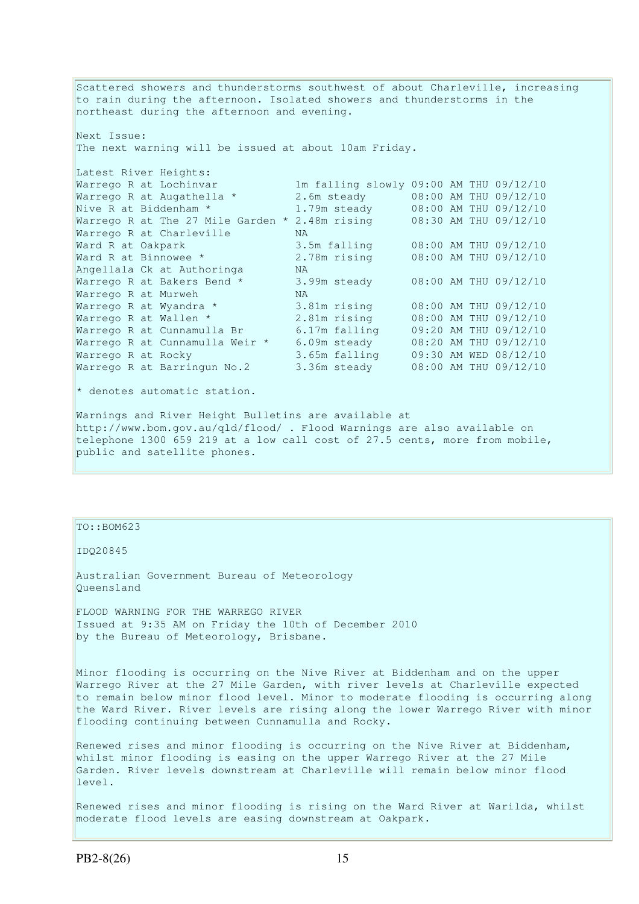Scattered showers and thunderstorms southwest of about Charleville, increasing to rain during the afternoon. Isolated showers and thunderstorms in the northeast during the afternoon and evening.

Next Issue:
The next warning will be issued at about 10am Friday.

Latest River Heights:

| Location | Height | Time |
|---|---|---|
| Warrego R at Lochinvar | 1m falling slowly | 09:00 AM THU 09/12/10 |
| Warrego R at Augathella * | 2.6m steady | 08:00 AM THU 09/12/10 |
| Nive R at Biddenham * | 1.79m steady | 08:00 AM THU 09/12/10 |
| Warrego R at The 27 Mile Garden * | 2.48m rising | 08:30 AM THU 09/12/10 |
| Warrego R at Charleville | NA | |
| Ward R at Oakpark | 3.5m falling | 08:00 AM THU 09/12/10 |
| Ward R at Binnowee * | 2.78m rising | 08:00 AM THU 09/12/10 |
| Angellala Ck at Authoringa | NA | |
| Warrego R at Bakers Bend * | 3.99m steady | 08:00 AM THU 09/12/10 |
| Warrego R at Murweh | NA | |
| Warrego R at Wyandra * | 3.81m rising | 08:00 AM THU 09/12/10 |
| Warrego R at Wallen * | 2.81m rising | 08:00 AM THU 09/12/10 |
| Warrego R at Cunnamulla Br | 6.17m falling | 09:20 AM THU 09/12/10 |
| Warrego R at Cunnamulla Weir * | 6.09m steady | 08:20 AM THU 09/12/10 |
| Warrego R at Rocky | 3.65m falling | 09:30 AM WED 08/12/10 |
| Warrego R at Barringun No.2 | 3.36m steady | 08:00 AM THU 09/12/10 |

* denotes automatic station.

Warnings and River Height Bulletins are available at http://www.bom.gov.au/qld/flood/ . Flood Warnings are also available on telephone 1300 659 219 at a low call cost of 27.5 cents, more from mobile, public and satellite phones.

---

TO::BOM623

IDQ20845

Australian Government Bureau of Meteorology
Queensland

FLOOD WARNING FOR THE WARREGO RIVER
Issued at 9:35 AM on Friday the 10th of December 2010
by the Bureau of Meteorology, Brisbane.

Minor flooding is occurring on the Nive River at Biddenham and on the upper Warrego River at the 27 Mile Garden, with river levels at Charleville expected to remain below minor flood level. Minor to moderate flooding is occurring along the Ward River. River levels are rising along the lower Warrego River with minor flooding continuing between Cunnamulla and Rocky.

Renewed rises and minor flooding is occurring on the Nive River at Biddenham, whilst minor flooding is easing on the upper Warrego River at the 27 Mile Garden. River levels downstream at Charleville will remain below minor flood level.

Renewed rises and minor flooding is rising on the Ward River at Warilda, whilst moderate flood levels are easing downstream at Oakpark.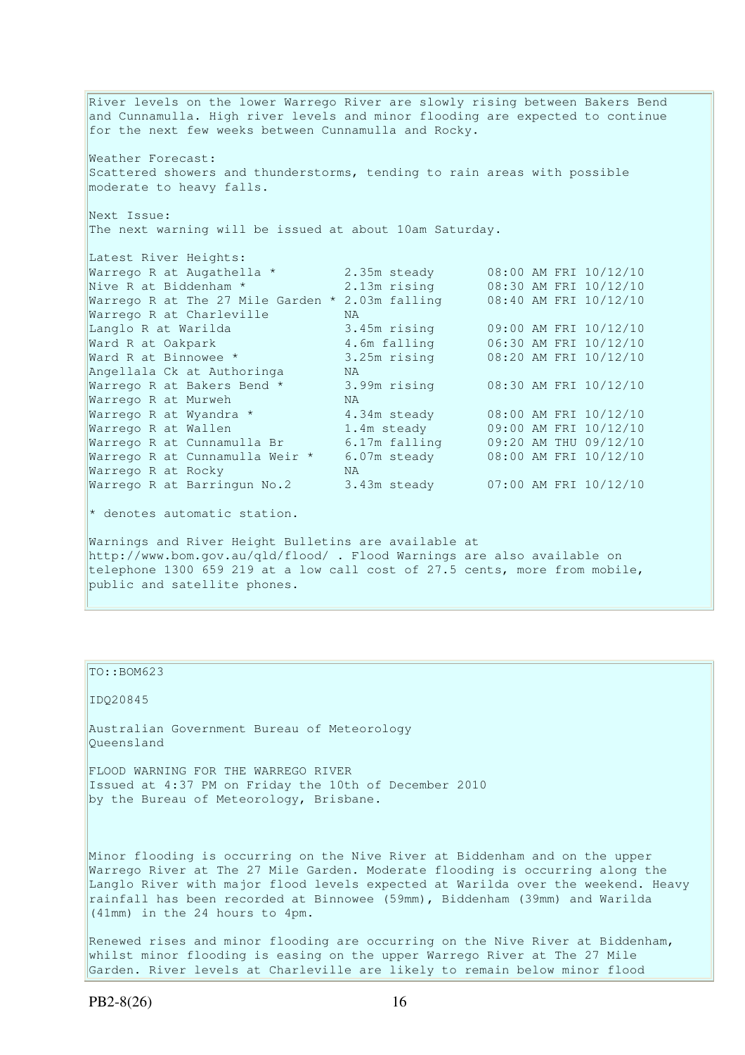River levels on the lower Warrego River are slowly rising between Bakers Bend and Cunnamulla. High river levels and minor flooding are expected to continue for the next few weeks between Cunnamulla and Rocky.

Weather Forecast:
Scattered showers and thunderstorms, tending to rain areas with possible moderate to heavy falls.

Next Issue:
The next warning will be issued at about 10am Saturday.

Latest River Heights:

| Station | Height | Time |
|---|---|---|
| Warrego R at Augathella * | 2.35m steady | 08:00 AM FRI 10/12/10 |
| Nive R at Biddenham * | 2.13m rising | 08:30 AM FRI 10/12/10 |
| Warrego R at The 27 Mile Garden * | 2.03m falling | 08:40 AM FRI 10/12/10 |
| Warrego R at Charleville | NA | |
| Langlo R at Warilda | 3.45m rising | 09:00 AM FRI 10/12/10 |
| Ward R at Oakpark | 4.6m falling | 06:30 AM FRI 10/12/10 |
| Ward R at Binnowee * | 3.25m rising | 08:20 AM FRI 10/12/10 |
| Angellala Ck at Authoringa | NA | |
| Warrego R at Bakers Bend * | 3.99m rising | 08:30 AM FRI 10/12/10 |
| Warrego R at Murweh | NA | |
| Warrego R at Wyandra * | 4.34m steady | 08:00 AM FRI 10/12/10 |
| Warrego R at Wallen | 1.4m steady | 09:00 AM FRI 10/12/10 |
| Warrego R at Cunnamulla Br | 6.17m falling | 09:20 AM THU 09/12/10 |
| Warrego R at Cunnamulla Weir * | 6.07m steady | 08:00 AM FRI 10/12/10 |
| Warrego R at Rocky | NA | |
| Warrego R at Barringun No.2 | 3.43m steady | 07:00 AM FRI 10/12/10 |

* denotes automatic station.

Warnings and River Height Bulletins are available at http://www.bom.gov.au/qld/flood/ . Flood Warnings are also available on telephone 1300 659 219 at a low call cost of 27.5 cents, more from mobile, public and satellite phones.

---

TO::BOM623

IDQ20845

Australian Government Bureau of Meteorology
Queensland

FLOOD WARNING FOR THE WARREGO RIVER
Issued at 4:37 PM on Friday the 10th of December 2010
by the Bureau of Meteorology, Brisbane.

Minor flooding is occurring on the Nive River at Biddenham and on the upper Warrego River at The 27 Mile Garden. Moderate flooding is occurring along the Langlo River with major flood levels expected at Warilda over the weekend. Heavy rainfall has been recorded at Binnowee (59mm), Biddenham (39mm) and Warilda (41mm) in the 24 hours to 4pm.

Renewed rises and minor flooding are occurring on the Nive River at Biddenham, whilst minor flooding is easing on the upper Warrego River at The 27 Mile Garden. River levels at Charleville are likely to remain below minor flood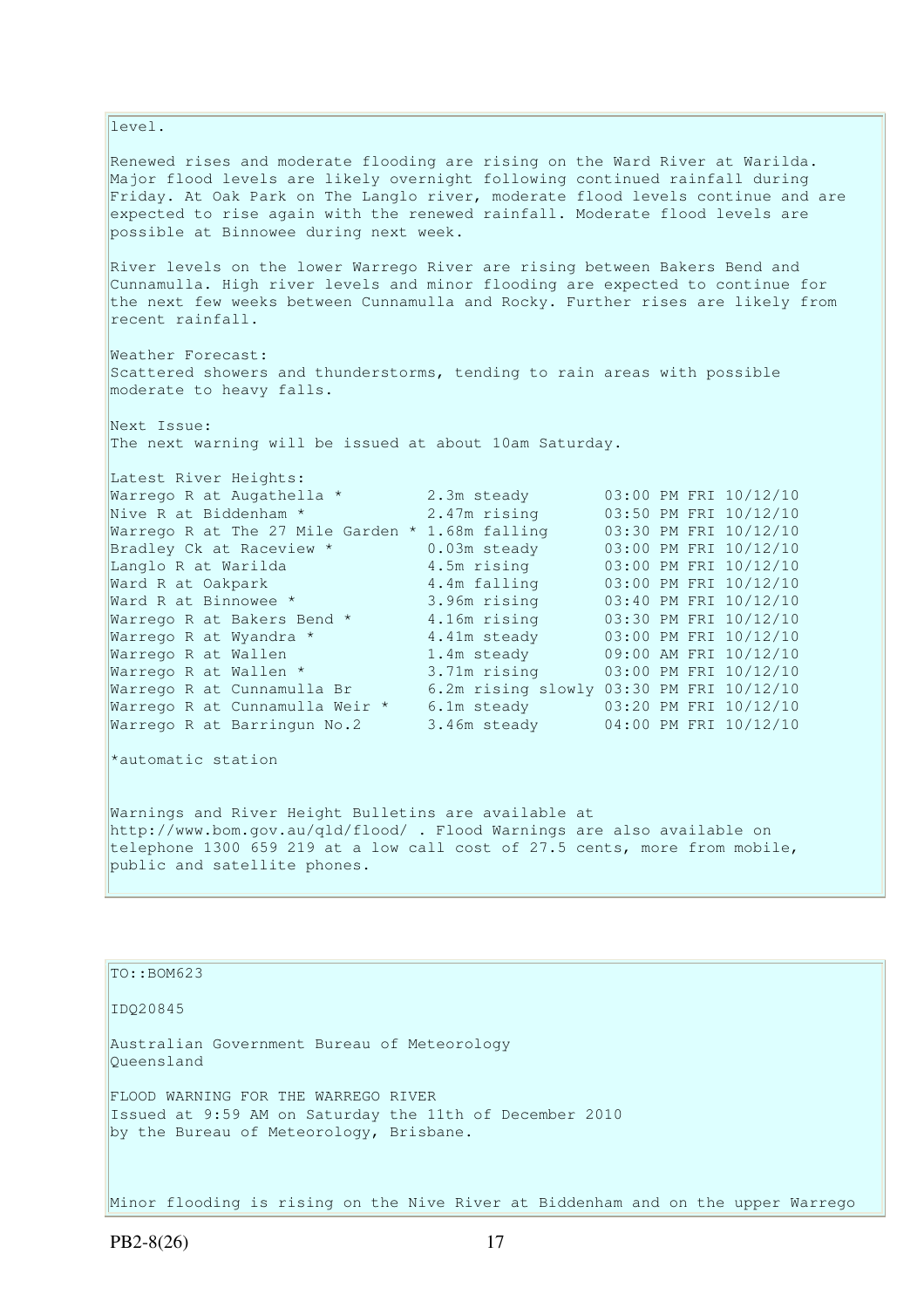level.

Renewed rises and moderate flooding are rising on the Ward River at Warilda. Major flood levels are likely overnight following continued rainfall during Friday. At Oak Park on The Langlo river, moderate flood levels continue and are expected to rise again with the renewed rainfall. Moderate flood levels are possible at Binnowee during next week.

River levels on the lower Warrego River are rising between Bakers Bend and Cunnamulla. High river levels and minor flooding are expected to continue for the next few weeks between Cunnamulla and Rocky. Further rises are likely from recent rainfall.

Weather Forecast:
Scattered showers and thunderstorms, tending to rain areas with possible moderate to heavy falls.

Next Issue:
The next warning will be issued at about 10am Saturday.

Latest River Heights:

| | | |
|---|---|---|
| Warrego R at Augathella * | 2.3m steady | 03:00 PM FRI 10/12/10 |
| Nive R at Biddenham * | 2.47m rising | 03:50 PM FRI 10/12/10 |
| Warrego R at The 27 Mile Garden * | 1.68m falling | 03:30 PM FRI 10/12/10 |
| Bradley Ck at Raceview * | 0.03m steady | 03:00 PM FRI 10/12/10 |
| Langlo R at Warilda | 4.5m rising | 03:00 PM FRI 10/12/10 |
| Ward R at Oakpark | 4.4m falling | 03:00 PM FRI 10/12/10 |
| Ward R at Binnowee * | 3.96m rising | 03:40 PM FRI 10/12/10 |
| Warrego R at Bakers Bend * | 4.16m rising | 03:30 PM FRI 10/12/10 |
| Warrego R at Wyandra * | 4.41m steady | 03:00 PM FRI 10/12/10 |
| Warrego R at Wallen | 1.4m steady | 09:00 AM FRI 10/12/10 |
| Warrego R at Wallen * | 3.71m rising | 03:00 PM FRI 10/12/10 |
| Warrego R at Cunnamulla Br | 6.2m rising slowly | 03:30 PM FRI 10/12/10 |
| Warrego R at Cunnamulla Weir * | 6.1m steady | 03:20 PM FRI 10/12/10 |
| Warrego R at Barringun No.2 | 3.46m steady | 04:00 PM FRI 10/12/10 |

*automatic station

Warnings and River Height Bulletins are available at http://www.bom.gov.au/qld/flood/ . Flood Warnings are also available on telephone 1300 659 219 at a low call cost of 27.5 cents, more from mobile, public and satellite phones.

TO::BOM623

IDQ20845

Australian Government Bureau of Meteorology
Queensland

FLOOD WARNING FOR THE WARREGO RIVER
Issued at 9:59 AM on Saturday the 11th of December 2010
by the Bureau of Meteorology, Brisbane.

Minor flooding is rising on the Nive River at Biddenham and on the upper Warrego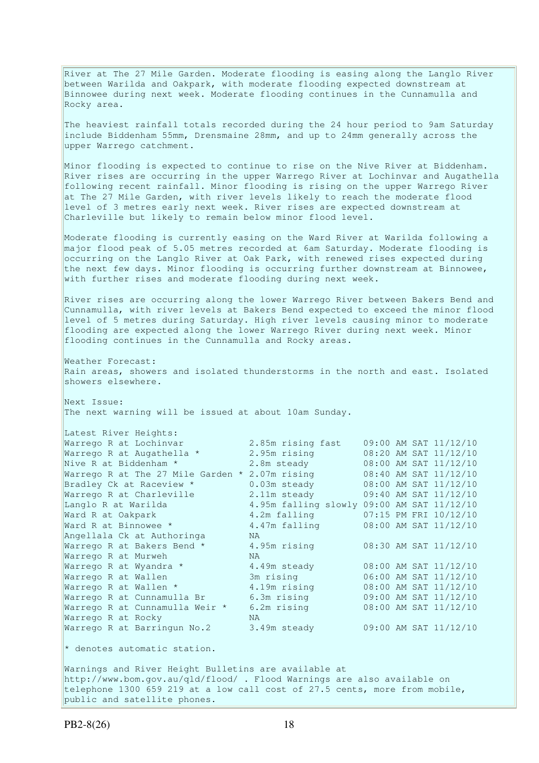River at The 27 Mile Garden. Moderate flooding is easing along the Langlo River between Warilda and Oakpark, with moderate flooding expected downstream at Binnowee during next week. Moderate flooding continues in the Cunnamulla and Rocky area.

The heaviest rainfall totals recorded during the 24 hour period to 9am Saturday include Biddenham 55mm, Drensmaine 28mm, and up to 24mm generally across the upper Warrego catchment.

Minor flooding is expected to continue to rise on the Nive River at Biddenham. River rises are occurring in the upper Warrego River at Lochinvar and Augathella following recent rainfall. Minor flooding is rising on the upper Warrego River at The 27 Mile Garden, with river levels likely to reach the moderate flood level of 3 metres early next week. River rises are expected downstream at Charleville but likely to remain below minor flood level.

Moderate flooding is currently easing on the Ward River at Warilda following a major flood peak of 5.05 metres recorded at 6am Saturday. Moderate flooding is occurring on the Langlo River at Oak Park, with renewed rises expected during the next few days. Minor flooding is occurring further downstream at Binnowee, with further rises and moderate flooding during next week.

River rises are occurring along the lower Warrego River between Bakers Bend and Cunnamulla, with river levels at Bakers Bend expected to exceed the minor flood level of 5 metres during Saturday. High river levels causing minor to moderate flooding are expected along the lower Warrego River during next week. Minor flooding continues in the Cunnamulla and Rocky areas.

Weather Forecast:
Rain areas, showers and isolated thunderstorms in the north and east. Isolated showers elsewhere.

Next Issue:
The next warning will be issued at about 10am Sunday.

Latest River Heights:

| Location | Height | Time |
|---|---|---|
| Warrego R at Lochinvar | 2.85m rising fast | 09:00 AM SAT 11/12/10 |
| Warrego R at Augathella * | 2.95m rising | 08:20 AM SAT 11/12/10 |
| Nive R at Biddenham * | 2.8m steady | 08:00 AM SAT 11/12/10 |
| Warrego R at The 27 Mile Garden * | 2.07m rising | 08:40 AM SAT 11/12/10 |
| Bradley Ck at Raceview * | 0.03m steady | 08:00 AM SAT 11/12/10 |
| Warrego R at Charleville | 2.11m steady | 09:40 AM SAT 11/12/10 |
| Langlo R at Warilda | 4.95m falling slowly | 09:00 AM SAT 11/12/10 |
| Ward R at Oakpark | 4.2m falling | 07:15 PM FRI 10/12/10 |
| Ward R at Binnowee * | 4.47m falling | 08:00 AM SAT 11/12/10 |
| Angellala Ck at Authoringa | NA | |
| Warrego R at Bakers Bend * | 4.95m rising | 08:30 AM SAT 11/12/10 |
| Warrego R at Murweh | NA | |
| Warrego R at Wyandra * | 4.49m steady | 08:00 AM SAT 11/12/10 |
| Warrego R at Wallen | 3m rising | 06:00 AM SAT 11/12/10 |
| Warrego R at Wallen * | 4.19m rising | 08:00 AM SAT 11/12/10 |
| Warrego R at Cunnamulla Br | 6.3m rising | 09:00 AM SAT 11/12/10 |
| Warrego R at Cunnamulla Weir * | 6.2m rising | 08:00 AM SAT 11/12/10 |
| Warrego R at Rocky | NA | |
| Warrego R at Barringun No.2 | 3.49m steady | 09:00 AM SAT 11/12/10 |

* denotes automatic station.

Warnings and River Height Bulletins are available at http://www.bom.gov.au/qld/flood/ . Flood Warnings are also available on telephone 1300 659 219 at a low call cost of 27.5 cents, more from mobile, public and satellite phones.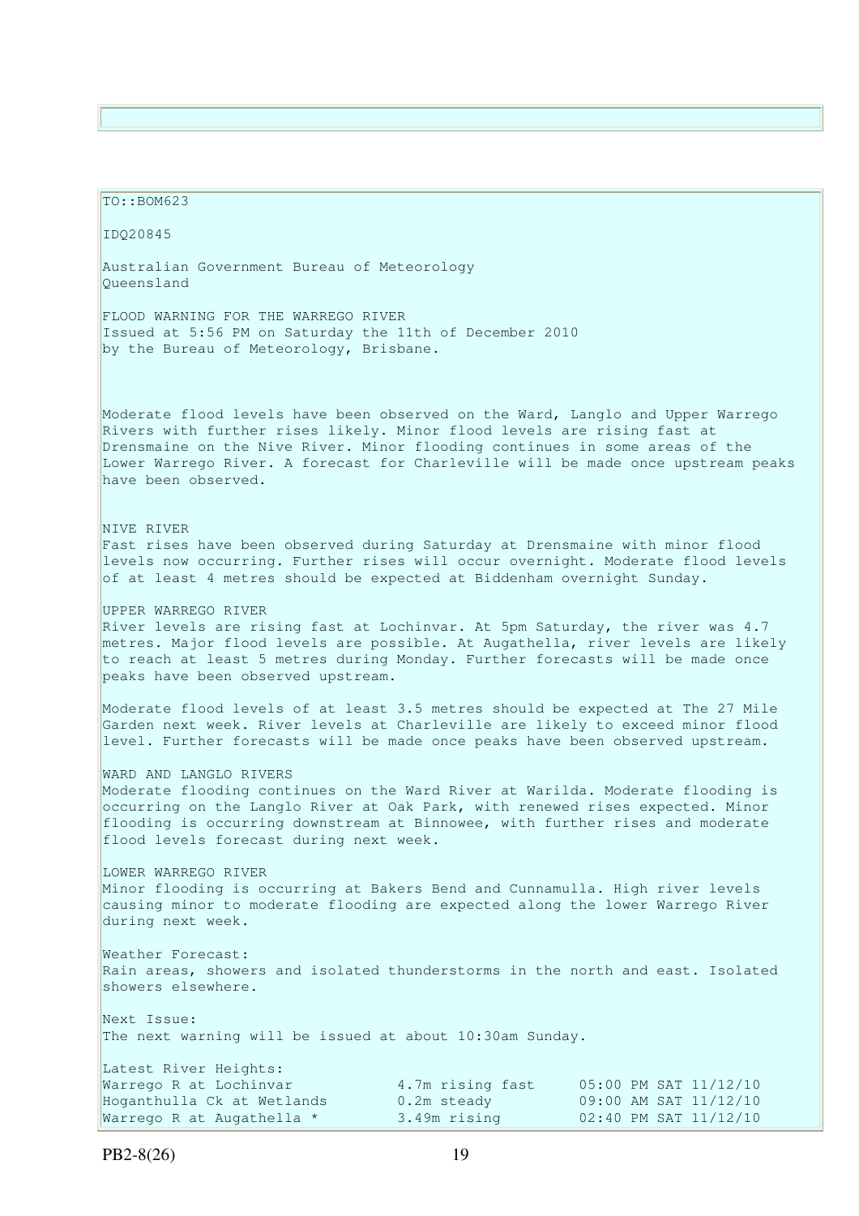TO::BOM623

IDQ20845

Australian Government Bureau of Meteorology
Queensland

FLOOD WARNING FOR THE WARREGO RIVER
Issued at 5:56 PM on Saturday the 11th of December 2010
by the Bureau of Meteorology, Brisbane.

Moderate flood levels have been observed on the Ward, Langlo and Upper Warrego Rivers with further rises likely. Minor flood levels are rising fast at Drensmaine on the Nive River. Minor flooding continues in some areas of the Lower Warrego River. A forecast for Charleville will be made once upstream peaks have been observed.

NIVE RIVER
Fast rises have been observed during Saturday at Drensmaine with minor flood levels now occurring. Further rises will occur overnight. Moderate flood levels of at least 4 metres should be expected at Biddenham overnight Sunday.

UPPER WARREGO RIVER
River levels are rising fast at Lochinvar. At 5pm Saturday, the river was 4.7 metres. Major flood levels are possible. At Augathella, river levels are likely to reach at least 5 metres during Monday. Further forecasts will be made once peaks have been observed upstream.

Moderate flood levels of at least 3.5 metres should be expected at The 27 Mile Garden next week. River levels at Charleville are likely to exceed minor flood level. Further forecasts will be made once peaks have been observed upstream.

WARD AND LANGLO RIVERS
Moderate flooding continues on the Ward River at Warilda. Moderate flooding is occurring on the Langlo River at Oak Park, with renewed rises expected. Minor flooding is occurring downstream at Binnowee, with further rises and moderate flood levels forecast during next week.

LOWER WARREGO RIVER
Minor flooding is occurring at Bakers Bend and Cunnamulla. High river levels causing minor to moderate flooding are expected along the lower Warrego River during next week.

Weather Forecast:
Rain areas, showers and isolated thunderstorms in the north and east. Isolated showers elsewhere.

Next Issue:
The next warning will be issued at about 10:30am Sunday.

Latest River Heights:

| | | |
|---|---|---|
| Warrego R at Lochinvar | 4.7m rising fast | 05:00 PM SAT 11/12/10 |
| Hoganthulla Ck at Wetlands | 0.2m steady | 09:00 AM SAT 11/12/10 |
| Warrego R at Augathella * | 3.49m rising | 02:40 PM SAT 11/12/10 |

PB2-8(26)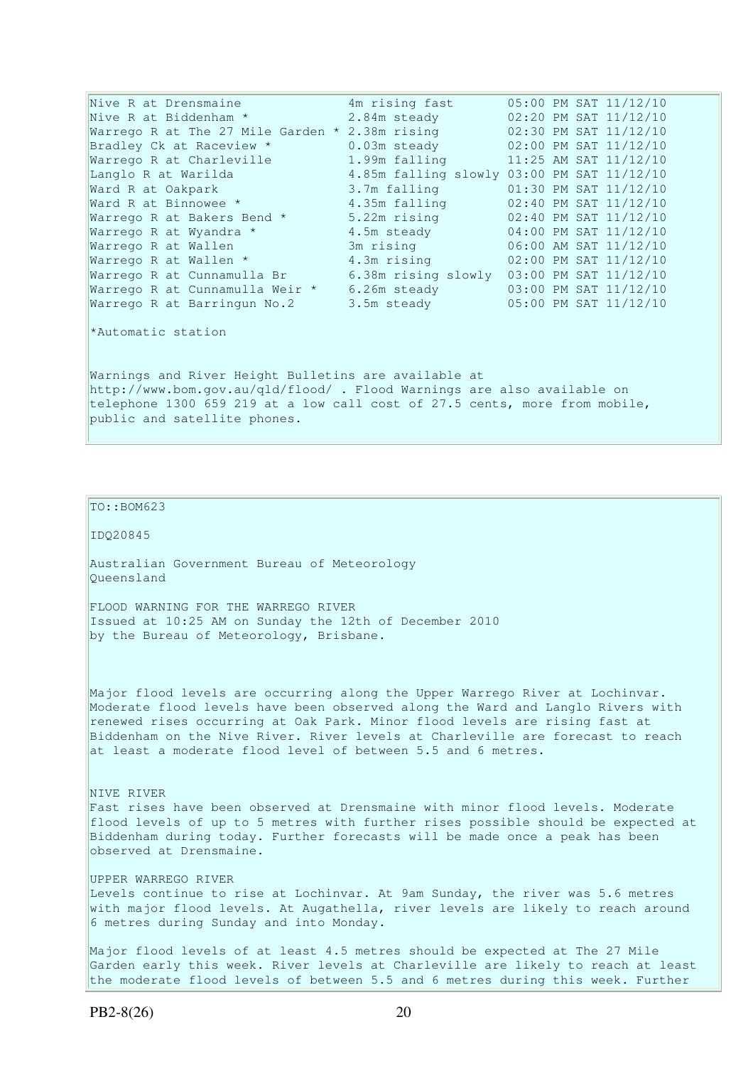| Station | Height/Trend | Time/Date |
|---|---|---|
| Nive R at Drensmaine | 4m rising fast | 05:00 PM SAT 11/12/10 |
| Nive R at Biddenham * | 2.84m steady | 02:20 PM SAT 11/12/10 |
| Warrego R at The 27 Mile Garden * | 2.38m rising | 02:30 PM SAT 11/12/10 |
| Bradley Ck at Raceview * | 0.03m steady | 02:00 PM SAT 11/12/10 |
| Warrego R at Charleville | 1.99m falling | 11:25 AM SAT 11/12/10 |
| Langlo R at Warilda | 4.85m falling slowly | 03:00 PM SAT 11/12/10 |
| Ward R at Oakpark | 3.7m falling | 01:30 PM SAT 11/12/10 |
| Ward R at Binnowee * | 4.35m falling | 02:40 PM SAT 11/12/10 |
| Warrego R at Bakers Bend * | 5.22m rising | 02:40 PM SAT 11/12/10 |
| Warrego R at Wyandra * | 4.5m steady | 04:00 PM SAT 11/12/10 |
| Warrego R at Wallen | 3m rising | 06:00 AM SAT 11/12/10 |
| Warrego R at Wallen * | 4.3m rising | 02:00 PM SAT 11/12/10 |
| Warrego R at Cunnamulla Br | 6.38m rising slowly | 03:00 PM SAT 11/12/10 |
| Warrego R at Cunnamulla Weir * | 6.26m steady | 03:00 PM SAT 11/12/10 |
| Warrego R at Barringun No.2 | 3.5m steady | 05:00 PM SAT 11/12/10 |

*Automatic station

Warnings and River Height Bulletins are available at http://www.bom.gov.au/qld/flood/ . Flood Warnings are also available on telephone 1300 659 219 at a low call cost of 27.5 cents, more from mobile, public and satellite phones.

TO::BOM623

IDQ20845

Australian Government Bureau of Meteorology
Queensland

FLOOD WARNING FOR THE WARREGO RIVER
Issued at 10:25 AM on Sunday the 12th of December 2010
by the Bureau of Meteorology, Brisbane.

Major flood levels are occurring along the Upper Warrego River at Lochinvar. Moderate flood levels have been observed along the Ward and Langlo Rivers with renewed rises occurring at Oak Park. Minor flood levels are rising fast at Biddenham on the Nive River. River levels at Charleville are forecast to reach at least a moderate flood level of between 5.5 and 6 metres.

NIVE RIVER
Fast rises have been observed at Drensmaine with minor flood levels. Moderate flood levels of up to 5 metres with further rises possible should be expected at Biddenham during today. Further forecasts will be made once a peak has been observed at Drensmaine.

UPPER WARREGO RIVER
Levels continue to rise at Lochinvar. At 9am Sunday, the river was 5.6 metres with major flood levels. At Augathella, river levels are likely to reach around 6 metres during Sunday and into Monday.

Major flood levels of at least 4.5 metres should be expected at The 27 Mile Garden early this week. River levels at Charleville are likely to reach at least the moderate flood levels of between 5.5 and 6 metres during this week. Further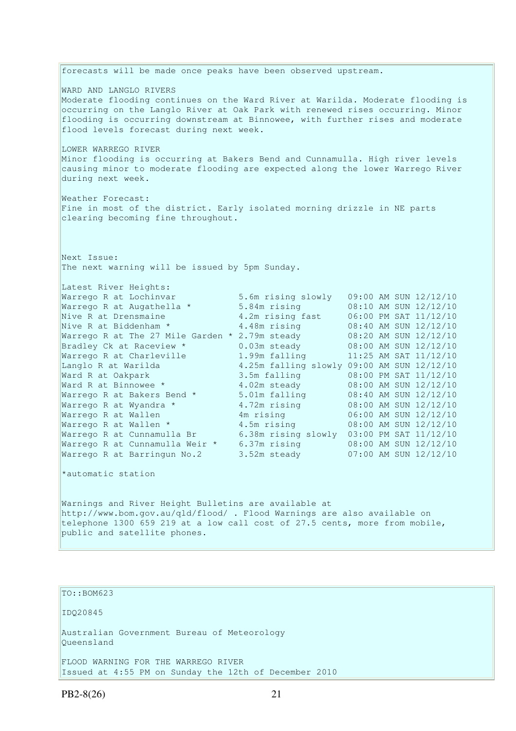forecasts will be made once peaks have been observed upstream.

WARD AND LANGLO RIVERS
Moderate flooding continues on the Ward River at Warilda. Moderate flooding is occurring on the Langlo River at Oak Park with renewed rises occurring. Minor flooding is occurring downstream at Binnowee, with further rises and moderate flood levels forecast during next week.

LOWER WARREGO RIVER
Minor flooding is occurring at Bakers Bend and Cunnamulla. High river levels causing minor to moderate flooding are expected along the lower Warrego River during next week.

Weather Forecast:
Fine in most of the district. Early isolated morning drizzle in NE parts clearing becoming fine throughout.

Next Issue:
The next warning will be issued by 5pm Sunday.

Latest River Heights:

| | | |
|---|---|---|
| Warrego R at Lochinvar | 5.6m rising slowly | 09:00 AM SUN 12/12/10 |
| Warrego R at Augathella * | 5.84m rising | 08:10 AM SUN 12/12/10 |
| Nive R at Drensmaine | 4.2m rising fast | 06:00 PM SAT 11/12/10 |
| Nive R at Biddenham * | 4.48m rising | 08:40 AM SUN 12/12/10 |
| Warrego R at The 27 Mile Garden * | 2.79m steady | 08:20 AM SUN 12/12/10 |
| Bradley Ck at Raceview * | 0.03m steady | 08:00 AM SUN 12/12/10 |
| Warrego R at Charleville | 1.99m falling | 11:25 AM SAT 11/12/10 |
| Langlo R at Warilda | 4.25m falling slowly | 09:00 AM SUN 12/12/10 |
| Ward R at Oakpark | 3.5m falling | 08:00 PM SAT 11/12/10 |
| Ward R at Binnowee * | 4.02m steady | 08:00 AM SUN 12/12/10 |
| Warrego R at Bakers Bend * | 5.01m falling | 08:40 AM SUN 12/12/10 |
| Warrego R at Wyandra * | 4.72m rising | 08:00 AM SUN 12/12/10 |
| Warrego R at Wallen | 4m rising | 06:00 AM SUN 12/12/10 |
| Warrego R at Wallen * | 4.5m rising | 08:00 AM SUN 12/12/10 |
| Warrego R at Cunnamulla Br | 6.38m rising slowly | 03:00 PM SAT 11/12/10 |
| Warrego R at Cunnamulla Weir * | 6.37m rising | 08:00 AM SUN 12/12/10 |
| Warrego R at Barringun No.2 | 3.52m steady | 07:00 AM SUN 12/12/10 |

*automatic station

Warnings and River Height Bulletins are available at http://www.bom.gov.au/qld/flood/ . Flood Warnings are also available on telephone 1300 659 219 at a low call cost of 27.5 cents, more from mobile, public and satellite phones.

---

TO::BOM623

IDQ20845

Australian Government Bureau of Meteorology
Queensland

FLOOD WARNING FOR THE WARREGO RIVER
Issued at 4:55 PM on Sunday the 12th of December 2010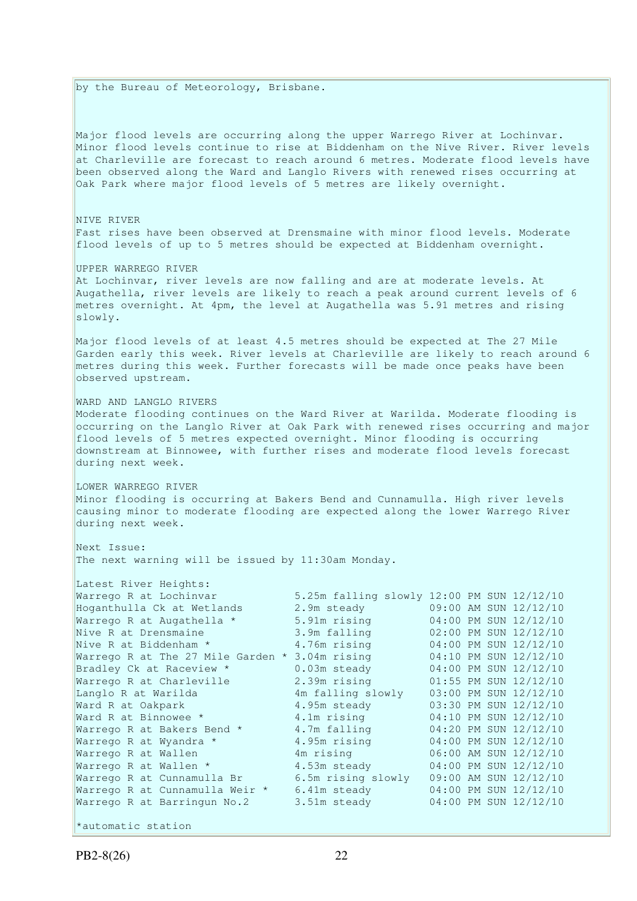by the Bureau of Meteorology, Brisbane.

Major flood levels are occurring along the upper Warrego River at Lochinvar. Minor flood levels continue to rise at Biddenham on the Nive River. River levels at Charleville are forecast to reach around 6 metres. Moderate flood levels have been observed along the Ward and Langlo Rivers with renewed rises occurring at Oak Park where major flood levels of 5 metres are likely overnight.

NIVE RIVER
Fast rises have been observed at Drensmaine with minor flood levels. Moderate flood levels of up to 5 metres should be expected at Biddenham overnight.

UPPER WARREGO RIVER
At Lochinvar, river levels are now falling and are at moderate levels. At Augathella, river levels are likely to reach a peak around current levels of 6 metres overnight. At 4pm, the level at Augathella was 5.91 metres and rising slowly.

Major flood levels of at least 4.5 metres should be expected at The 27 Mile Garden early this week. River levels at Charleville are likely to reach around 6 metres during this week. Further forecasts will be made once peaks have been observed upstream.

WARD AND LANGLO RIVERS
Moderate flooding continues on the Ward River at Warilda. Moderate flooding is occurring on the Langlo River at Oak Park with renewed rises occurring and major flood levels of 5 metres expected overnight. Minor flooding is occurring downstream at Binnowee, with further rises and moderate flood levels forecast during next week.

LOWER WARREGO RIVER
Minor flooding is occurring at Bakers Bend and Cunnamulla. High river levels causing minor to moderate flooding are expected along the lower Warrego River during next week.

Next Issue:
The next warning will be issued by 11:30am Monday.

Latest River Heights:

| Station | Height | Time |
|---|---|---|
| Warrego R at Lochinvar | 5.25m falling slowly | 12:00 PM SUN 12/12/10 |
| Hoganthulla Ck at Wetlands | 2.9m steady | 09:00 AM SUN 12/12/10 |
| Warrego R at Augathella * | 5.91m rising | 04:00 PM SUN 12/12/10 |
| Nive R at Drensmaine | 3.9m falling | 02:00 PM SUN 12/12/10 |
| Nive R at Biddenham * | 4.76m rising | 04:00 PM SUN 12/12/10 |
| Warrego R at The 27 Mile Garden * | 3.04m rising | 04:10 PM SUN 12/12/10 |
| Bradley Ck at Raceview * | 0.03m steady | 04:00 PM SUN 12/12/10 |
| Warrego R at Charleville | 2.39m rising | 01:55 PM SUN 12/12/10 |
| Langlo R at Warilda | 4m falling slowly | 03:00 PM SUN 12/12/10 |
| Ward R at Oakpark | 4.95m steady | 03:30 PM SUN 12/12/10 |
| Ward R at Binnowee * | 4.1m rising | 04:10 PM SUN 12/12/10 |
| Warrego R at Bakers Bend * | 4.7m falling | 04:20 PM SUN 12/12/10 |
| Warrego R at Wyandra * | 4.95m rising | 04:00 PM SUN 12/12/10 |
| Warrego R at Wallen | 4m rising | 06:00 AM SUN 12/12/10 |
| Warrego R at Wallen * | 4.53m steady | 04:00 PM SUN 12/12/10 |
| Warrego R at Cunnamulla Br | 6.5m rising slowly | 09:00 AM SUN 12/12/10 |
| Warrego R at Cunnamulla Weir * | 6.41m steady | 04:00 PM SUN 12/12/10 |
| Warrego R at Barringun No.2 | 3.51m steady | 04:00 PM SUN 12/12/10 |

*automatic station

PB2-8(26)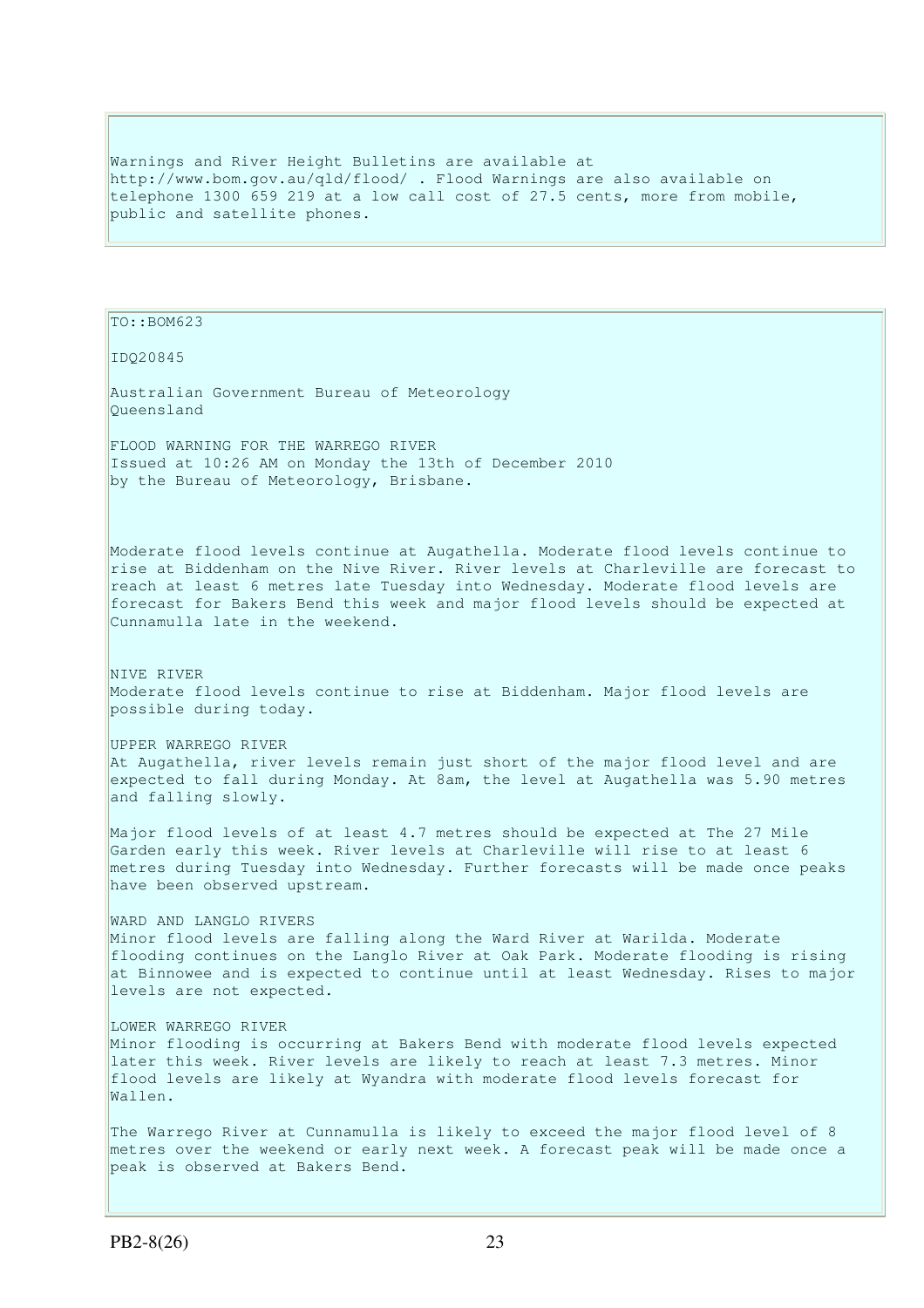Warnings and River Height Bulletins are available at http://www.bom.gov.au/qld/flood/ . Flood Warnings are also available on telephone 1300 659 219 at a low call cost of 27.5 cents, more from mobile, public and satellite phones.

TO::BOM623

IDQ20845

Australian Government Bureau of Meteorology
Queensland

FLOOD WARNING FOR THE WARREGO RIVER
Issued at 10:26 AM on Monday the 13th of December 2010
by the Bureau of Meteorology, Brisbane.

Moderate flood levels continue at Augathella. Moderate flood levels continue to rise at Biddenham on the Nive River. River levels at Charleville are forecast to reach at least 6 metres late Tuesday into Wednesday. Moderate flood levels are forecast for Bakers Bend this week and major flood levels should be expected at Cunnamulla late in the weekend.

NIVE RIVER
Moderate flood levels continue to rise at Biddenham. Major flood levels are possible during today.

UPPER WARREGO RIVER
At Augathella, river levels remain just short of the major flood level and are expected to fall during Monday. At 8am, the level at Augathella was 5.90 metres and falling slowly.

Major flood levels of at least 4.7 metres should be expected at The 27 Mile Garden early this week. River levels at Charleville will rise to at least 6 metres during Tuesday into Wednesday. Further forecasts will be made once peaks have been observed upstream.

WARD AND LANGLO RIVERS
Minor flood levels are falling along the Ward River at Warilda. Moderate flooding continues on the Langlo River at Oak Park. Moderate flooding is rising at Binnowee and is expected to continue until at least Wednesday. Rises to major levels are not expected.

LOWER WARREGO RIVER
Minor flooding is occurring at Bakers Bend with moderate flood levels expected later this week. River levels are likely to reach at least 7.3 metres. Minor flood levels are likely at Wyandra with moderate flood levels forecast for Wallen.

The Warrego River at Cunnamulla is likely to exceed the major flood level of 8 metres over the weekend or early next week. A forecast peak will be made once a peak is observed at Bakers Bend.

PB2-8(26)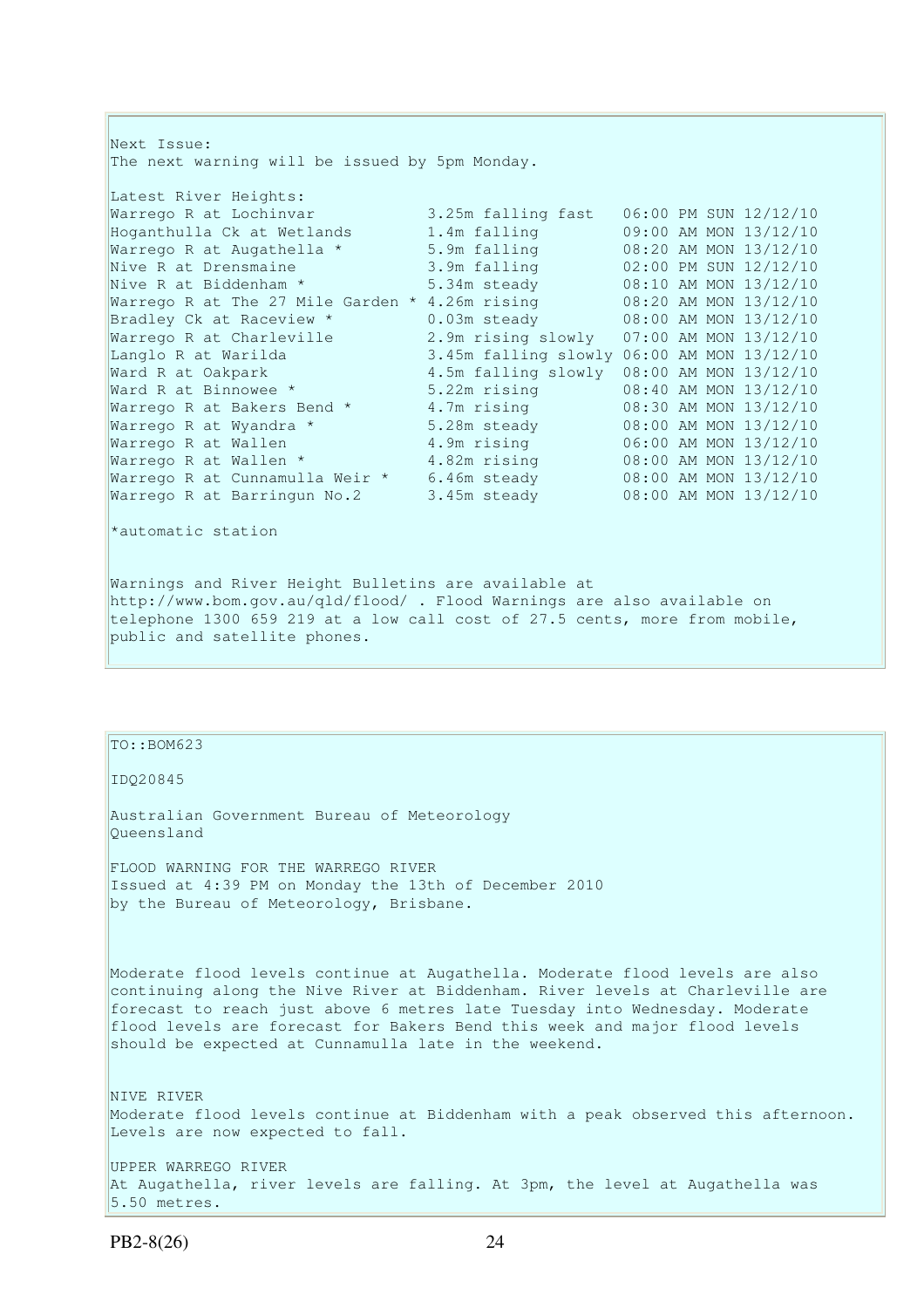Next Issue:
The next warning will be issued by 5pm Monday.

Latest River Heights:

| Location | Height | Time |
|---|---|---|
| Warrego R at Lochinvar | 3.25m falling fast | 06:00 PM SUN 12/12/10 |
| Hoganthulla Ck at Wetlands | 1.4m falling | 09:00 AM MON 13/12/10 |
| Warrego R at Augathella * | 5.9m falling | 08:20 AM MON 13/12/10 |
| Nive R at Drensmaine | 3.9m falling | 02:00 PM SUN 12/12/10 |
| Nive R at Biddenham * | 5.34m steady | 08:10 AM MON 13/12/10 |
| Warrego R at The 27 Mile Garden * | 4.26m rising | 08:20 AM MON 13/12/10 |
| Bradley Ck at Raceview * | 0.03m steady | 08:00 AM MON 13/12/10 |
| Warrego R at Charleville | 2.9m rising slowly | 07:00 AM MON 13/12/10 |
| Langlo R at Warilda | 3.45m falling slowly | 06:00 AM MON 13/12/10 |
| Ward R at Oakpark | 4.5m falling slowly | 08:00 AM MON 13/12/10 |
| Ward R at Binnowee * | 5.22m rising | 08:40 AM MON 13/12/10 |
| Warrego R at Bakers Bend * | 4.7m rising | 08:30 AM MON 13/12/10 |
| Warrego R at Wyandra * | 5.28m steady | 08:00 AM MON 13/12/10 |
| Warrego R at Wallen | 4.9m rising | 06:00 AM MON 13/12/10 |
| Warrego R at Wallen * | 4.82m rising | 08:00 AM MON 13/12/10 |
| Warrego R at Cunnamulla Weir * | 6.46m steady | 08:00 AM MON 13/12/10 |
| Warrego R at Barringun No.2 | 3.45m steady | 08:00 AM MON 13/12/10 |

*automatic station

Warnings and River Height Bulletins are available at http://www.bom.gov.au/qld/flood/ . Flood Warnings are also available on telephone 1300 659 219 at a low call cost of 27.5 cents, more from mobile, public and satellite phones.

TO::BOM623

IDQ20845

Australian Government Bureau of Meteorology
Queensland

FLOOD WARNING FOR THE WARREGO RIVER
Issued at 4:39 PM on Monday the 13th of December 2010
by the Bureau of Meteorology, Brisbane.

Moderate flood levels continue at Augathella. Moderate flood levels are also continuing along the Nive River at Biddenham. River levels at Charleville are forecast to reach just above 6 metres late Tuesday into Wednesday. Moderate flood levels are forecast for Bakers Bend this week and major flood levels should be expected at Cunnamulla late in the weekend.

NIVE RIVER
Moderate flood levels continue at Biddenham with a peak observed this afternoon. Levels are now expected to fall.

UPPER WARREGO RIVER
At Augathella, river levels are falling. At 3pm, the level at Augathella was 5.50 metres.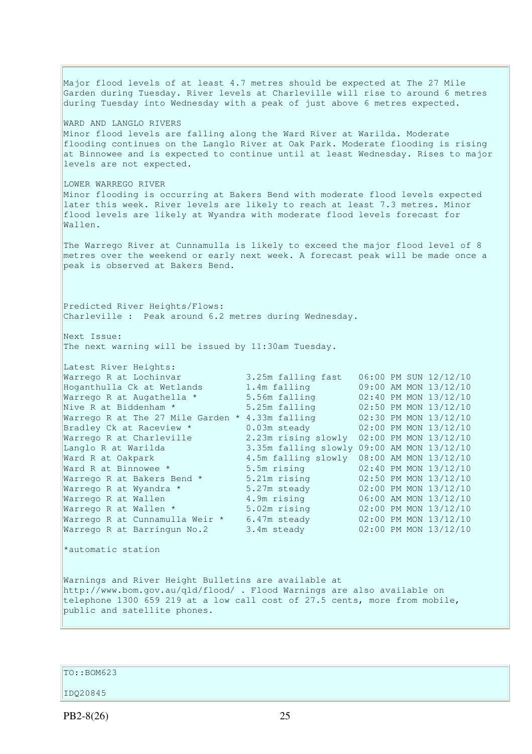Major flood levels of at least 4.7 metres should be expected at The 27 Mile Garden during Tuesday. River levels at Charleville will rise to around 6 metres during Tuesday into Wednesday with a peak of just above 6 metres expected.

WARD AND LANGLO RIVERS
Minor flood levels are falling along the Ward River at Warilda. Moderate flooding continues on the Langlo River at Oak Park. Moderate flooding is rising at Binnowee and is expected to continue until at least Wednesday. Rises to major levels are not expected.

LOWER WARREGO RIVER
Minor flooding is occurring at Bakers Bend with moderate flood levels expected later this week. River levels are likely to reach at least 7.3 metres. Minor flood levels are likely at Wyandra with moderate flood levels forecast for Wallen.

The Warrego River at Cunnamulla is likely to exceed the major flood level of 8 metres over the weekend or early next week. A forecast peak will be made once a peak is observed at Bakers Bend.

Predicted River Heights/Flows:
Charleville : Peak around 6.2 metres during Wednesday.

Next Issue:
The next warning will be issued by 11:30am Tuesday.

Latest River Heights:

| | | |
|---|---|---|
| Warrego R at Lochinvar | 3.25m falling fast | 06:00 PM SUN 12/12/10 |
| Hoganthulla Ck at Wetlands | 1.4m falling | 09:00 AM MON 13/12/10 |
| Warrego R at Augathella * | 5.56m falling | 02:40 PM MON 13/12/10 |
| Nive R at Biddenham * | 5.25m falling | 02:50 PM MON 13/12/10 |
| Warrego R at The 27 Mile Garden * | 4.33m falling | 02:30 PM MON 13/12/10 |
| Bradley Ck at Raceview * | 0.03m steady | 02:00 PM MON 13/12/10 |
| Warrego R at Charleville | 2.23m rising slowly | 02:00 PM MON 13/12/10 |
| Langlo R at Warilda | 3.35m falling slowly | 09:00 AM MON 13/12/10 |
| Ward R at Oakpark | 4.5m falling slowly | 08:00 AM MON 13/12/10 |
| Ward R at Binnowee * | 5.5m rising | 02:40 PM MON 13/12/10 |
| Warrego R at Bakers Bend * | 5.21m rising | 02:50 PM MON 13/12/10 |
| Warrego R at Wyandra * | 5.27m steady | 02:00 PM MON 13/12/10 |
| Warrego R at Wallen | 4.9m rising | 06:00 AM MON 13/12/10 |
| Warrego R at Wallen * | 5.02m rising | 02:00 PM MON 13/12/10 |
| Warrego R at Cunnamulla Weir * | 6.47m steady | 02:00 PM MON 13/12/10 |
| Warrego R at Barringun No.2 | 3.4m steady | 02:00 PM MON 13/12/10 |

*automatic station

Warnings and River Height Bulletins are available at http://www.bom.gov.au/qld/flood/ . Flood Warnings are also available on telephone 1300 659 219 at a low call cost of 27.5 cents, more from mobile, public and satellite phones.

TO::BOM623

IDQ20845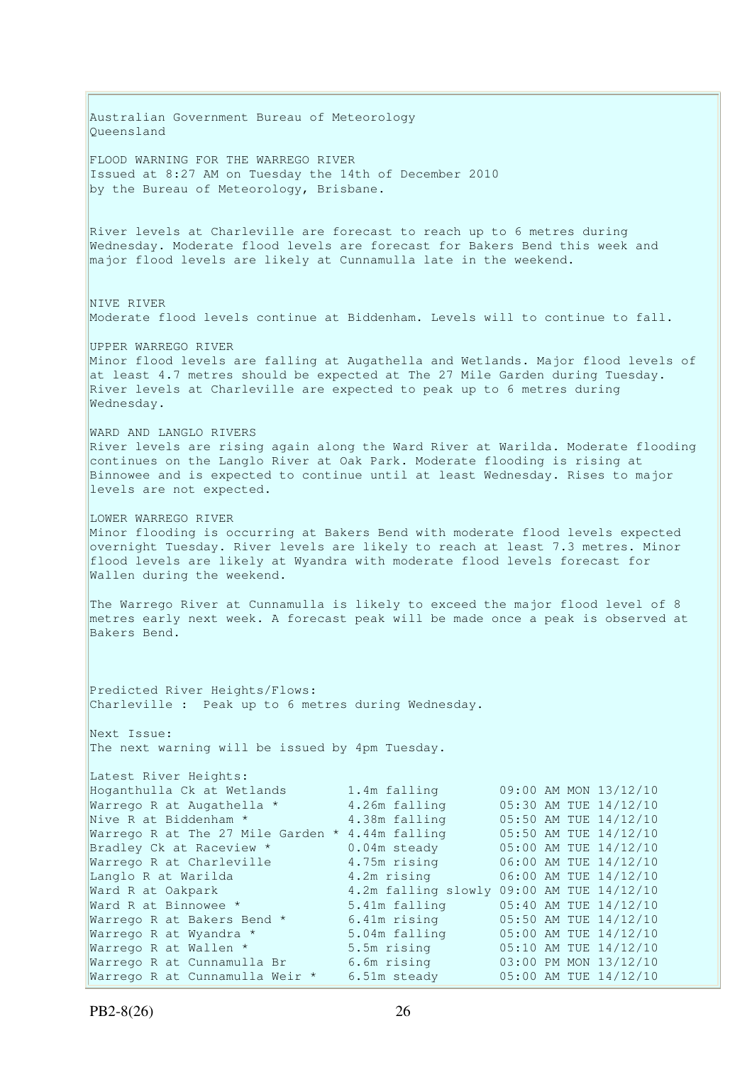Australian Government Bureau of Meteorology
Queensland

FLOOD WARNING FOR THE WARREGO RIVER
Issued at 8:27 AM on Tuesday the 14th of December 2010
by the Bureau of Meteorology, Brisbane.

River levels at Charleville are forecast to reach up to 6 metres during Wednesday. Moderate flood levels are forecast for Bakers Bend this week and major flood levels are likely at Cunnamulla late in the weekend.

NIVE RIVER
Moderate flood levels continue at Biddenham. Levels will to continue to fall.

UPPER WARREGO RIVER
Minor flood levels are falling at Augathella and Wetlands. Major flood levels of at least 4.7 metres should be expected at The 27 Mile Garden during Tuesday. River levels at Charleville are expected to peak up to 6 metres during Wednesday.

WARD AND LANGLO RIVERS
River levels are rising again along the Ward River at Warilda. Moderate flooding continues on the Langlo River at Oak Park. Moderate flooding is rising at Binnowee and is expected to continue until at least Wednesday. Rises to major levels are not expected.

LOWER WARREGO RIVER
Minor flooding is occurring at Bakers Bend with moderate flood levels expected overnight Tuesday. River levels are likely to reach at least 7.3 metres. Minor flood levels are likely at Wyandra with moderate flood levels forecast for Wallen during the weekend.

The Warrego River at Cunnamulla is likely to exceed the major flood level of 8 metres early next week. A forecast peak will be made once a peak is observed at Bakers Bend.

Predicted River Heights/Flows:
Charleville : Peak up to 6 metres during Wednesday.

Next Issue:
The next warning will be issued by 4pm Tuesday.

Latest River Heights:

| Location | Height | Time |
|---|---|---|
| Hoganthulla Ck at Wetlands | 1.4m falling | 09:00 AM MON 13/12/10 |
| Warrego R at Augathella * | 4.26m falling | 05:30 AM TUE 14/12/10 |
| Nive R at Biddenham * | 4.38m falling | 05:50 AM TUE 14/12/10 |
| Warrego R at The 27 Mile Garden * | 4.44m falling | 05:50 AM TUE 14/12/10 |
| Bradley Ck at Raceview * | 0.04m steady | 05:00 AM TUE 14/12/10 |
| Warrego R at Charleville | 4.75m rising | 06:00 AM TUE 14/12/10 |
| Langlo R at Warilda | 4.2m rising | 06:00 AM TUE 14/12/10 |
| Ward R at Oakpark | 4.2m falling slowly | 09:00 AM TUE 14/12/10 |
| Ward R at Binnowee * | 5.41m falling | 05:40 AM TUE 14/12/10 |
| Warrego R at Bakers Bend * | 6.41m rising | 05:50 AM TUE 14/12/10 |
| Warrego R at Wyandra * | 5.04m falling | 05:00 AM TUE 14/12/10 |
| Warrego R at Wallen * | 5.5m rising | 05:10 AM TUE 14/12/10 |
| Warrego R at Cunnamulla Br | 6.6m rising | 03:00 PM MON 13/12/10 |
| Warrego R at Cunnamulla Weir * | 6.51m steady | 05:00 AM TUE 14/12/10 |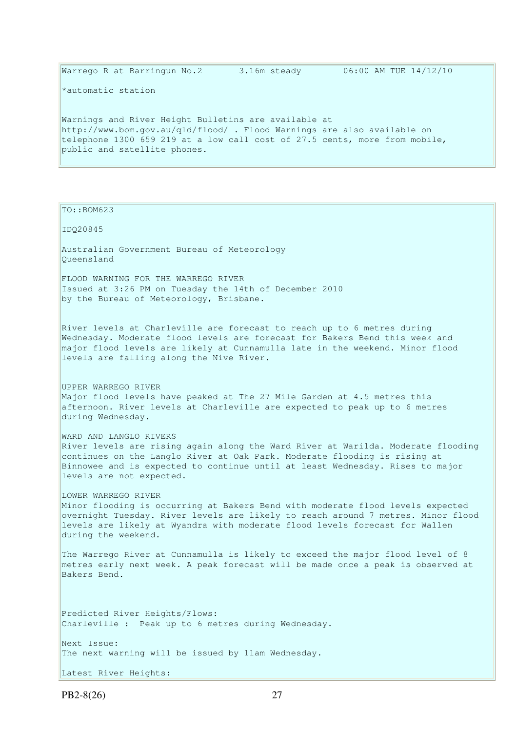```
Warrego R at Barringun No.2       3.16m steady        06:00 AM TUE 14/12/10
```

*automatic station

Warnings and River Height Bulletins are available at http://www.bom.gov.au/qld/flood/ . Flood Warnings are also available on telephone 1300 659 219 at a low call cost of 27.5 cents, more from mobile, public and satellite phones.

TO::BOM623

IDQ20845

Australian Government Bureau of Meteorology
Queensland

FLOOD WARNING FOR THE WARREGO RIVER
Issued at 3:26 PM on Tuesday the 14th of December 2010
by the Bureau of Meteorology, Brisbane.

River levels at Charleville are forecast to reach up to 6 metres during Wednesday. Moderate flood levels are forecast for Bakers Bend this week and major flood levels are likely at Cunnamulla late in the weekend. Minor flood levels are falling along the Nive River.

UPPER WARREGO RIVER
Major flood levels have peaked at The 27 Mile Garden at 4.5 metres this afternoon. River levels at Charleville are expected to peak up to 6 metres during Wednesday.

WARD AND LANGLO RIVERS
River levels are rising again along the Ward River at Warilda. Moderate flooding continues on the Langlo River at Oak Park. Moderate flooding is rising at Binnowee and is expected to continue until at least Wednesday. Rises to major levels are not expected.

LOWER WARREGO RIVER
Minor flooding is occurring at Bakers Bend with moderate flood levels expected overnight Tuesday. River levels are likely to reach around 7 metres. Minor flood levels are likely at Wyandra with moderate flood levels forecast for Wallen during the weekend.

The Warrego River at Cunnamulla is likely to exceed the major flood level of 8 metres early next week. A peak forecast will be made once a peak is observed at Bakers Bend.

Predicted River Heights/Flows:
Charleville : Peak up to 6 metres during Wednesday.

Next Issue:
The next warning will be issued by 11am Wednesday.

Latest River Heights: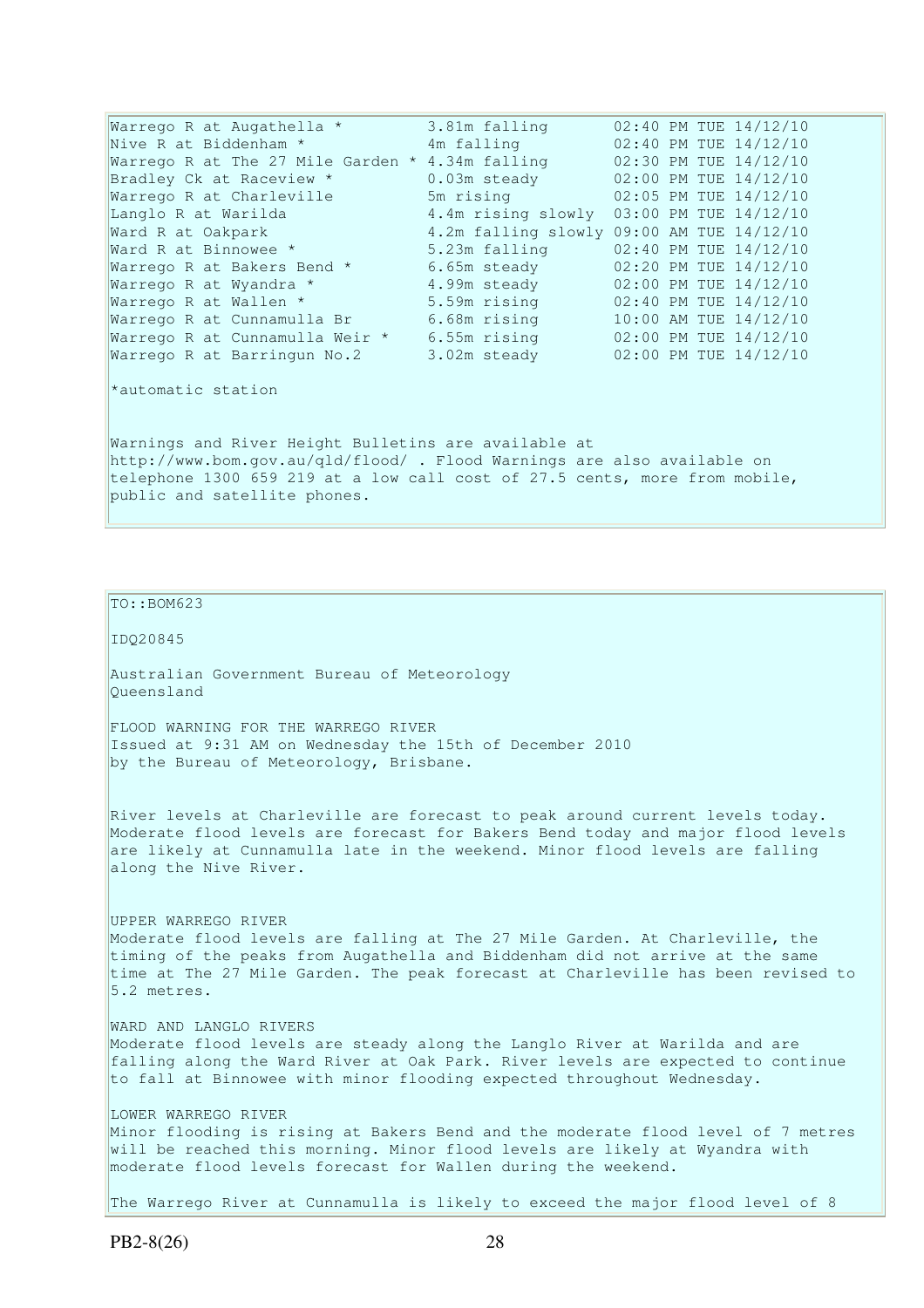| Station | Height | Time |
|---|---|---|
| Warrego R at Augathella * | 3.81m falling | 02:40 PM TUE 14/12/10 |
| Nive R at Biddenham * | 4m falling | 02:40 PM TUE 14/12/10 |
| Warrego R at The 27 Mile Garden * | 4.34m falling | 02:30 PM TUE 14/12/10 |
| Bradley Ck at Raceview * | 0.03m steady | 02:00 PM TUE 14/12/10 |
| Warrego R at Charleville | 5m rising | 02:05 PM TUE 14/12/10 |
| Langlo R at Warilda | 4.4m rising slowly | 03:00 PM TUE 14/12/10 |
| Ward R at Oakpark | 4.2m falling slowly | 09:00 AM TUE 14/12/10 |
| Ward R at Binnowee * | 5.23m falling | 02:40 PM TUE 14/12/10 |
| Warrego R at Bakers Bend * | 6.65m steady | 02:20 PM TUE 14/12/10 |
| Warrego R at Wyandra * | 4.99m steady | 02:00 PM TUE 14/12/10 |
| Warrego R at Wallen * | 5.59m rising | 02:40 PM TUE 14/12/10 |
| Warrego R at Cunnamulla Br | 6.68m rising | 10:00 AM TUE 14/12/10 |
| Warrego R at Cunnamulla Weir * | 6.55m rising | 02:00 PM TUE 14/12/10 |
| Warrego R at Barringun No.2 | 3.02m steady | 02:00 PM TUE 14/12/10 |

*automatic station

Warnings and River Height Bulletins are available at http://www.bom.gov.au/qld/flood/ . Flood Warnings are also available on telephone 1300 659 219 at a low call cost of 27.5 cents, more from mobile, public and satellite phones.

---

TO::BOM623

IDQ20845

Australian Government Bureau of Meteorology
Queensland

FLOOD WARNING FOR THE WARREGO RIVER
Issued at 9:31 AM on Wednesday the 15th of December 2010
by the Bureau of Meteorology, Brisbane.

River levels at Charleville are forecast to peak around current levels today. Moderate flood levels are forecast for Bakers Bend today and major flood levels are likely at Cunnamulla late in the weekend. Minor flood levels are falling along the Nive River.

UPPER WARREGO RIVER
Moderate flood levels are falling at The 27 Mile Garden. At Charleville, the timing of the peaks from Augathella and Biddenham did not arrive at the same time at The 27 Mile Garden. The peak forecast at Charleville has been revised to 5.2 metres.

WARD AND LANGLO RIVERS
Moderate flood levels are steady along the Langlo River at Warilda and are falling along the Ward River at Oak Park. River levels are expected to continue to fall at Binnowee with minor flooding expected throughout Wednesday.

LOWER WARREGO RIVER
Minor flooding is rising at Bakers Bend and the moderate flood level of 7 metres will be reached this morning. Minor flood levels are likely at Wyandra with moderate flood levels forecast for Wallen during the weekend.

The Warrego River at Cunnamulla is likely to exceed the major flood level of 8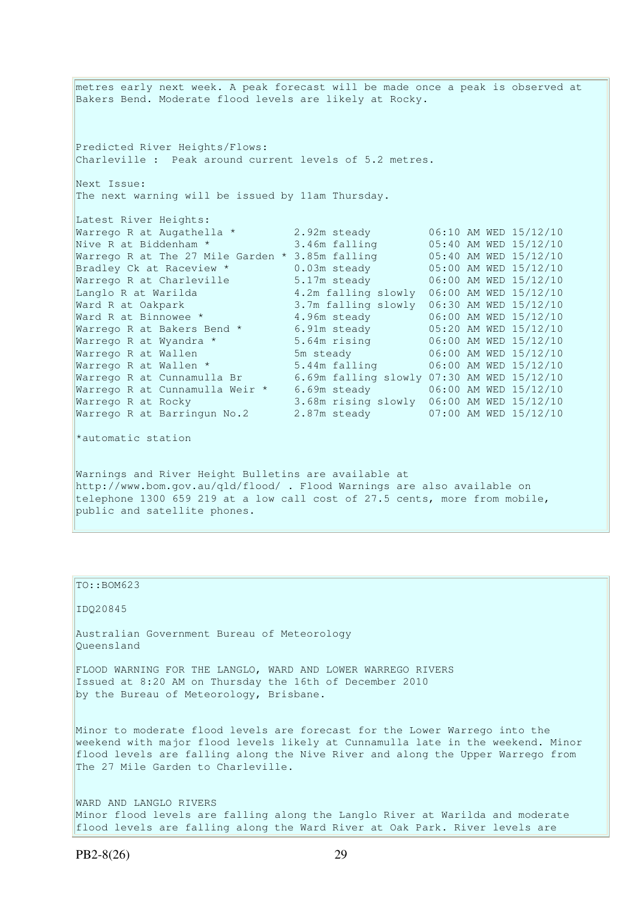metres early next week. A peak forecast will be made once a peak is observed at Bakers Bend. Moderate flood levels are likely at Rocky.

Predicted River Heights/Flows:
Charleville : Peak around current levels of 5.2 metres.

Next Issue:
The next warning will be issued by 11am Thursday.

Latest River Heights:

| | | |
|---|---|---|
| Warrego R at Augathella * | 2.92m steady | 06:10 AM WED 15/12/10 |
| Nive R at Biddenham * | 3.46m falling | 05:40 AM WED 15/12/10 |
| Warrego R at The 27 Mile Garden * | 3.85m falling | 05:40 AM WED 15/12/10 |
| Bradley Ck at Raceview * | 0.03m steady | 05:00 AM WED 15/12/10 |
| Warrego R at Charleville | 5.17m steady | 06:00 AM WED 15/12/10 |
| Langlo R at Warilda | 4.2m falling slowly | 06:00 AM WED 15/12/10 |
| Ward R at Oakpark | 3.7m falling slowly | 06:30 AM WED 15/12/10 |
| Ward R at Binnowee * | 4.96m steady | 06:00 AM WED 15/12/10 |
| Warrego R at Bakers Bend * | 6.91m steady | 05:20 AM WED 15/12/10 |
| Warrego R at Wyandra * | 5.64m rising | 06:00 AM WED 15/12/10 |
| Warrego R at Wallen | 5m steady | 06:00 AM WED 15/12/10 |
| Warrego R at Wallen * | 5.44m falling | 06:00 AM WED 15/12/10 |
| Warrego R at Cunnamulla Br | 6.69m falling slowly | 07:30 AM WED 15/12/10 |
| Warrego R at Cunnamulla Weir * | 6.69m steady | 06:00 AM WED 15/12/10 |
| Warrego R at Rocky | 3.68m rising slowly | 06:00 AM WED 15/12/10 |
| Warrego R at Barringun No.2 | 2.87m steady | 07:00 AM WED 15/12/10 |

*automatic station

Warnings and River Height Bulletins are available at http://www.bom.gov.au/qld/flood/ . Flood Warnings are also available on telephone 1300 659 219 at a low call cost of 27.5 cents, more from mobile, public and satellite phones.

TO::BOM623

IDQ20845

Australian Government Bureau of Meteorology
Queensland

FLOOD WARNING FOR THE LANGLO, WARD AND LOWER WARREGO RIVERS
Issued at 8:20 AM on Thursday the 16th of December 2010
by the Bureau of Meteorology, Brisbane.

Minor to moderate flood levels are forecast for the Lower Warrego into the weekend with major flood levels likely at Cunnamulla late in the weekend. Minor flood levels are falling along the Nive River and along the Upper Warrego from The 27 Mile Garden to Charleville.

WARD AND LANGLO RIVERS
Minor flood levels are falling along the Langlo River at Warilda and moderate flood levels are falling along the Ward River at Oak Park. River levels are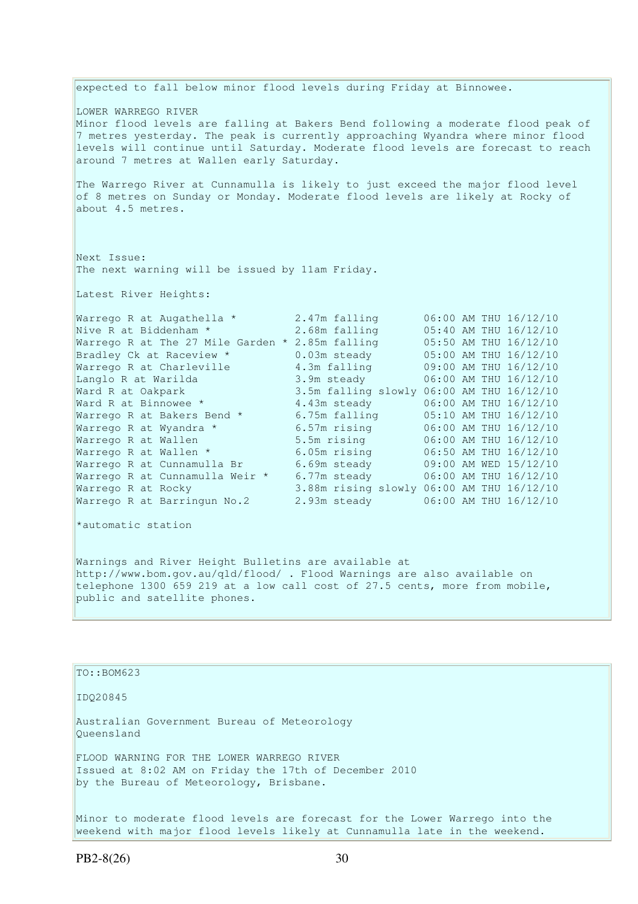expected to fall below minor flood levels during Friday at Binnowee.

LOWER WARREGO RIVER
Minor flood levels are falling at Bakers Bend following a moderate flood peak of 7 metres yesterday. The peak is currently approaching Wyandra where minor flood levels will continue until Saturday. Moderate flood levels are forecast to reach around 7 metres at Wallen early Saturday.

The Warrego River at Cunnamulla is likely to just exceed the major flood level of 8 metres on Sunday or Monday. Moderate flood levels are likely at Rocky of about 4.5 metres.

Next Issue:
The next warning will be issued by 11am Friday.

Latest River Heights:

| Station | Height | Time |
|---|---|---|
| Warrego R at Augathella * | 2.47m falling | 06:00 AM THU 16/12/10 |
| Nive R at Biddenham * | 2.68m falling | 05:40 AM THU 16/12/10 |
| Warrego R at The 27 Mile Garden * | 2.85m falling | 05:50 AM THU 16/12/10 |
| Bradley Ck at Raceview * | 0.03m steady | 05:00 AM THU 16/12/10 |
| Warrego R at Charleville | 4.3m falling | 09:00 AM THU 16/12/10 |
| Langlo R at Warilda | 3.9m steady | 06:00 AM THU 16/12/10 |
| Ward R at Oakpark | 3.5m falling slowly | 06:00 AM THU 16/12/10 |
| Ward R at Binnowee * | 4.43m steady | 06:00 AM THU 16/12/10 |
| Warrego R at Bakers Bend * | 6.75m falling | 05:10 AM THU 16/12/10 |
| Warrego R at Wyandra * | 6.57m rising | 06:00 AM THU 16/12/10 |
| Warrego R at Wallen | 5.5m rising | 06:00 AM THU 16/12/10 |
| Warrego R at Wallen * | 6.05m rising | 06:50 AM THU 16/12/10 |
| Warrego R at Cunnamulla Br | 6.69m steady | 09:00 AM WED 15/12/10 |
| Warrego R at Cunnamulla Weir * | 6.77m steady | 06:00 AM THU 16/12/10 |
| Warrego R at Rocky | 3.88m rising slowly | 06:00 AM THU 16/12/10 |
| Warrego R at Barringun No.2 | 2.93m steady | 06:00 AM THU 16/12/10 |

*automatic station

Warnings and River Height Bulletins are available at http://www.bom.gov.au/qld/flood/ . Flood Warnings are also available on telephone 1300 659 219 at a low call cost of 27.5 cents, more from mobile, public and satellite phones.

---

TO::BOM623

IDQ20845

Australian Government Bureau of Meteorology
Queensland

FLOOD WARNING FOR THE LOWER WARREGO RIVER
Issued at 8:02 AM on Friday the 17th of December 2010
by the Bureau of Meteorology, Brisbane.

Minor to moderate flood levels are forecast for the Lower Warrego into the weekend with major flood levels likely at Cunnamulla late in the weekend.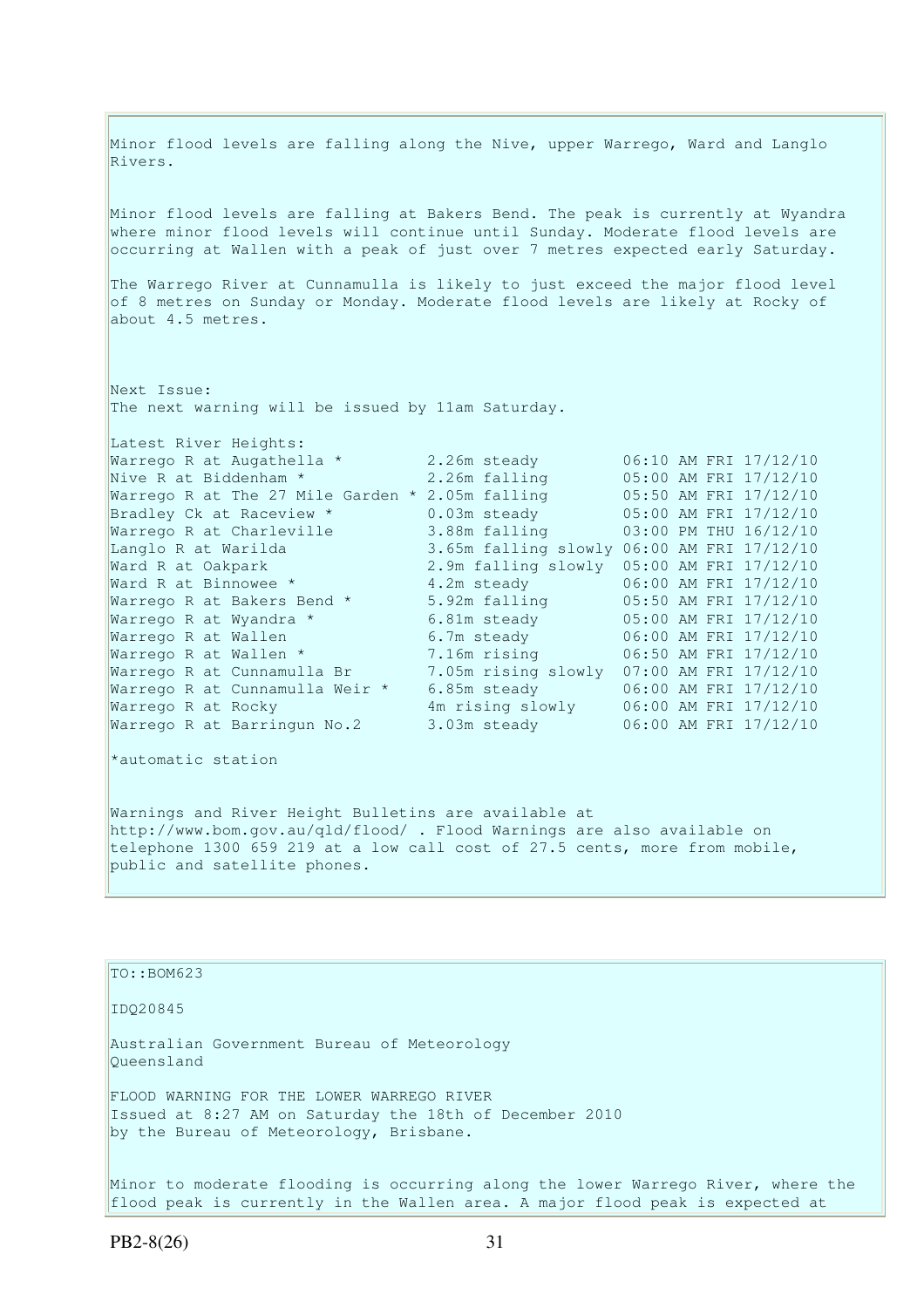Minor flood levels are falling along the Nive, upper Warrego, Ward and Langlo Rivers.

Minor flood levels are falling at Bakers Bend. The peak is currently at Wyandra where minor flood levels will continue until Sunday. Moderate flood levels are occurring at Wallen with a peak of just over 7 metres expected early Saturday.

The Warrego River at Cunnamulla is likely to just exceed the major flood level of 8 metres on Sunday or Monday. Moderate flood levels are likely at Rocky of about 4.5 metres.

Next Issue:
The next warning will be issued by 11am Saturday.

Latest River Heights:

| Location | Height | Time |
|---|---|---|
| Warrego R at Augathella * | 2.26m steady | 06:10 AM FRI 17/12/10 |
| Nive R at Biddenham * | 2.26m falling | 05:00 AM FRI 17/12/10 |
| Warrego R at The 27 Mile Garden * | 2.05m falling | 05:50 AM FRI 17/12/10 |
| Bradley Ck at Raceview * | 0.03m steady | 05:00 AM FRI 17/12/10 |
| Warrego R at Charleville | 3.88m falling | 03:00 PM THU 16/12/10 |
| Langlo R at Warilda | 3.65m falling slowly | 06:00 AM FRI 17/12/10 |
| Ward R at Oakpark | 2.9m falling slowly | 05:00 AM FRI 17/12/10 |
| Ward R at Binnowee * | 4.2m steady | 06:00 AM FRI 17/12/10 |
| Warrego R at Bakers Bend * | 5.92m falling | 05:50 AM FRI 17/12/10 |
| Warrego R at Wyandra * | 6.81m steady | 05:00 AM FRI 17/12/10 |
| Warrego R at Wallen | 6.7m steady | 06:00 AM FRI 17/12/10 |
| Warrego R at Wallen * | 7.16m rising | 06:50 AM FRI 17/12/10 |
| Warrego R at Cunnamulla Br | 7.05m rising slowly | 07:00 AM FRI 17/12/10 |
| Warrego R at Cunnamulla Weir * | 6.85m steady | 06:00 AM FRI 17/12/10 |
| Warrego R at Rocky | 4m rising slowly | 06:00 AM FRI 17/12/10 |
| Warrego R at Barringun No.2 | 3.03m steady | 06:00 AM FRI 17/12/10 |

*automatic station

Warnings and River Height Bulletins are available at http://www.bom.gov.au/qld/flood/ . Flood Warnings are also available on telephone 1300 659 219 at a low call cost of 27.5 cents, more from mobile, public and satellite phones.

TO::BOM623

IDQ20845

Australian Government Bureau of Meteorology
Queensland

FLOOD WARNING FOR THE LOWER WARREGO RIVER
Issued at 8:27 AM on Saturday the 18th of December 2010
by the Bureau of Meteorology, Brisbane.

Minor to moderate flooding is occurring along the lower Warrego River, where the flood peak is currently in the Wallen area. A major flood peak is expected at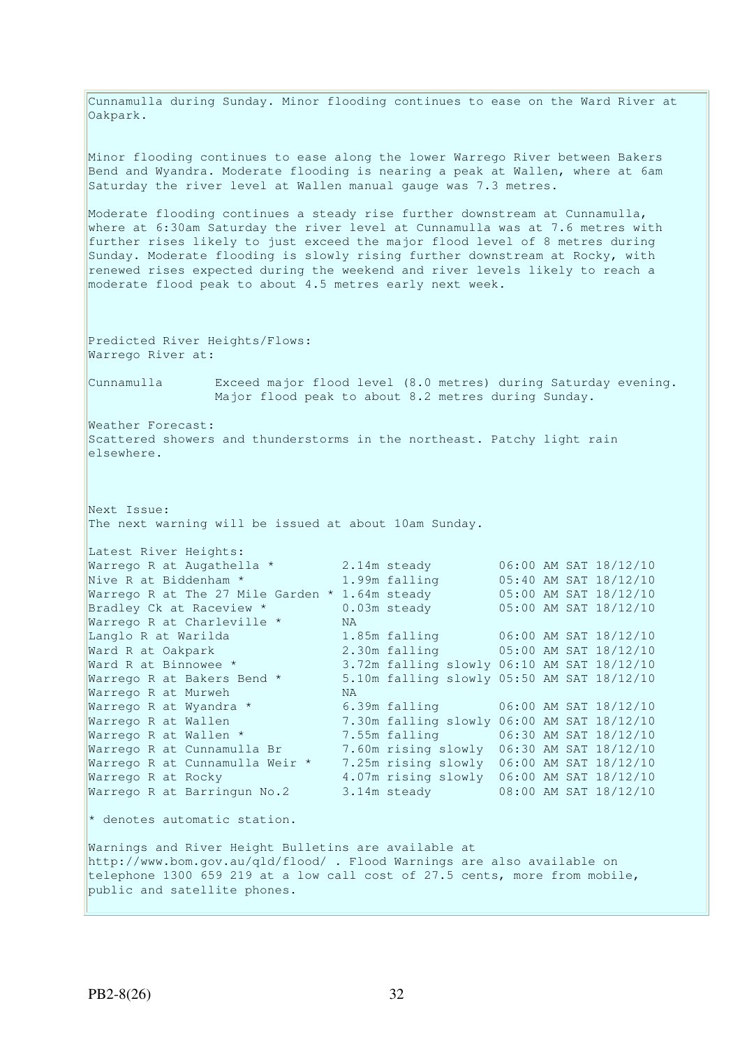Cunnamulla during Sunday. Minor flooding continues to ease on the Ward River at Oakpark.

Minor flooding continues to ease along the lower Warrego River between Bakers Bend and Wyandra. Moderate flooding is nearing a peak at Wallen, where at 6am Saturday the river level at Wallen manual gauge was 7.3 metres.

Moderate flooding continues a steady rise further downstream at Cunnamulla, where at 6:30am Saturday the river level at Cunnamulla was at 7.6 metres with further rises likely to just exceed the major flood level of 8 metres during Sunday. Moderate flooding is slowly rising further downstream at Rocky, with renewed rises expected during the weekend and river levels likely to reach a moderate flood peak to about 4.5 metres early next week.

Predicted River Heights/Flows:
Warrego River at:

Cunnamulla Exceed major flood level (8.0 metres) during Saturday evening. Major flood peak to about 8.2 metres during Sunday.

Weather Forecast:
Scattered showers and thunderstorms in the northeast. Patchy light rain elsewhere.

Next Issue:
The next warning will be issued at about 10am Sunday.

Latest River Heights:

| Station | Height | Time |
|---|---|---|
| Warrego R at Augathella * | 2.14m steady | 06:00 AM SAT 18/12/10 |
| Nive R at Biddenham * | 1.99m falling | 05:40 AM SAT 18/12/10 |
| Warrego R at The 27 Mile Garden * | 1.64m steady | 05:00 AM SAT 18/12/10 |
| Bradley Ck at Raceview * | 0.03m steady | 05:00 AM SAT 18/12/10 |
| Warrego R at Charleville * | NA | |
| Langlo R at Warilda | 1.85m falling | 06:00 AM SAT 18/12/10 |
| Ward R at Oakpark | 2.30m falling | 05:00 AM SAT 18/12/10 |
| Ward R at Binnowee * | 3.72m falling slowly | 06:10 AM SAT 18/12/10 |
| Warrego R at Bakers Bend * | 5.10m falling slowly | 05:50 AM SAT 18/12/10 |
| Warrego R at Murweh | NA | |
| Warrego R at Wyandra * | 6.39m falling | 06:00 AM SAT 18/12/10 |
| Warrego R at Wallen | 7.30m falling slowly | 06:00 AM SAT 18/12/10 |
| Warrego R at Wallen * | 7.55m falling | 06:30 AM SAT 18/12/10 |
| Warrego R at Cunnamulla Br | 7.60m rising slowly | 06:30 AM SAT 18/12/10 |
| Warrego R at Cunnamulla Weir * | 7.25m rising slowly | 06:00 AM SAT 18/12/10 |
| Warrego R at Rocky | 4.07m rising slowly | 06:00 AM SAT 18/12/10 |
| Warrego R at Barringun No.2 | 3.14m steady | 08:00 AM SAT 18/12/10 |

* denotes automatic station.

Warnings and River Height Bulletins are available at http://www.bom.gov.au/qld/flood/ . Flood Warnings are also available on telephone 1300 659 219 at a low call cost of 27.5 cents, more from mobile, public and satellite phones.

PB2-8(26)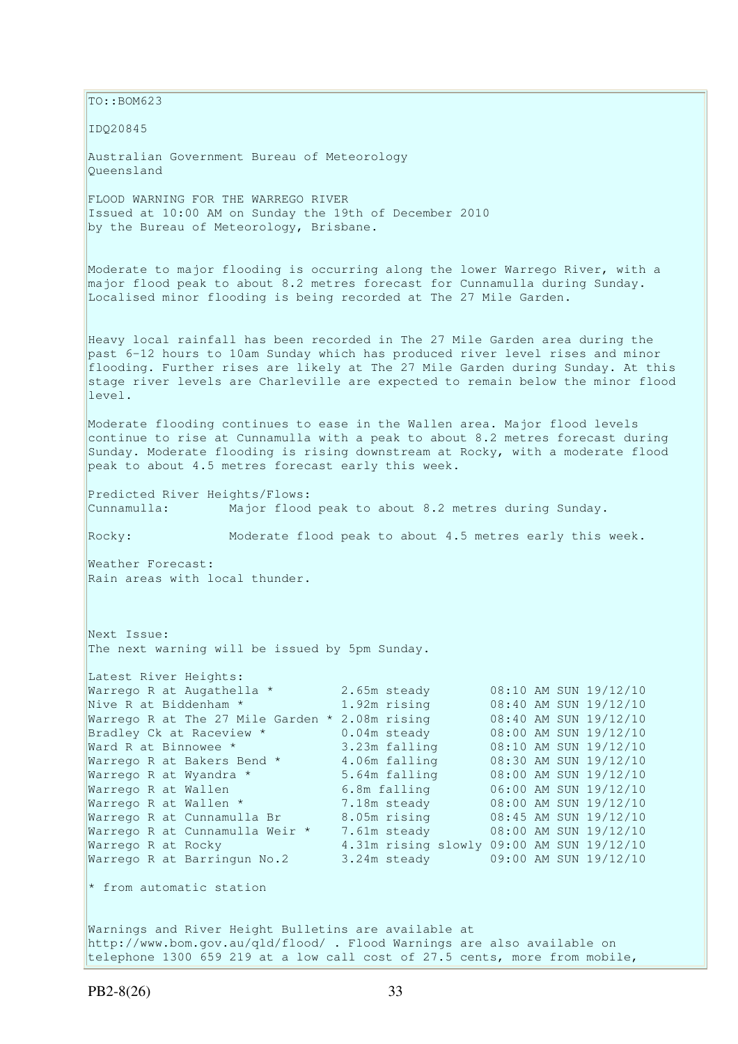TO::BOM623

IDQ20845

Australian Government Bureau of Meteorology
Queensland

FLOOD WARNING FOR THE WARREGO RIVER
Issued at 10:00 AM on Sunday the 19th of December 2010
by the Bureau of Meteorology, Brisbane.

Moderate to major flooding is occurring along the lower Warrego River, with a major flood peak to about 8.2 metres forecast for Cunnamulla during Sunday. Localised minor flooding is being recorded at The 27 Mile Garden.

Heavy local rainfall has been recorded in The 27 Mile Garden area during the past 6-12 hours to 10am Sunday which has produced river level rises and minor flooding. Further rises are likely at The 27 Mile Garden during Sunday. At this stage river levels are Charleville are expected to remain below the minor flood level.

Moderate flooding continues to ease in the Wallen area. Major flood levels continue to rise at Cunnamulla with a peak to about 8.2 metres forecast during Sunday. Moderate flooding is rising downstream at Rocky, with a moderate flood peak to about 4.5 metres forecast early this week.

Predicted River Heights/Flows:
Cunnamulla: Major flood peak to about 8.2 metres during Sunday.

Rocky: Moderate flood peak to about 4.5 metres early this week.

Weather Forecast:
Rain areas with local thunder.

Next Issue:
The next warning will be issued by 5pm Sunday.

Latest River Heights:

| Location | Height | Time |
|---|---|---|
| Warrego R at Augathella * | 2.65m steady | 08:10 AM SUN 19/12/10 |
| Nive R at Biddenham * | 1.92m rising | 08:40 AM SUN 19/12/10 |
| Warrego R at The 27 Mile Garden * | 2.08m rising | 08:40 AM SUN 19/12/10 |
| Bradley Ck at Raceview * | 0.04m steady | 08:00 AM SUN 19/12/10 |
| Ward R at Binnowee * | 3.23m falling | 08:10 AM SUN 19/12/10 |
| Warrego R at Bakers Bend * | 4.06m falling | 08:30 AM SUN 19/12/10 |
| Warrego R at Wyandra * | 5.64m falling | 08:00 AM SUN 19/12/10 |
| Warrego R at Wallen | 6.8m falling | 06:00 AM SUN 19/12/10 |
| Warrego R at Wallen * | 7.18m steady | 08:00 AM SUN 19/12/10 |
| Warrego R at Cunnamulla Br | 8.05m rising | 08:45 AM SUN 19/12/10 |
| Warrego R at Cunnamulla Weir * | 7.61m steady | 08:00 AM SUN 19/12/10 |
| Warrego R at Rocky | 4.31m rising slowly | 09:00 AM SUN 19/12/10 |
| Warrego R at Barringun No.2 | 3.24m steady | 09:00 AM SUN 19/12/10 |

* from automatic station

Warnings and River Height Bulletins are available at http://www.bom.gov.au/qld/flood/ . Flood Warnings are also available on telephone 1300 659 219 at a low call cost of 27.5 cents, more from mobile,

PB2-8(26)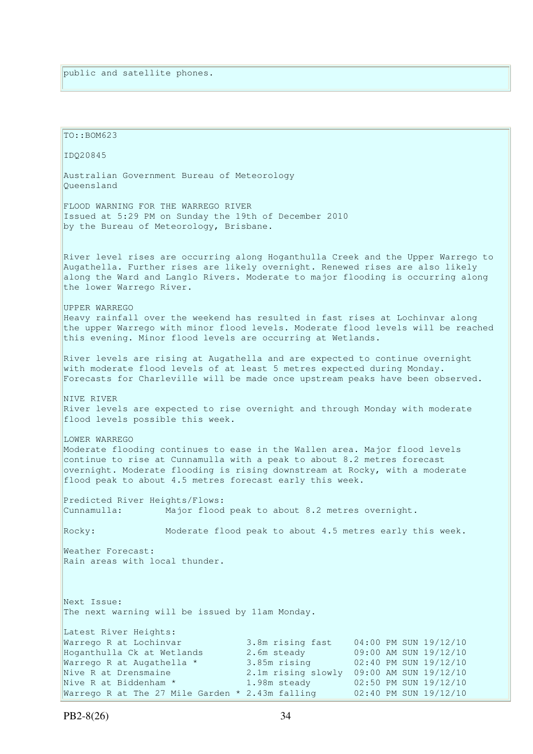public and satellite phones.

TO::BOM623

IDQ20845

Australian Government Bureau of Meteorology
Queensland

FLOOD WARNING FOR THE WARREGO RIVER
Issued at 5:29 PM on Sunday the 19th of December 2010
by the Bureau of Meteorology, Brisbane.

River level rises are occurring along Hoganthulla Creek and the Upper Warrego to Augathella. Further rises are likely overnight. Renewed rises are also likely along the Ward and Langlo Rivers. Moderate to major flooding is occurring along the lower Warrego River.

UPPER WARREGO
Heavy rainfall over the weekend has resulted in fast rises at Lochinvar along the upper Warrego with minor flood levels. Moderate flood levels will be reached this evening. Minor flood levels are occurring at Wetlands.

River levels are rising at Augathella and are expected to continue overnight with moderate flood levels of at least 5 metres expected during Monday. Forecasts for Charleville will be made once upstream peaks have been observed.

NIVE RIVER
River levels are expected to rise overnight and through Monday with moderate flood levels possible this week.

LOWER WARREGO
Moderate flooding continues to ease in the Wallen area. Major flood levels continue to rise at Cunnamulla with a peak to about 8.2 metres forecast overnight. Moderate flooding is rising downstream at Rocky, with a moderate flood peak to about 4.5 metres forecast early this week.

Predicted River Heights/Flows:
Cunnamulla: Major flood peak to about 8.2 metres overnight.

Rocky: Moderate flood peak to about 4.5 metres early this week.

Weather Forecast:
Rain areas with local thunder.

Next Issue:
The next warning will be issued by 11am Monday.

Latest River Heights:

| | | |
|---|---|---|
| Warrego R at Lochinvar | 3.8m rising fast | 04:00 PM SUN 19/12/10 |
| Hoganthulla Ck at Wetlands | 2.6m steady | 09:00 AM SUN 19/12/10 |
| Warrego R at Augathella * | 3.85m rising | 02:40 PM SUN 19/12/10 |
| Nive R at Drensmaine | 2.1m rising slowly | 09:00 AM SUN 19/12/10 |
| Nive R at Biddenham * | 1.98m steady | 02:50 PM SUN 19/12/10 |
| Warrego R at The 27 Mile Garden * | 2.43m falling | 02:40 PM SUN 19/12/10 |

PB2-8(26)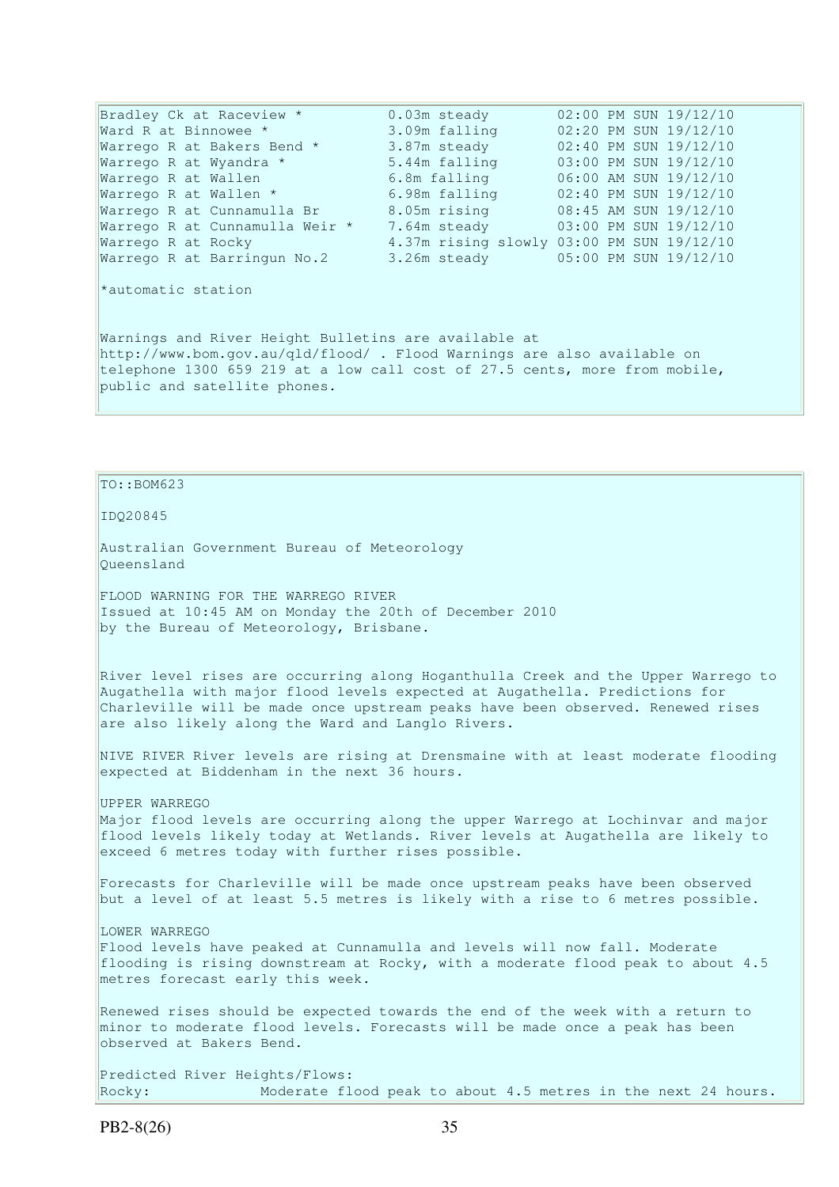| Station | Height | Trend | Time |
|---|---|---|---|
| Bradley Ck at Raceview * | 0.03m | steady | 02:00 PM SUN 19/12/10 |
| Ward R at Binnowee * | 3.09m | falling | 02:20 PM SUN 19/12/10 |
| Warrego R at Bakers Bend * | 3.87m | steady | 02:40 PM SUN 19/12/10 |
| Warrego R at Wyandra * | 5.44m | falling | 03:00 PM SUN 19/12/10 |
| Warrego R at Wallen | 6.8m | falling | 06:00 AM SUN 19/12/10 |
| Warrego R at Wallen * | 6.98m | falling | 02:40 PM SUN 19/12/10 |
| Warrego R at Cunnamulla Br | 8.05m | rising | 08:45 AM SUN 19/12/10 |
| Warrego R at Cunnamulla Weir * | 7.64m | steady | 03:00 PM SUN 19/12/10 |
| Warrego R at Rocky | 4.37m | rising slowly | 03:00 PM SUN 19/12/10 |
| Warrego R at Barringun No.2 | 3.26m | steady | 05:00 PM SUN 19/12/10 |

*automatic station

Warnings and River Height Bulletins are available at http://www.bom.gov.au/qld/flood/ . Flood Warnings are also available on telephone 1300 659 219 at a low call cost of 27.5 cents, more from mobile, public and satellite phones.

TO::BOM623

IDQ20845

Australian Government Bureau of Meteorology
Queensland

FLOOD WARNING FOR THE WARREGO RIVER
Issued at 10:45 AM on Monday the 20th of December 2010
by the Bureau of Meteorology, Brisbane.

River level rises are occurring along Hoganthulla Creek and the Upper Warrego to Augathella with major flood levels expected at Augathella. Predictions for Charleville will be made once upstream peaks have been observed. Renewed rises are also likely along the Ward and Langlo Rivers.

NIVE RIVER River levels are rising at Drensmaine with at least moderate flooding expected at Biddenham in the next 36 hours.

UPPER WARREGO
Major flood levels are occurring along the upper Warrego at Lochinvar and major flood levels likely today at Wetlands. River levels at Augathella are likely to exceed 6 metres today with further rises possible.

Forecasts for Charleville will be made once upstream peaks have been observed but a level of at least 5.5 metres is likely with a rise to 6 metres possible.

LOWER WARREGO
Flood levels have peaked at Cunnamulla and levels will now fall. Moderate flooding is rising downstream at Rocky, with a moderate flood peak to about 4.5 metres forecast early this week.

Renewed rises should be expected towards the end of the week with a return to minor to moderate flood levels. Forecasts will be made once a peak has been observed at Bakers Bend.

Predicted River Heights/Flows:
Rocky: Moderate flood peak to about 4.5 metres in the next 24 hours.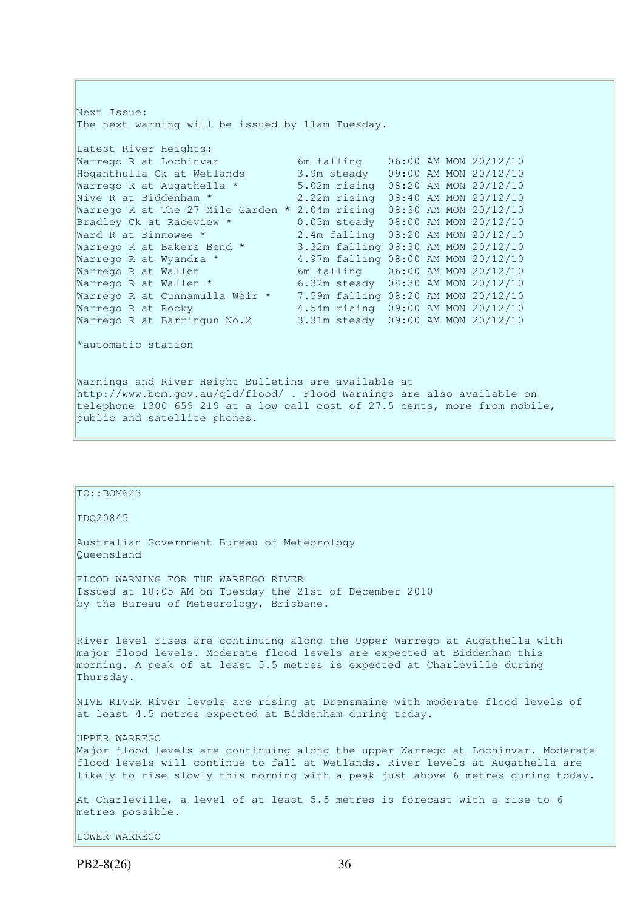Next Issue:
The next warning will be issued by 11am Tuesday.

Latest River Heights:

| Location | Height | Time |
| --- | --- | --- |
| Warrego R at Lochinvar | 6m falling | 06:00 AM MON 20/12/10 |
| Hoganthulla Ck at Wetlands | 3.9m steady | 09:00 AM MON 20/12/10 |
| Warrego R at Augathella * | 5.02m rising | 08:20 AM MON 20/12/10 |
| Nive R at Biddenham * | 2.22m rising | 08:40 AM MON 20/12/10 |
| Warrego R at The 27 Mile Garden * | 2.04m rising | 08:30 AM MON 20/12/10 |
| Bradley Ck at Raceview * | 0.03m steady | 08:00 AM MON 20/12/10 |
| Ward R at Binnowee * | 2.4m falling | 08:20 AM MON 20/12/10 |
| Warrego R at Bakers Bend * | 3.32m falling | 08:30 AM MON 20/12/10 |
| Warrego R at Wyandra * | 4.97m falling | 08:00 AM MON 20/12/10 |
| Warrego R at Wallen | 6m falling | 06:00 AM MON 20/12/10 |
| Warrego R at Wallen * | 6.32m steady | 08:30 AM MON 20/12/10 |
| Warrego R at Cunnamulla Weir * | 7.59m falling | 08:20 AM MON 20/12/10 |
| Warrego R at Rocky | 4.54m rising | 09:00 AM MON 20/12/10 |
| Warrego R at Barringun No.2 | 3.31m steady | 09:00 AM MON 20/12/10 |

*automatic station

Warnings and River Height Bulletins are available at http://www.bom.gov.au/qld/flood/ . Flood Warnings are also available on telephone 1300 659 219 at a low call cost of 27.5 cents, more from mobile, public and satellite phones.

---

TO::BOM623

IDQ20845

Australian Government Bureau of Meteorology
Queensland

FLOOD WARNING FOR THE WARREGO RIVER
Issued at 10:05 AM on Tuesday the 21st of December 2010
by the Bureau of Meteorology, Brisbane.

River level rises are continuing along the Upper Warrego at Augathella with major flood levels. Moderate flood levels are expected at Biddenham this morning. A peak of at least 5.5 metres is expected at Charleville during Thursday.

NIVE RIVER River levels are rising at Drensmaine with moderate flood levels of at least 4.5 metres expected at Biddenham during today.

UPPER WARREGO
Major flood levels are continuing along the upper Warrego at Lochinvar. Moderate flood levels will continue to fall at Wetlands. River levels at Augathella are likely to rise slowly this morning with a peak just above 6 metres during today.

At Charleville, a level of at least 5.5 metres is forecast with a rise to 6 metres possible.

LOWER WARREGO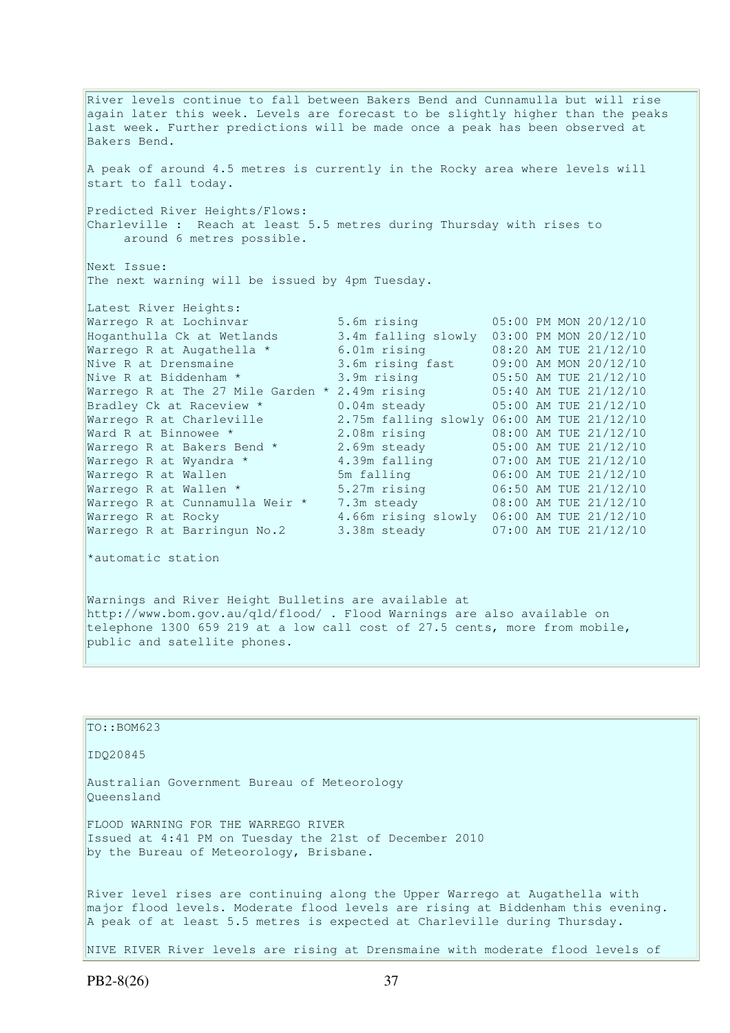River levels continue to fall between Bakers Bend and Cunnamulla but will rise again later this week. Levels are forecast to be slightly higher than the peaks last week. Further predictions will be made once a peak has been observed at Bakers Bend.

A peak of around 4.5 metres is currently in the Rocky area where levels will start to fall today.

Predicted River Heights/Flows:
Charleville : Reach at least 5.5 metres during Thursday with rises to around 6 metres possible.

Next Issue:
The next warning will be issued by 4pm Tuesday.

Latest River Heights:

| Location | Height | Time |
|---|---|---|
| Warrego R at Lochinvar | 5.6m rising | 05:00 PM MON 20/12/10 |
| Hoganthulla Ck at Wetlands | 3.4m falling slowly | 03:00 PM MON 20/12/10 |
| Warrego R at Augathella * | 6.01m rising | 08:20 AM TUE 21/12/10 |
| Nive R at Drensmaine | 3.6m rising fast | 09:00 AM MON 20/12/10 |
| Nive R at Biddenham * | 3.9m rising | 05:50 AM TUE 21/12/10 |
| Warrego R at The 27 Mile Garden * | 2.49m rising | 05:40 AM TUE 21/12/10 |
| Bradley Ck at Raceview * | 0.04m steady | 05:00 AM TUE 21/12/10 |
| Warrego R at Charleville | 2.75m falling slowly | 06:00 AM TUE 21/12/10 |
| Ward R at Binnowee * | 2.08m rising | 08:00 AM TUE 21/12/10 |
| Warrego R at Bakers Bend * | 2.69m steady | 05:00 AM TUE 21/12/10 |
| Warrego R at Wyandra * | 4.39m falling | 07:00 AM TUE 21/12/10 |
| Warrego R at Wallen | 5m falling | 06:00 AM TUE 21/12/10 |
| Warrego R at Wallen * | 5.27m rising | 06:50 AM TUE 21/12/10 |
| Warrego R at Cunnamulla Weir * | 7.3m steady | 08:00 AM TUE 21/12/10 |
| Warrego R at Rocky | 4.66m rising slowly | 06:00 AM TUE 21/12/10 |
| Warrego R at Barringun No.2 | 3.38m steady | 07:00 AM TUE 21/12/10 |

*automatic station

Warnings and River Height Bulletins are available at http://www.bom.gov.au/qld/flood/ . Flood Warnings are also available on telephone 1300 659 219 at a low call cost of 27.5 cents, more from mobile, public and satellite phones.

---

TO::BOM623

IDQ20845

Australian Government Bureau of Meteorology
Queensland

FLOOD WARNING FOR THE WARREGO RIVER
Issued at 4:41 PM on Tuesday the 21st of December 2010
by the Bureau of Meteorology, Brisbane.

River level rises are continuing along the Upper Warrego at Augathella with major flood levels. Moderate flood levels are rising at Biddenham this evening. A peak of at least 5.5 metres is expected at Charleville during Thursday.

NIVE RIVER River levels are rising at Drensmaine with moderate flood levels of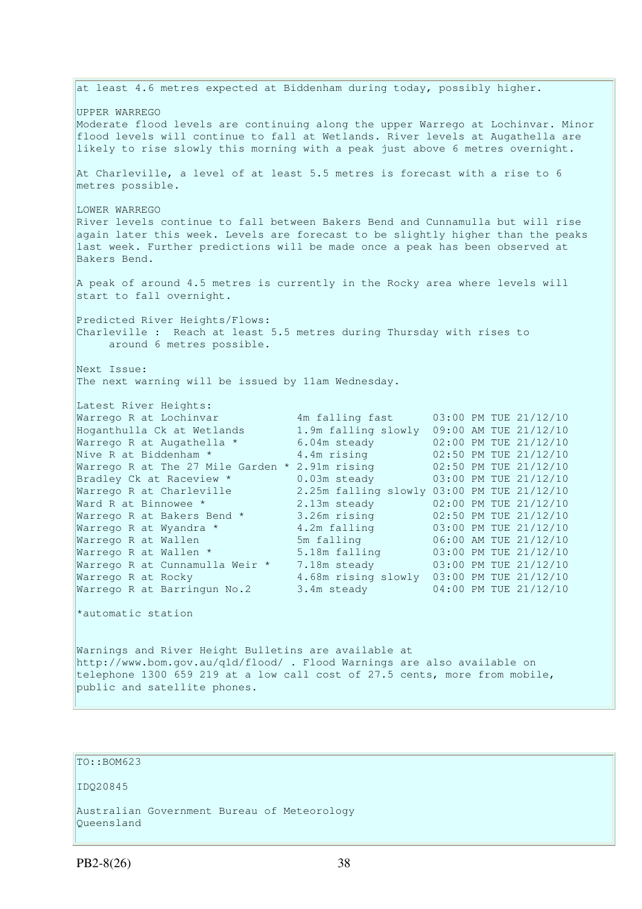at least 4.6 metres expected at Biddenham during today, possibly higher.

UPPER WARREGO
Moderate flood levels are continuing along the upper Warrego at Lochinvar. Minor flood levels will continue to fall at Wetlands. River levels at Augathella are likely to rise slowly this morning with a peak just above 6 metres overnight.

At Charleville, a level of at least 5.5 metres is forecast with a rise to 6 metres possible.

LOWER WARREGO
River levels continue to fall between Bakers Bend and Cunnamulla but will rise again later this week. Levels are forecast to be slightly higher than the peaks last week. Further predictions will be made once a peak has been observed at Bakers Bend.

A peak of around 4.5 metres is currently in the Rocky area where levels will start to fall overnight.

Predicted River Heights/Flows:
Charleville : Reach at least 5.5 metres during Thursday with rises to around 6 metres possible.

Next Issue:
The next warning will be issued by 11am Wednesday.

Latest River Heights:

| Station | Height | Time |
|---|---|---|
| Warrego R at Lochinvar | 4m falling fast | 03:00 PM TUE 21/12/10 |
| Hoganthulla Ck at Wetlands | 1.9m falling slowly | 09:00 AM TUE 21/12/10 |
| Warrego R at Augathella * | 6.04m steady | 02:00 PM TUE 21/12/10 |
| Nive R at Biddenham * | 4.4m rising | 02:50 PM TUE 21/12/10 |
| Warrego R at The 27 Mile Garden * | 2.91m rising | 02:50 PM TUE 21/12/10 |
| Bradley Ck at Raceview * | 0.03m steady | 03:00 PM TUE 21/12/10 |
| Warrego R at Charleville | 2.25m falling slowly | 03:00 PM TUE 21/12/10 |
| Ward R at Binnowee * | 2.13m steady | 02:00 PM TUE 21/12/10 |
| Warrego R at Bakers Bend * | 3.26m rising | 02:50 PM TUE 21/12/10 |
| Warrego R at Wyandra * | 4.2m falling | 03:00 PM TUE 21/12/10 |
| Warrego R at Wallen | 5m falling | 06:00 AM TUE 21/12/10 |
| Warrego R at Wallen * | 5.18m falling | 03:00 PM TUE 21/12/10 |
| Warrego R at Cunnamulla Weir * | 7.18m steady | 03:00 PM TUE 21/12/10 |
| Warrego R at Rocky | 4.68m rising slowly | 03:00 PM TUE 21/12/10 |
| Warrego R at Barringun No.2 | 3.4m steady | 04:00 PM TUE 21/12/10 |

*automatic station

Warnings and River Height Bulletins are available at http://www.bom.gov.au/qld/flood/ . Flood Warnings are also available on telephone 1300 659 219 at a low call cost of 27.5 cents, more from mobile, public and satellite phones.

TO::BOM623

IDQ20845

Australian Government Bureau of Meteorology
Queensland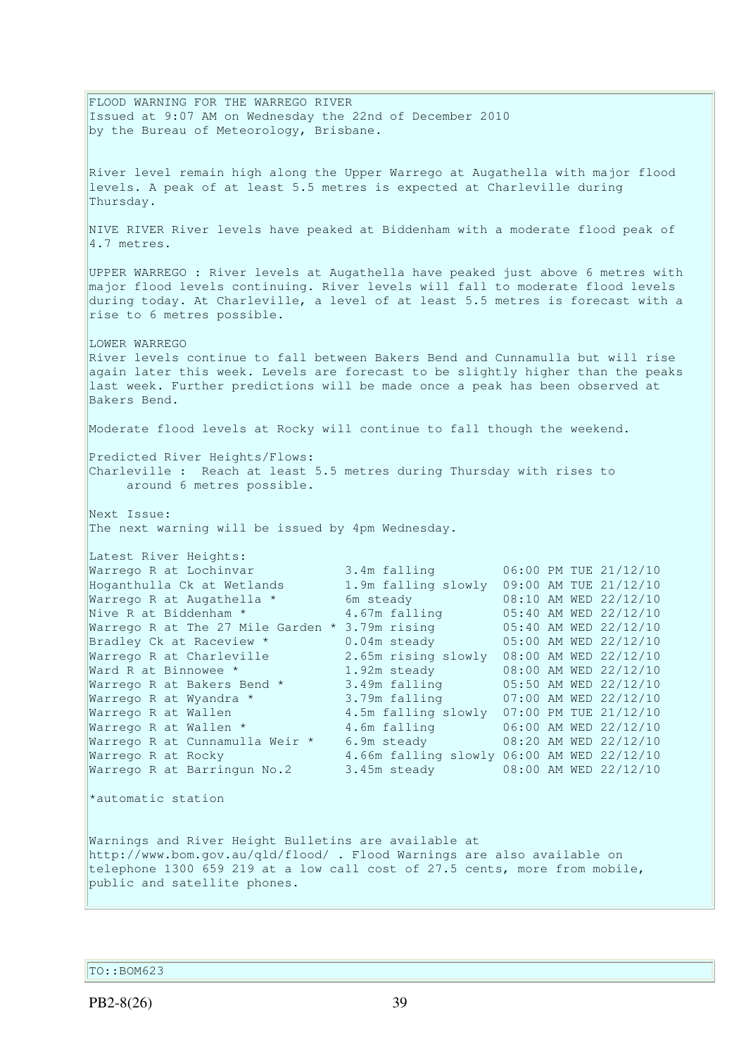FLOOD WARNING FOR THE WARREGO RIVER
Issued at 9:07 AM on Wednesday the 22nd of December 2010
by the Bureau of Meteorology, Brisbane.

River level remain high along the Upper Warrego at Augathella with major flood levels. A peak of at least 5.5 metres is expected at Charleville during Thursday.

NIVE RIVER River levels have peaked at Biddenham with a moderate flood peak of 4.7 metres.

UPPER WARREGO : River levels at Augathella have peaked just above 6 metres with major flood levels continuing. River levels will fall to moderate flood levels during today. At Charleville, a level of at least 5.5 metres is forecast with a rise to 6 metres possible.

LOWER WARREGO
River levels continue to fall between Bakers Bend and Cunnamulla but will rise again later this week. Levels are forecast to be slightly higher than the peaks last week. Further predictions will be made once a peak has been observed at Bakers Bend.

Moderate flood levels at Rocky will continue to fall though the weekend.

Predicted River Heights/Flows:
Charleville : Reach at least 5.5 metres during Thursday with rises to around 6 metres possible.

Next Issue:
The next warning will be issued by 4pm Wednesday.

Latest River Heights:

| Location | Height | Time |
|---|---|---|
| Warrego R at Lochinvar | 3.4m falling | 06:00 PM TUE 21/12/10 |
| Hoganthulla Ck at Wetlands | 1.9m falling slowly | 09:00 AM TUE 21/12/10 |
| Warrego R at Augathella * | 6m steady | 08:10 AM WED 22/12/10 |
| Nive R at Biddenham * | 4.67m falling | 05:40 AM WED 22/12/10 |
| Warrego R at The 27 Mile Garden * | 3.79m rising | 05:40 AM WED 22/12/10 |
| Bradley Ck at Raceview * | 0.04m steady | 05:00 AM WED 22/12/10 |
| Warrego R at Charleville | 2.65m rising slowly | 08:00 AM WED 22/12/10 |
| Ward R at Binnowee * | 1.92m steady | 08:00 AM WED 22/12/10 |
| Warrego R at Bakers Bend * | 3.49m falling | 05:50 AM WED 22/12/10 |
| Warrego R at Wyandra * | 3.79m falling | 07:00 AM WED 22/12/10 |
| Warrego R at Wallen | 4.5m falling slowly | 07:00 PM TUE 21/12/10 |
| Warrego R at Wallen * | 4.6m falling | 06:00 AM WED 22/12/10 |
| Warrego R at Cunnamulla Weir * | 6.9m steady | 08:20 AM WED 22/12/10 |
| Warrego R at Rocky | 4.66m falling slowly | 06:00 AM WED 22/12/10 |
| Warrego R at Barringun No.2 | 3.45m steady | 08:00 AM WED 22/12/10 |

*automatic station

Warnings and River Height Bulletins are available at http://www.bom.gov.au/qld/flood/ . Flood Warnings are also available on telephone 1300 659 219 at a low call cost of 27.5 cents, more from mobile, public and satellite phones.

TO::BOM623

PB2-8(26)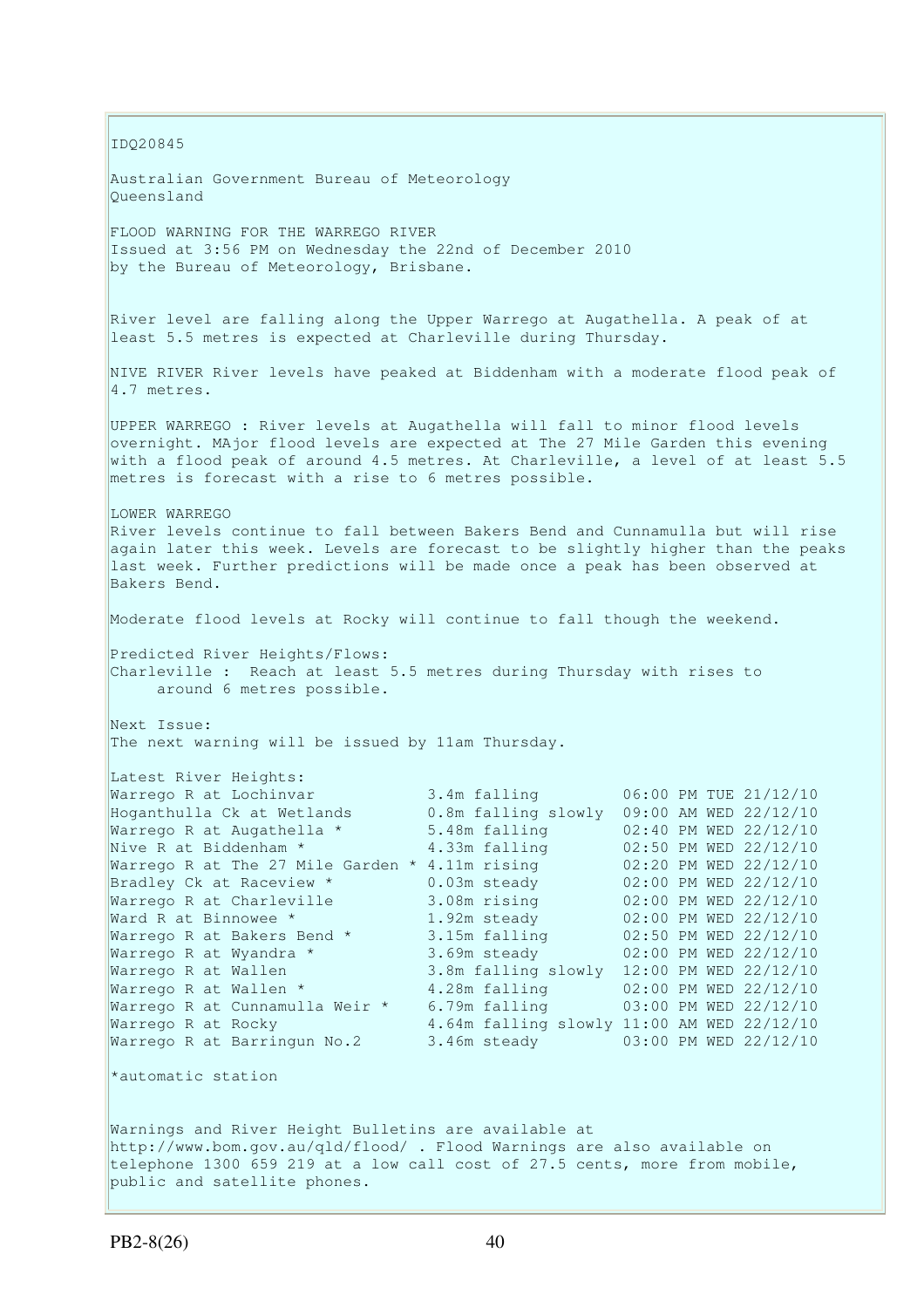IDQ20845

Australian Government Bureau of Meteorology
Queensland

FLOOD WARNING FOR THE WARREGO RIVER
Issued at 3:56 PM on Wednesday the 22nd of December 2010
by the Bureau of Meteorology, Brisbane.

River level are falling along the Upper Warrego at Augathella. A peak of at least 5.5 metres is expected at Charleville during Thursday.

NIVE RIVER River levels have peaked at Biddenham with a moderate flood peak of 4.7 metres.

UPPER WARREGO : River levels at Augathella will fall to minor flood levels overnight. MAjor flood levels are expected at The 27 Mile Garden this evening with a flood peak of around 4.5 metres. At Charleville, a level of at least 5.5 metres is forecast with a rise to 6 metres possible.

LOWER WARREGO
River levels continue to fall between Bakers Bend and Cunnamulla but will rise again later this week. Levels are forecast to be slightly higher than the peaks last week. Further predictions will be made once a peak has been observed at Bakers Bend.

Moderate flood levels at Rocky will continue to fall though the weekend.

Predicted River Heights/Flows:
Charleville : Reach at least 5.5 metres during Thursday with rises to around 6 metres possible.

Next Issue:
The next warning will be issued by 11am Thursday.

Latest River Heights:

| Station | Height | Time |
|---|---|---|
| Warrego R at Lochinvar | 3.4m falling | 06:00 PM TUE 21/12/10 |
| Hoganthulla Ck at Wetlands | 0.8m falling slowly | 09:00 AM WED 22/12/10 |
| Warrego R at Augathella * | 5.48m falling | 02:40 PM WED 22/12/10 |
| Nive R at Biddenham * | 4.33m falling | 02:50 PM WED 22/12/10 |
| Warrego R at The 27 Mile Garden * | 4.11m rising | 02:20 PM WED 22/12/10 |
| Bradley Ck at Raceview * | 0.03m steady | 02:00 PM WED 22/12/10 |
| Warrego R at Charleville | 3.08m rising | 02:00 PM WED 22/12/10 |
| Ward R at Binnowee * | 1.92m steady | 02:00 PM WED 22/12/10 |
| Warrego R at Bakers Bend * | 3.15m falling | 02:50 PM WED 22/12/10 |
| Warrego R at Wyandra * | 3.69m steady | 02:00 PM WED 22/12/10 |
| Warrego R at Wallen | 3.8m falling slowly | 12:00 PM WED 22/12/10 |
| Warrego R at Wallen * | 4.28m falling | 02:00 PM WED 22/12/10 |
| Warrego R at Cunnamulla Weir * | 6.79m falling | 03:00 PM WED 22/12/10 |
| Warrego R at Rocky | 4.64m falling slowly | 11:00 AM WED 22/12/10 |
| Warrego R at Barringun No.2 | 3.46m steady | 03:00 PM WED 22/12/10 |

*automatic station

Warnings and River Height Bulletins are available at http://www.bom.gov.au/qld/flood/ . Flood Warnings are also available on telephone 1300 659 219 at a low call cost of 27.5 cents, more from mobile, public and satellite phones.

PB2-8(26)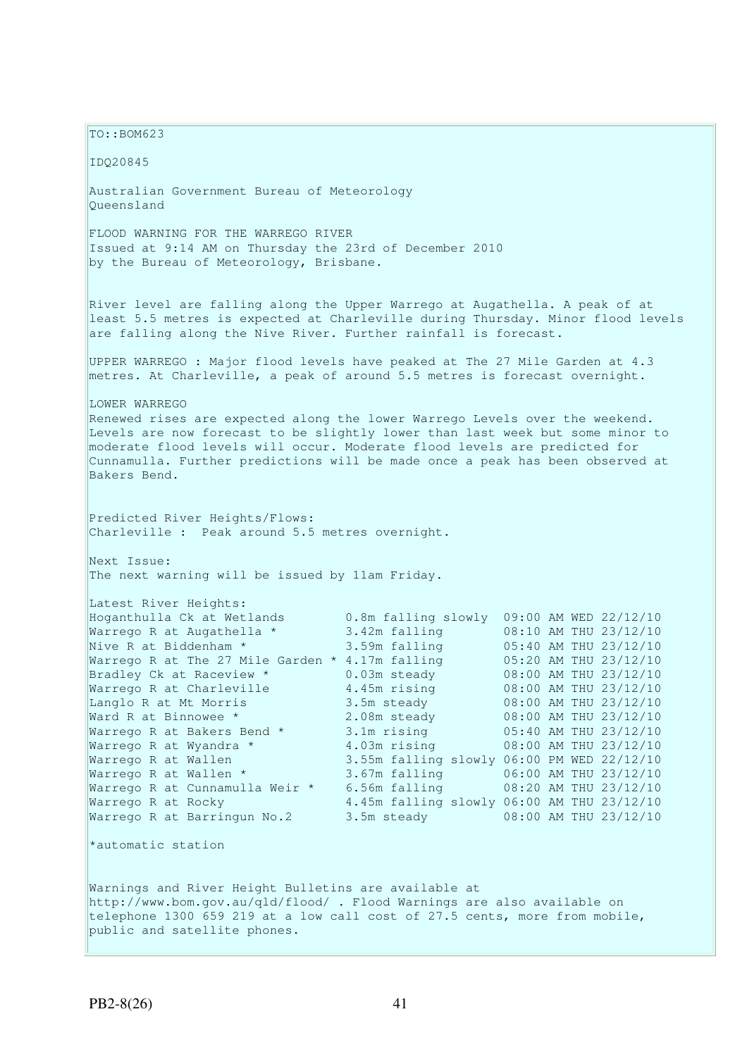TO::BOM623

IDQ20845

Australian Government Bureau of Meteorology
Queensland

FLOOD WARNING FOR THE WARREGO RIVER
Issued at 9:14 AM on Thursday the 23rd of December 2010
by the Bureau of Meteorology, Brisbane.

River level are falling along the Upper Warrego at Augathella. A peak of at least 5.5 metres is expected at Charleville during Thursday. Minor flood levels are falling along the Nive River. Further rainfall is forecast.

UPPER WARREGO : Major flood levels have peaked at The 27 Mile Garden at 4.3 metres. At Charleville, a peak of around 5.5 metres is forecast overnight.

LOWER WARREGO
Renewed rises are expected along the lower Warrego Levels over the weekend. Levels are now forecast to be slightly lower than last week but some minor to moderate flood levels will occur. Moderate flood levels are predicted for Cunnamulla. Further predictions will be made once a peak has been observed at Bakers Bend.

Predicted River Heights/Flows:
Charleville : Peak around 5.5 metres overnight.

Next Issue:
The next warning will be issued by 11am Friday.

Latest River Heights:

| Station | Height | Time |
|---|---|---|
| Hoganthulla Ck at Wetlands | 0.8m falling slowly | 09:00 AM WED 22/12/10 |
| Warrego R at Augathella * | 3.42m falling | 08:10 AM THU 23/12/10 |
| Nive R at Biddenham * | 3.59m falling | 05:40 AM THU 23/12/10 |
| Warrego R at The 27 Mile Garden * | 4.17m falling | 05:20 AM THU 23/12/10 |
| Bradley Ck at Raceview * | 0.03m steady | 08:00 AM THU 23/12/10 |
| Warrego R at Charleville | 4.45m rising | 08:00 AM THU 23/12/10 |
| Langlo R at Mt Morris | 3.5m steady | 08:00 AM THU 23/12/10 |
| Ward R at Binnowee * | 2.08m steady | 08:00 AM THU 23/12/10 |
| Warrego R at Bakers Bend * | 3.1m rising | 05:40 AM THU 23/12/10 |
| Warrego R at Wyandra * | 4.03m rising | 08:00 AM THU 23/12/10 |
| Warrego R at Wallen | 3.55m falling slowly | 06:00 PM WED 22/12/10 |
| Warrego R at Wallen * | 3.67m falling | 06:00 AM THU 23/12/10 |
| Warrego R at Cunnamulla Weir * | 6.56m falling | 08:20 AM THU 23/12/10 |
| Warrego R at Rocky | 4.45m falling slowly | 06:00 AM THU 23/12/10 |
| Warrego R at Barringun No.2 | 3.5m steady | 08:00 AM THU 23/12/10 |

*automatic station

Warnings and River Height Bulletins are available at http://www.bom.gov.au/qld/flood/ . Flood Warnings are also available on telephone 1300 659 219 at a low call cost of 27.5 cents, more from mobile, public and satellite phones.

PB2-8(26)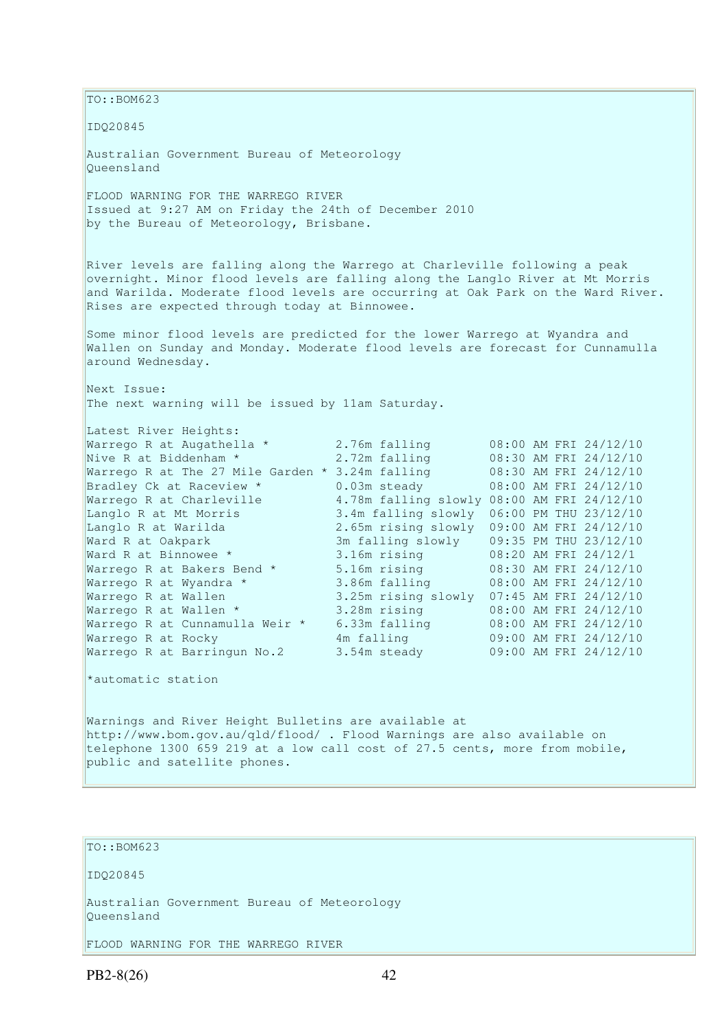TO::BOM623

IDQ20845

Australian Government Bureau of Meteorology
Queensland

FLOOD WARNING FOR THE WARREGO RIVER
Issued at 9:27 AM on Friday the 24th of December 2010
by the Bureau of Meteorology, Brisbane.

River levels are falling along the Warrego at Charleville following a peak overnight. Minor flood levels are falling along the Langlo River at Mt Morris and Warilda. Moderate flood levels are occurring at Oak Park on the Ward River. Rises are expected through today at Binnowee.

Some minor flood levels are predicted for the lower Warrego at Wyandra and Wallen on Sunday and Monday. Moderate flood levels are forecast for Cunnamulla around Wednesday.

Next Issue:
The next warning will be issued by 11am Saturday.

Latest River Heights:

| Location | Height | Time |
|---|---|---|
| Warrego R at Augathella * | 2.76m falling | 08:00 AM FRI 24/12/10 |
| Nive R at Biddenham * | 2.72m falling | 08:30 AM FRI 24/12/10 |
| Warrego R at The 27 Mile Garden * | 3.24m falling | 08:30 AM FRI 24/12/10 |
| Bradley Ck at Raceview * | 0.03m steady | 08:00 AM FRI 24/12/10 |
| Warrego R at Charleville | 4.78m falling slowly | 08:00 AM FRI 24/12/10 |
| Langlo R at Mt Morris | 3.4m falling slowly | 06:00 PM THU 23/12/10 |
| Langlo R at Warilda | 2.65m rising slowly | 09:00 AM FRI 24/12/10 |
| Ward R at Oakpark | 3m falling slowly | 09:35 PM THU 23/12/10 |
| Ward R at Binnowee * | 3.16m rising | 08:20 AM FRI 24/12/1 |
| Warrego R at Bakers Bend * | 5.16m rising | 08:30 AM FRI 24/12/10 |
| Warrego R at Wyandra * | 3.86m falling | 08:00 AM FRI 24/12/10 |
| Warrego R at Wallen | 3.25m rising slowly | 07:45 AM FRI 24/12/10 |
| Warrego R at Wallen * | 3.28m rising | 08:00 AM FRI 24/12/10 |
| Warrego R at Cunnamulla Weir * | 6.33m falling | 08:00 AM FRI 24/12/10 |
| Warrego R at Rocky | 4m falling | 09:00 AM FRI 24/12/10 |
| Warrego R at Barringun No.2 | 3.54m steady | 09:00 AM FRI 24/12/10 |

*automatic station

Warnings and River Height Bulletins are available at http://www.bom.gov.au/qld/flood/ . Flood Warnings are also available on telephone 1300 659 219 at a low call cost of 27.5 cents, more from mobile, public and satellite phones.

TO::BOM623

IDQ20845

Australian Government Bureau of Meteorology
Queensland

FLOOD WARNING FOR THE WARREGO RIVER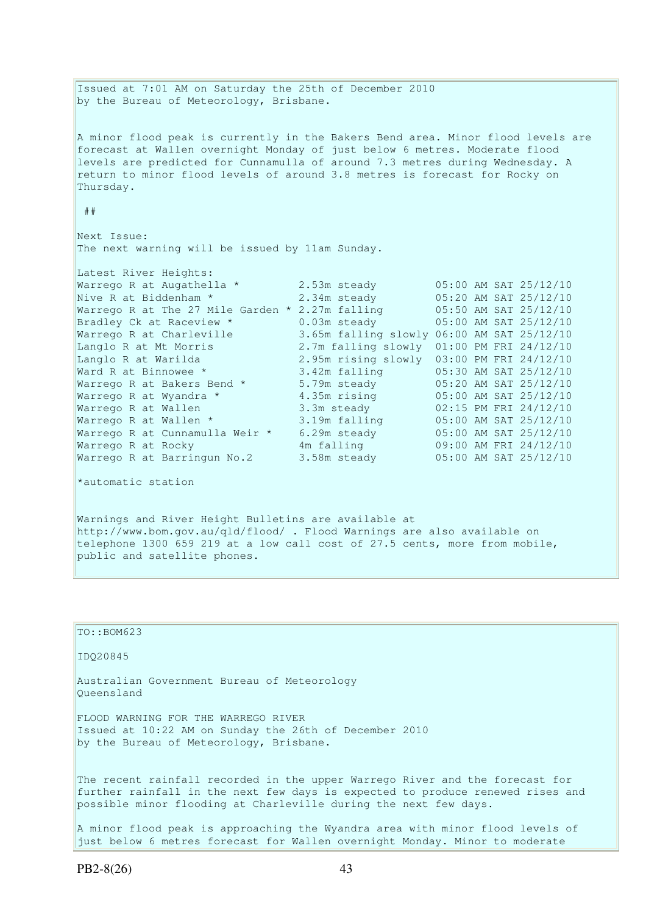Issued at 7:01 AM on Saturday the 25th of December 2010
by the Bureau of Meteorology, Brisbane.

A minor flood peak is currently in the Bakers Bend area. Minor flood levels are forecast at Wallen overnight Monday of just below 6 metres. Moderate flood levels are predicted for Cunnamulla of around 7.3 metres during Wednesday. A return to minor flood levels of around 3.8 metres is forecast for Rocky on Thursday.

##

Next Issue:
The next warning will be issued by 11am Sunday.

Latest River Heights:

| | | |
|---|---|---|
| Warrego R at Augathella * | 2.53m steady | 05:00 AM SAT 25/12/10 |
| Nive R at Biddenham * | 2.34m steady | 05:20 AM SAT 25/12/10 |
| Warrego R at The 27 Mile Garden * | 2.27m falling | 05:50 AM SAT 25/12/10 |
| Bradley Ck at Raceview * | 0.03m steady | 05:00 AM SAT 25/12/10 |
| Warrego R at Charleville | 3.65m falling slowly | 06:00 AM SAT 25/12/10 |
| Langlo R at Mt Morris | 2.7m falling slowly | 01:00 PM FRI 24/12/10 |
| Langlo R at Warilda | 2.95m rising slowly | 03:00 PM FRI 24/12/10 |
| Ward R at Binnowee * | 3.42m falling | 05:30 AM SAT 25/12/10 |
| Warrego R at Bakers Bend * | 5.79m steady | 05:20 AM SAT 25/12/10 |
| Warrego R at Wyandra * | 4.35m rising | 05:00 AM SAT 25/12/10 |
| Warrego R at Wallen | 3.3m steady | 02:15 PM FRI 24/12/10 |
| Warrego R at Wallen * | 3.19m falling | 05:00 AM SAT 25/12/10 |
| Warrego R at Cunnamulla Weir * | 6.29m steady | 05:00 AM SAT 25/12/10 |
| Warrego R at Rocky | 4m falling | 09:00 AM FRI 24/12/10 |
| Warrego R at Barringun No.2 | 3.58m steady | 05:00 AM SAT 25/12/10 |

*automatic station

Warnings and River Height Bulletins are available at http://www.bom.gov.au/qld/flood/ . Flood Warnings are also available on telephone 1300 659 219 at a low call cost of 27.5 cents, more from mobile, public and satellite phones.

TO::BOM623

IDQ20845

Australian Government Bureau of Meteorology
Queensland

FLOOD WARNING FOR THE WARREGO RIVER
Issued at 10:22 AM on Sunday the 26th of December 2010
by the Bureau of Meteorology, Brisbane.

The recent rainfall recorded in the upper Warrego River and the forecast for further rainfall in the next few days is expected to produce renewed rises and possible minor flooding at Charleville during the next few days.

A minor flood peak is approaching the Wyandra area with minor flood levels of just below 6 metres forecast for Wallen overnight Monday. Minor to moderate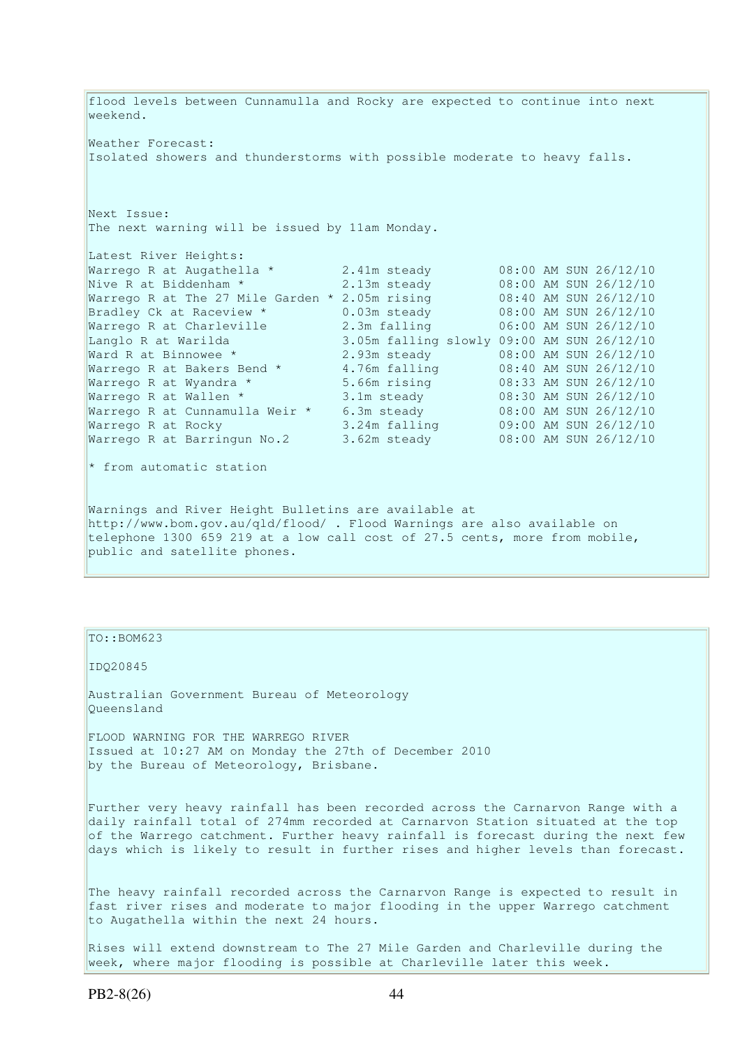flood levels between Cunnamulla and Rocky are expected to continue into next weekend.

Weather Forecast:
Isolated showers and thunderstorms with possible moderate to heavy falls.

Next Issue:
The next warning will be issued by 11am Monday.

Latest River Heights:

| Location | Height | Time |
|---|---|---|
| Warrego R at Augathella * | 2.41m steady | 08:00 AM SUN 26/12/10 |
| Nive R at Biddenham * | 2.13m steady | 08:00 AM SUN 26/12/10 |
| Warrego R at The 27 Mile Garden * | 2.05m rising | 08:40 AM SUN 26/12/10 |
| Bradley Ck at Raceview * | 0.03m steady | 08:00 AM SUN 26/12/10 |
| Warrego R at Charleville | 2.3m falling | 06:00 AM SUN 26/12/10 |
| Langlo R at Warilda | 3.05m falling slowly | 09:00 AM SUN 26/12/10 |
| Ward R at Binnowee * | 2.93m steady | 08:00 AM SUN 26/12/10 |
| Warrego R at Bakers Bend * | 4.76m falling | 08:40 AM SUN 26/12/10 |
| Warrego R at Wyandra * | 5.66m rising | 08:33 AM SUN 26/12/10 |
| Warrego R at Wallen * | 3.1m steady | 08:30 AM SUN 26/12/10 |
| Warrego R at Cunnamulla Weir * | 6.3m steady | 08:00 AM SUN 26/12/10 |
| Warrego R at Rocky | 3.24m falling | 09:00 AM SUN 26/12/10 |
| Warrego R at Barringun No.2 | 3.62m steady | 08:00 AM SUN 26/12/10 |

* from automatic station

Warnings and River Height Bulletins are available at http://www.bom.gov.au/qld/flood/ . Flood Warnings are also available on telephone 1300 659 219 at a low call cost of 27.5 cents, more from mobile, public and satellite phones.

---

TO::BOM623

IDQ20845

Australian Government Bureau of Meteorology
Queensland

FLOOD WARNING FOR THE WARREGO RIVER
Issued at 10:27 AM on Monday the 27th of December 2010
by the Bureau of Meteorology, Brisbane.

Further very heavy rainfall has been recorded across the Carnarvon Range with a daily rainfall total of 274mm recorded at Carnarvon Station situated at the top of the Warrego catchment. Further heavy rainfall is forecast during the next few days which is likely to result in further rises and higher levels than forecast.

The heavy rainfall recorded across the Carnarvon Range is expected to result in fast river rises and moderate to major flooding in the upper Warrego catchment to Augathella within the next 24 hours.

Rises will extend downstream to The 27 Mile Garden and Charleville during the week, where major flooding is possible at Charleville later this week.

PB2-8(26)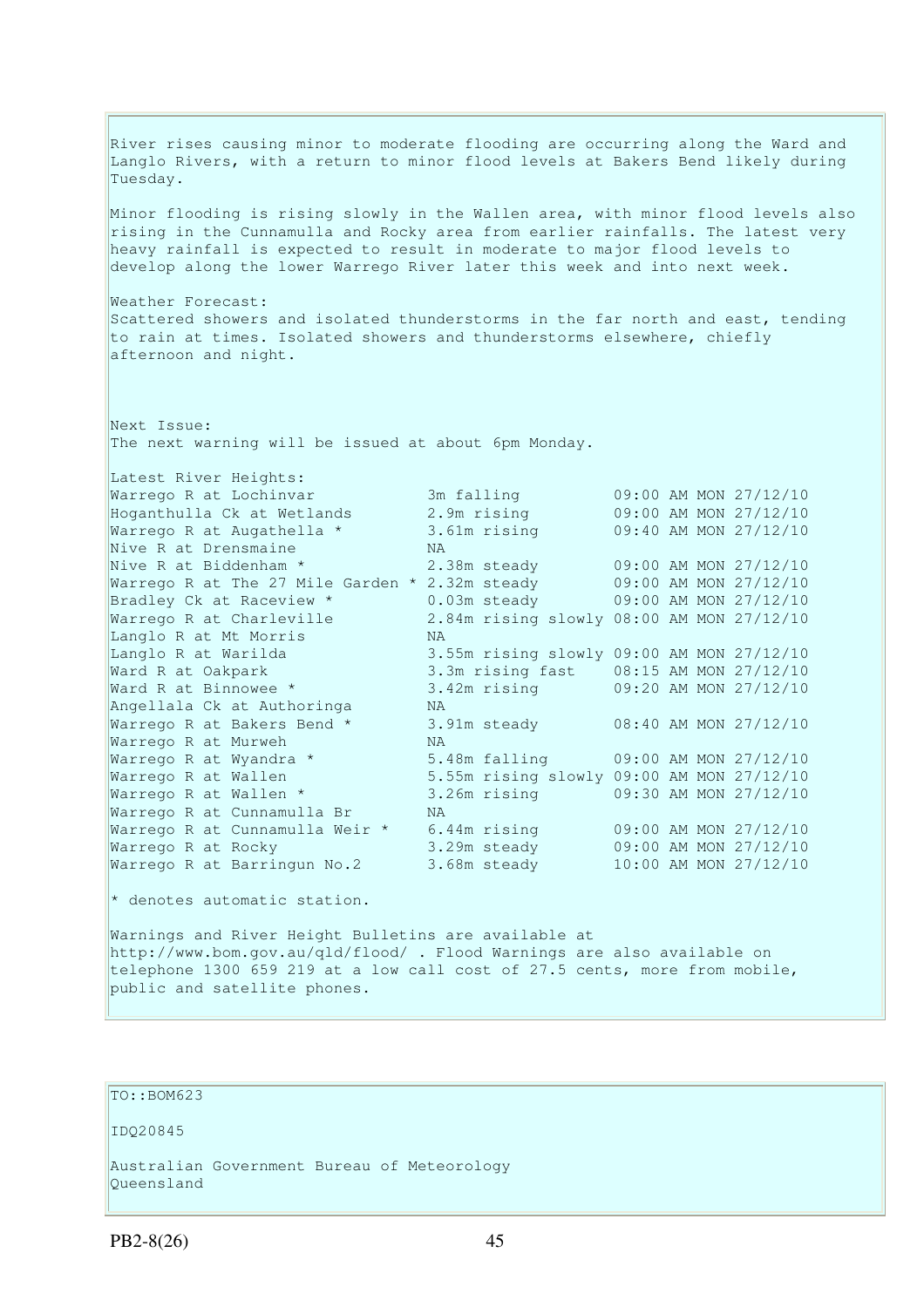River rises causing minor to moderate flooding are occurring along the Ward and Langlo Rivers, with a return to minor flood levels at Bakers Bend likely during Tuesday.

Minor flooding is rising slowly in the Wallen area, with minor flood levels also rising in the Cunnamulla and Rocky area from earlier rainfalls. The latest very heavy rainfall is expected to result in moderate to major flood levels to develop along the lower Warrego River later this week and into next week.

Weather Forecast:
Scattered showers and isolated thunderstorms in the far north and east, tending to rain at times. Isolated showers and thunderstorms elsewhere, chiefly afternoon and night.

Next Issue:
The next warning will be issued at about 6pm Monday.

Latest River Heights:

| Station | Height | Time |
|---|---|---|
| Warrego R at Lochinvar | 3m falling | 09:00 AM MON 27/12/10 |
| Hoganthulla Ck at Wetlands | 2.9m rising | 09:00 AM MON 27/12/10 |
| Warrego R at Augathella * | 3.61m rising | 09:40 AM MON 27/12/10 |
| Nive R at Drensmaine | NA | |
| Nive R at Biddenham * | 2.38m steady | 09:00 AM MON 27/12/10 |
| Warrego R at The 27 Mile Garden * | 2.32m steady | 09:00 AM MON 27/12/10 |
| Bradley Ck at Raceview * | 0.03m steady | 09:00 AM MON 27/12/10 |
| Warrego R at Charleville | 2.84m rising slowly | 08:00 AM MON 27/12/10 |
| Langlo R at Mt Morris | NA | |
| Langlo R at Warilda | 3.55m rising slowly | 09:00 AM MON 27/12/10 |
| Ward R at Oakpark | 3.3m rising fast | 08:15 AM MON 27/12/10 |
| Ward R at Binnowee * | 3.42m rising | 09:20 AM MON 27/12/10 |
| Angellala Ck at Authoringa | NA | |
| Warrego R at Bakers Bend * | 3.91m steady | 08:40 AM MON 27/12/10 |
| Warrego R at Murweh | NA | |
| Warrego R at Wyandra * | 5.48m falling | 09:00 AM MON 27/12/10 |
| Warrego R at Wallen | 5.55m rising slowly | 09:00 AM MON 27/12/10 |
| Warrego R at Wallen * | 3.26m rising | 09:30 AM MON 27/12/10 |
| Warrego R at Cunnamulla Br | NA | |
| Warrego R at Cunnamulla Weir * | 6.44m rising | 09:00 AM MON 27/12/10 |
| Warrego R at Rocky | 3.29m steady | 09:00 AM MON 27/12/10 |
| Warrego R at Barringun No.2 | 3.68m steady | 10:00 AM MON 27/12/10 |

* denotes automatic station.

Warnings and River Height Bulletins are available at http://www.bom.gov.au/qld/flood/ . Flood Warnings are also available on telephone 1300 659 219 at a low call cost of 27.5 cents, more from mobile, public and satellite phones.

TO::BOM623

IDQ20845

Australian Government Bureau of Meteorology
Queensland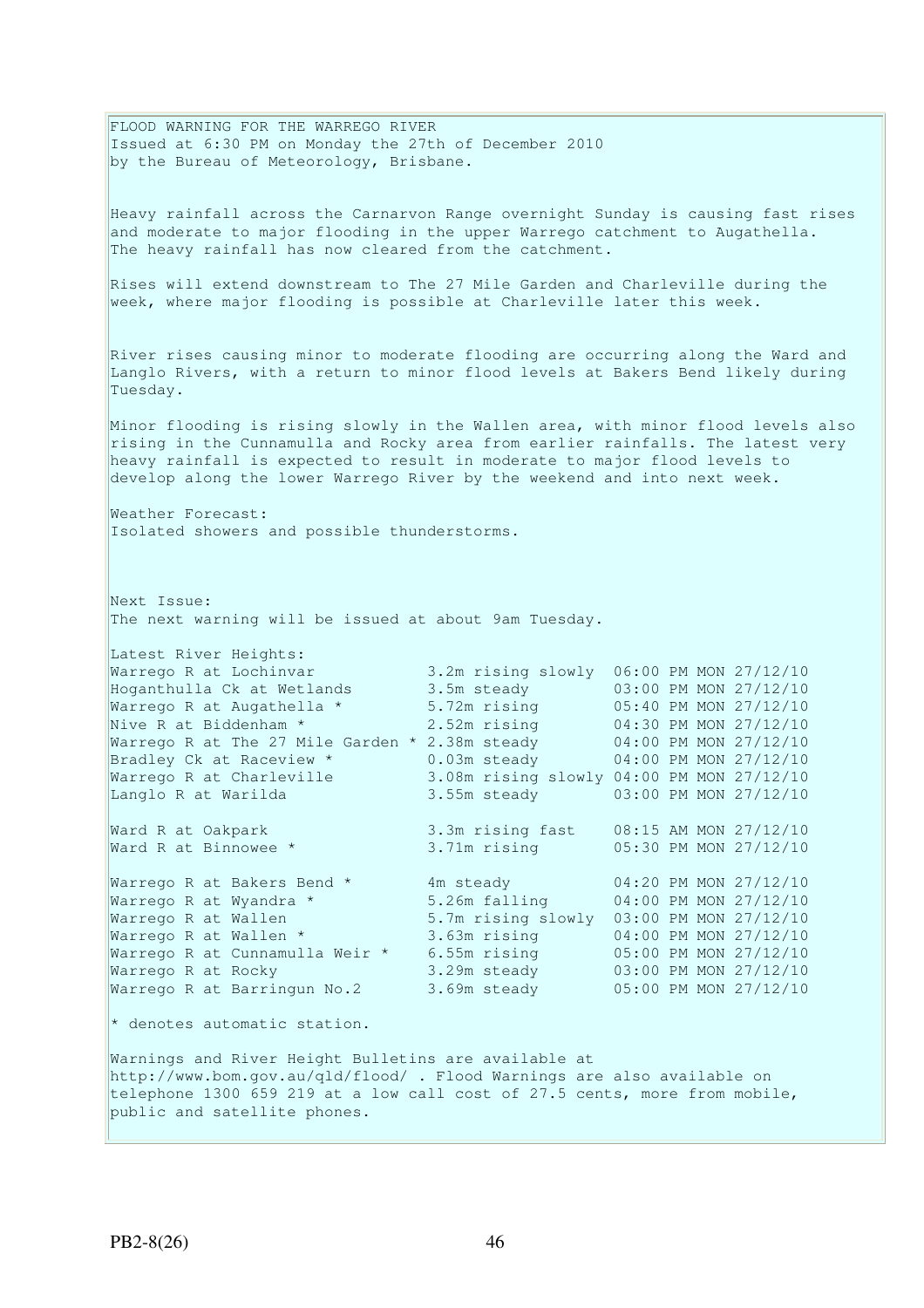FLOOD WARNING FOR THE WARREGO RIVER
Issued at 6:30 PM on Monday the 27th of December 2010
by the Bureau of Meteorology, Brisbane.

Heavy rainfall across the Carnarvon Range overnight Sunday is causing fast rises and moderate to major flooding in the upper Warrego catchment to Augathella. The heavy rainfall has now cleared from the catchment.

Rises will extend downstream to The 27 Mile Garden and Charleville during the week, where major flooding is possible at Charleville later this week.

River rises causing minor to moderate flooding are occurring along the Ward and Langlo Rivers, with a return to minor flood levels at Bakers Bend likely during Tuesday.

Minor flooding is rising slowly in the Wallen area, with minor flood levels also rising in the Cunnamulla and Rocky area from earlier rainfalls. The latest very heavy rainfall is expected to result in moderate to major flood levels to develop along the lower Warrego River by the weekend and into next week.

Weather Forecast:
Isolated showers and possible thunderstorms.

Next Issue:
The next warning will be issued at about 9am Tuesday.

Latest River Heights:

| Station | Height | Time |
|---|---|---|
| Warrego R at Lochinvar | 3.2m rising slowly | 06:00 PM MON 27/12/10 |
| Hoganthulla Ck at Wetlands | 3.5m steady | 03:00 PM MON 27/12/10 |
| Warrego R at Augathella * | 5.72m rising | 05:40 PM MON 27/12/10 |
| Nive R at Biddenham * | 2.52m rising | 04:30 PM MON 27/12/10 |
| Warrego R at The 27 Mile Garden * | 2.38m steady | 04:00 PM MON 27/12/10 |
| Bradley Ck at Raceview * | 0.03m steady | 04:00 PM MON 27/12/10 |
| Warrego R at Charleville | 3.08m rising slowly | 04:00 PM MON 27/12/10 |
| Langlo R at Warilda | 3.55m steady | 03:00 PM MON 27/12/10 |
| Ward R at Oakpark | 3.3m rising fast | 08:15 AM MON 27/12/10 |
| Ward R at Binnowee * | 3.71m rising | 05:30 PM MON 27/12/10 |
| Warrego R at Bakers Bend * | 4m steady | 04:20 PM MON 27/12/10 |
| Warrego R at Wyandra * | 5.26m falling | 04:00 PM MON 27/12/10 |
| Warrego R at Wallen | 5.7m rising slowly | 03:00 PM MON 27/12/10 |
| Warrego R at Wallen * | 3.63m rising | 04:00 PM MON 27/12/10 |
| Warrego R at Cunnamulla Weir * | 6.55m rising | 05:00 PM MON 27/12/10 |
| Warrego R at Rocky | 3.29m steady | 03:00 PM MON 27/12/10 |
| Warrego R at Barringun No.2 | 3.69m steady | 05:00 PM MON 27/12/10 |

* denotes automatic station.

Warnings and River Height Bulletins are available at http://www.bom.gov.au/qld/flood/ . Flood Warnings are also available on telephone 1300 659 219 at a low call cost of 27.5 cents, more from mobile, public and satellite phones.

PB2-8(26)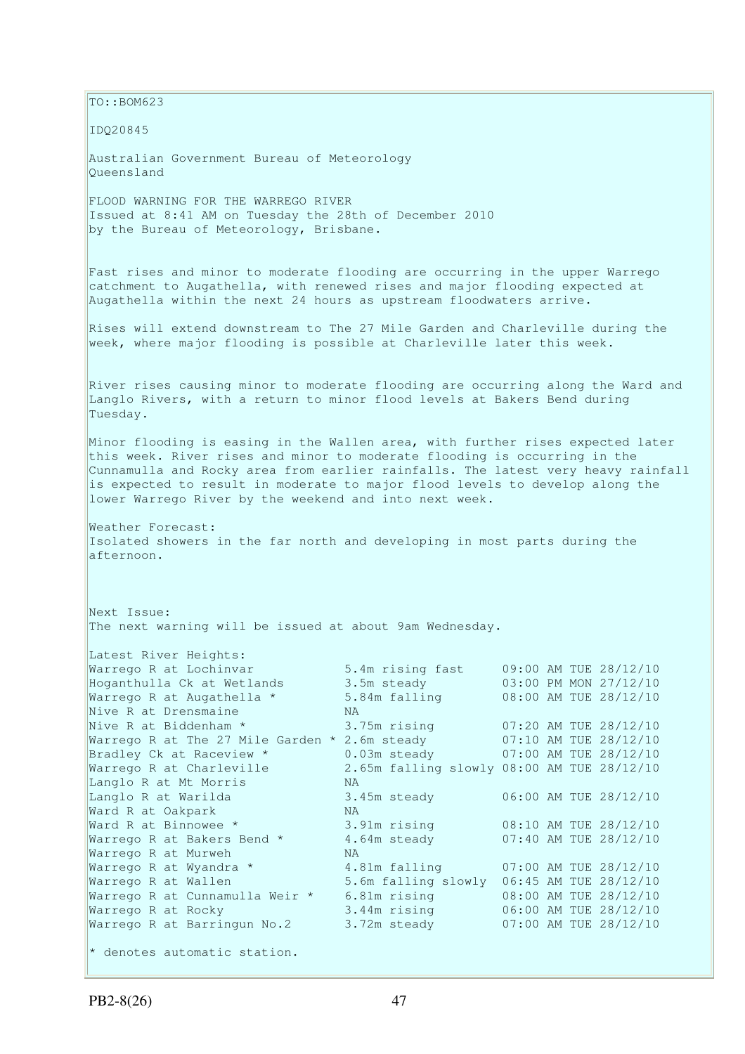TO::BOM623

IDQ20845

Australian Government Bureau of Meteorology
Queensland

FLOOD WARNING FOR THE WARREGO RIVER
Issued at 8:41 AM on Tuesday the 28th of December 2010
by the Bureau of Meteorology, Brisbane.

Fast rises and minor to moderate flooding are occurring in the upper Warrego catchment to Augathella, with renewed rises and major flooding expected at Augathella within the next 24 hours as upstream floodwaters arrive.

Rises will extend downstream to The 27 Mile Garden and Charleville during the week, where major flooding is possible at Charleville later this week.

River rises causing minor to moderate flooding are occurring along the Ward and Langlo Rivers, with a return to minor flood levels at Bakers Bend during Tuesday.

Minor flooding is easing in the Wallen area, with further rises expected later this week. River rises and minor to moderate flooding is occurring in the Cunnamulla and Rocky area from earlier rainfalls. The latest very heavy rainfall is expected to result in moderate to major flood levels to develop along the lower Warrego River by the weekend and into next week.

Weather Forecast:
Isolated showers in the far north and developing in most parts during the afternoon.

Next Issue:
The next warning will be issued at about 9am Wednesday.

Latest River Heights:

| Station | Height | Time |
|---|---|---|
| Warrego R at Lochinvar | 5.4m rising fast | 09:00 AM TUE 28/12/10 |
| Hoganthulla Ck at Wetlands | 3.5m steady | 03:00 PM MON 27/12/10 |
| Warrego R at Augathella * | 5.84m falling | 08:00 AM TUE 28/12/10 |
| Nive R at Drensmaine | NA | |
| Nive R at Biddenham * | 3.75m rising | 07:20 AM TUE 28/12/10 |
| Warrego R at The 27 Mile Garden * | 2.6m steady | 07:10 AM TUE 28/12/10 |
| Bradley Ck at Raceview * | 0.03m steady | 07:00 AM TUE 28/12/10 |
| Warrego R at Charleville | 2.65m falling slowly | 08:00 AM TUE 28/12/10 |
| Langlo R at Mt Morris | NA | |
| Langlo R at Warilda | 3.45m steady | 06:00 AM TUE 28/12/10 |
| Ward R at Oakpark | NA | |
| Ward R at Binnowee * | 3.91m rising | 08:10 AM TUE 28/12/10 |
| Warrego R at Bakers Bend * | 4.64m steady | 07:40 AM TUE 28/12/10 |
| Warrego R at Murweh | NA | |
| Warrego R at Wyandra * | 4.81m falling | 07:00 AM TUE 28/12/10 |
| Warrego R at Wallen | 5.6m falling slowly | 06:45 AM TUE 28/12/10 |
| Warrego R at Cunnamulla Weir * | 6.81m rising | 08:00 AM TUE 28/12/10 |
| Warrego R at Rocky | 3.44m rising | 06:00 AM TUE 28/12/10 |
| Warrego R at Barringun No.2 | 3.72m steady | 07:00 AM TUE 28/12/10 |

* denotes automatic station.

PB2-8(26)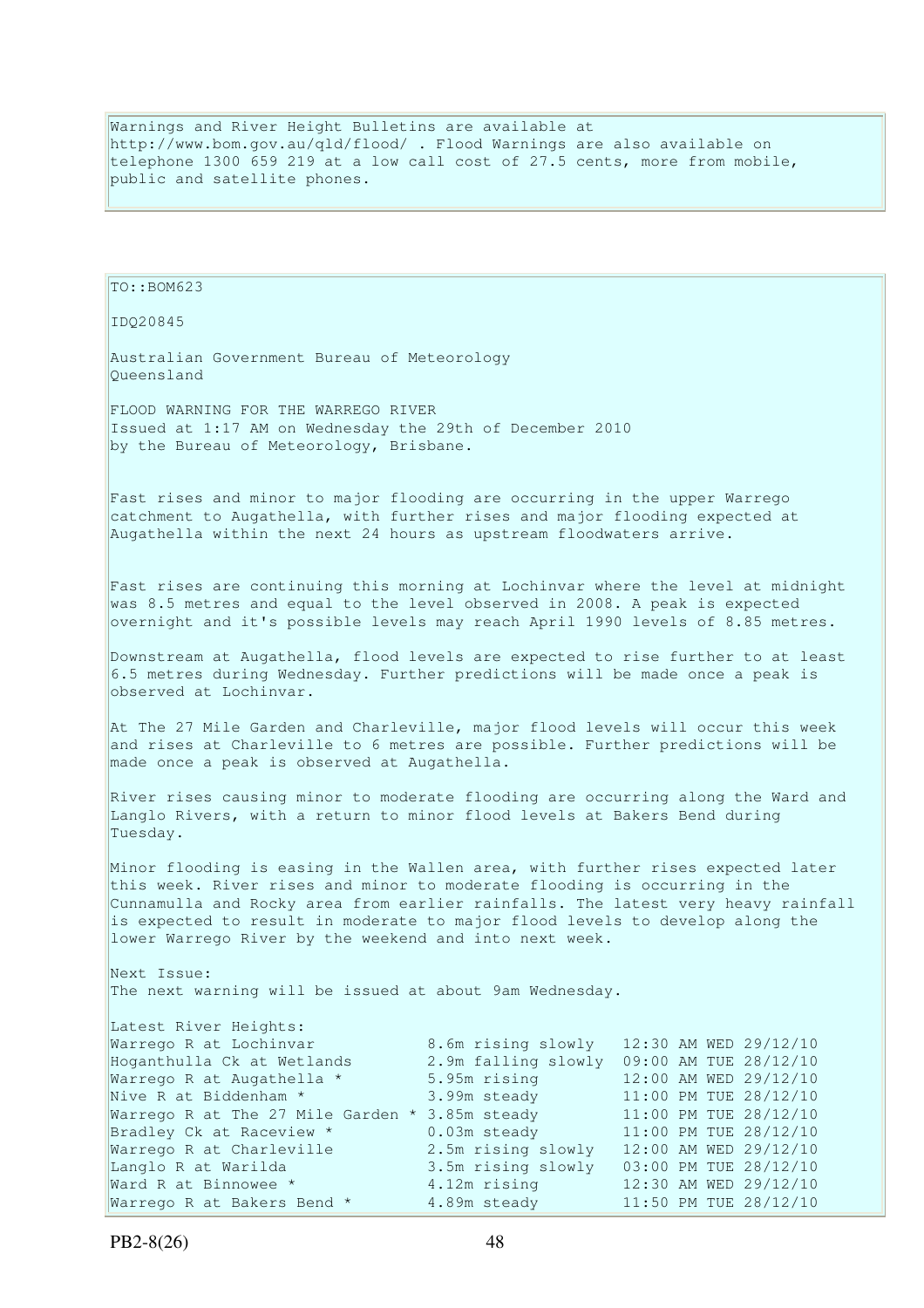Warnings and River Height Bulletins are available at http://www.bom.gov.au/qld/flood/ . Flood Warnings are also available on telephone 1300 659 219 at a low call cost of 27.5 cents, more from mobile, public and satellite phones.

TO::BOM623

IDQ20845

Australian Government Bureau of Meteorology
Queensland

FLOOD WARNING FOR THE WARREGO RIVER
Issued at 1:17 AM on Wednesday the 29th of December 2010
by the Bureau of Meteorology, Brisbane.

Fast rises and minor to major flooding are occurring in the upper Warrego catchment to Augathella, with further rises and major flooding expected at Augathella within the next 24 hours as upstream floodwaters arrive.

Fast rises are continuing this morning at Lochinvar where the level at midnight was 8.5 metres and equal to the level observed in 2008. A peak is expected overnight and it's possible levels may reach April 1990 levels of 8.85 metres.

Downstream at Augathella, flood levels are expected to rise further to at least 6.5 metres during Wednesday. Further predictions will be made once a peak is observed at Lochinvar.

At The 27 Mile Garden and Charleville, major flood levels will occur this week and rises at Charleville to 6 metres are possible. Further predictions will be made once a peak is observed at Augathella.

River rises causing minor to moderate flooding are occurring along the Ward and Langlo Rivers, with a return to minor flood levels at Bakers Bend during Tuesday.

Minor flooding is easing in the Wallen area, with further rises expected later this week. River rises and minor to moderate flooding is occurring in the Cunnamulla and Rocky area from earlier rainfalls. The latest very heavy rainfall is expected to result in moderate to major flood levels to develop along the lower Warrego River by the weekend and into next week.

Next Issue:
The next warning will be issued at about 9am Wednesday.

Latest River Heights:

| | | |
|---|---|---|
| Warrego R at Lochinvar | 8.6m rising slowly | 12:30 AM WED 29/12/10 |
| Hoganthulla Ck at Wetlands | 2.9m falling slowly | 09:00 AM TUE 28/12/10 |
| Warrego R at Augathella * | 5.95m rising | 12:00 AM WED 29/12/10 |
| Nive R at Biddenham * | 3.99m steady | 11:00 PM TUE 28/12/10 |
| Warrego R at The 27 Mile Garden * | 3.85m steady | 11:00 PM TUE 28/12/10 |
| Bradley Ck at Raceview * | 0.03m steady | 11:00 PM TUE 28/12/10 |
| Warrego R at Charleville | 2.5m rising slowly | 12:00 AM WED 29/12/10 |
| Langlo R at Warilda | 3.5m rising slowly | 03:00 PM TUE 28/12/10 |
| Ward R at Binnowee * | 4.12m rising | 12:30 AM WED 29/12/10 |
| Warrego R at Bakers Bend * | 4.89m steady | 11:50 PM TUE 28/12/10 |

PB2-8(26)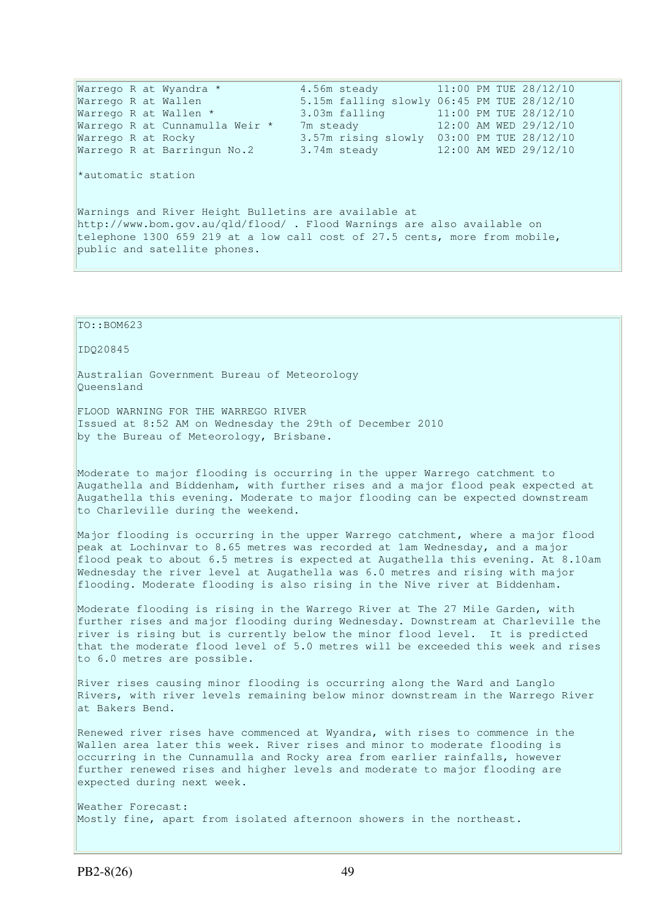| | | |
|---|---|---|
| Warrego R at Wyandra * | 4.56m steady | 11:00 PM TUE 28/12/10 |
| Warrego R at Wallen | 5.15m falling slowly | 06:45 PM TUE 28/12/10 |
| Warrego R at Wallen * | 3.03m falling | 11:00 PM TUE 28/12/10 |
| Warrego R at Cunnamulla Weir * | 7m steady | 12:00 AM WED 29/12/10 |
| Warrego R at Rocky | 3.57m rising slowly | 03:00 PM TUE 28/12/10 |
| Warrego R at Barringun No.2 | 3.74m steady | 12:00 AM WED 29/12/10 |

*automatic station

Warnings and River Height Bulletins are available at http://www.bom.gov.au/qld/flood/ . Flood Warnings are also available on telephone 1300 659 219 at a low call cost of 27.5 cents, more from mobile, public and satellite phones.

---

TO::BOM623

IDQ20845

Australian Government Bureau of Meteorology
Queensland

FLOOD WARNING FOR THE WARREGO RIVER
Issued at 8:52 AM on Wednesday the 29th of December 2010
by the Bureau of Meteorology, Brisbane.

Moderate to major flooding is occurring in the upper Warrego catchment to Augathella and Biddenham, with further rises and a major flood peak expected at Augathella this evening. Moderate to major flooding can be expected downstream to Charleville during the weekend.

Major flooding is occurring in the upper Warrego catchment, where a major flood peak at Lochinvar to 8.65 metres was recorded at 1am Wednesday, and a major flood peak to about 6.5 metres is expected at Augathella this evening. At 8.10am Wednesday the river level at Augathella was 6.0 metres and rising with major flooding. Moderate flooding is also rising in the Nive river at Biddenham.

Moderate flooding is rising in the Warrego River at The 27 Mile Garden, with further rises and major flooding during Wednesday. Downstream at Charleville the river is rising but is currently below the minor flood level. It is predicted that the moderate flood level of 5.0 metres will be exceeded this week and rises to 6.0 metres are possible.

River rises causing minor flooding is occurring along the Ward and Langlo Rivers, with river levels remaining below minor downstream in the Warrego River at Bakers Bend.

Renewed river rises have commenced at Wyandra, with rises to commence in the Wallen area later this week. River rises and minor to moderate flooding is occurring in the Cunnamulla and Rocky area from earlier rainfalls, however further renewed rises and higher levels and moderate to major flooding are expected during next week.

Weather Forecast:
Mostly fine, apart from isolated afternoon showers in the northeast.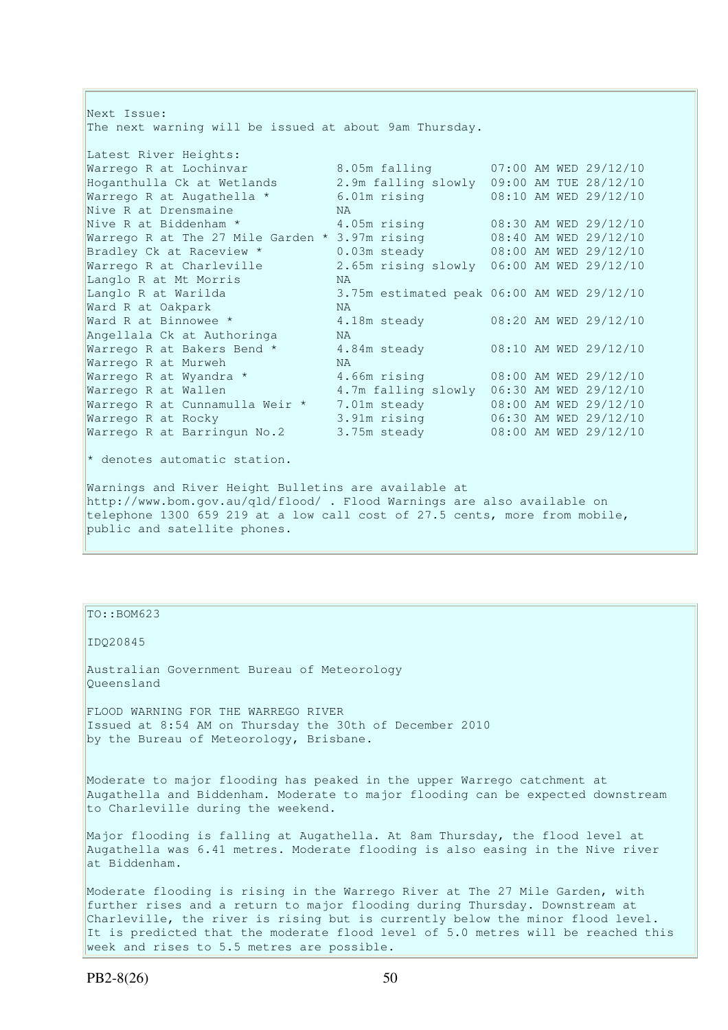Next Issue:
The next warning will be issued at about 9am Thursday.

Latest River Heights:

| Location | Height | Time |
| --- | --- | --- |
| Warrego R at Lochinvar | 8.05m falling | 07:00 AM WED 29/12/10 |
| Hoganthulla Ck at Wetlands | 2.9m falling slowly | 09:00 AM TUE 28/12/10 |
| Warrego R at Augathella * | 6.01m rising | 08:10 AM WED 29/12/10 |
| Nive R at Drensmaine | NA | |
| Nive R at Biddenham * | 4.05m rising | 08:30 AM WED 29/12/10 |
| Warrego R at The 27 Mile Garden * | 3.97m rising | 08:40 AM WED 29/12/10 |
| Bradley Ck at Raceview * | 0.03m steady | 08:00 AM WED 29/12/10 |
| Warrego R at Charleville | 2.65m rising slowly | 06:00 AM WED 29/12/10 |
| Langlo R at Mt Morris | NA | |
| Langlo R at Warilda | 3.75m estimated peak | 06:00 AM WED 29/12/10 |
| Ward R at Oakpark | NA | |
| Ward R at Binnowee * | 4.18m steady | 08:20 AM WED 29/12/10 |
| Angellala Ck at Authoringa | NA | |
| Warrego R at Bakers Bend * | 4.84m steady | 08:10 AM WED 29/12/10 |
| Warrego R at Murweh | NA | |
| Warrego R at Wyandra * | 4.66m rising | 08:00 AM WED 29/12/10 |
| Warrego R at Wallen | 4.7m falling slowly | 06:30 AM WED 29/12/10 |
| Warrego R at Cunnamulla Weir * | 7.01m steady | 08:00 AM WED 29/12/10 |
| Warrego R at Rocky | 3.91m rising | 06:30 AM WED 29/12/10 |
| Warrego R at Barringun No.2 | 3.75m steady | 08:00 AM WED 29/12/10 |

* denotes automatic station.

Warnings and River Height Bulletins are available at http://www.bom.gov.au/qld/flood/ . Flood Warnings are also available on telephone 1300 659 219 at a low call cost of 27.5 cents, more from mobile, public and satellite phones.

TO::BOM623

IDQ20845

Australian Government Bureau of Meteorology
Queensland

FLOOD WARNING FOR THE WARREGO RIVER
Issued at 8:54 AM on Thursday the 30th of December 2010
by the Bureau of Meteorology, Brisbane.

Moderate to major flooding has peaked in the upper Warrego catchment at Augathella and Biddenham. Moderate to major flooding can be expected downstream to Charleville during the weekend.

Major flooding is falling at Augathella. At 8am Thursday, the flood level at Augathella was 6.41 metres. Moderate flooding is also easing in the Nive river at Biddenham.

Moderate flooding is rising in the Warrego River at The 27 Mile Garden, with further rises and a return to major flooding during Thursday. Downstream at Charleville, the river is rising but is currently below the minor flood level. It is predicted that the moderate flood level of 5.0 metres will be reached this week and rises to 5.5 metres are possible.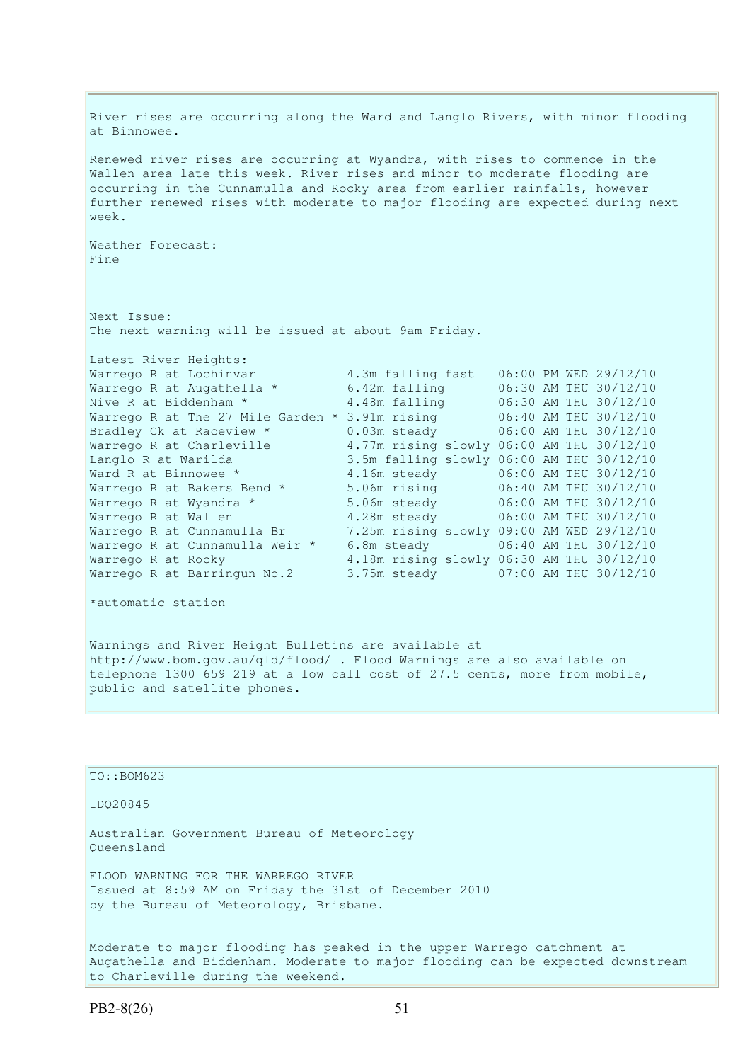River rises are occurring along the Ward and Langlo Rivers, with minor flooding at Binnowee.

Renewed river rises are occurring at Wyandra, with rises to commence in the Wallen area late this week. River rises and minor to moderate flooding are occurring in the Cunnamulla and Rocky area from earlier rainfalls, however further renewed rises with moderate to major flooding are expected during next week.

Weather Forecast:
Fine

Next Issue:
The next warning will be issued at about 9am Friday.

Latest River Heights:

| | | |
|---|---|---|
| Warrego R at Lochinvar | 4.3m falling fast | 06:00 PM WED 29/12/10 |
| Warrego R at Augathella * | 6.42m falling | 06:30 AM THU 30/12/10 |
| Nive R at Biddenham * | 4.48m falling | 06:30 AM THU 30/12/10 |
| Warrego R at The 27 Mile Garden * | 3.91m rising | 06:40 AM THU 30/12/10 |
| Bradley Ck at Raceview * | 0.03m steady | 06:00 AM THU 30/12/10 |
| Warrego R at Charleville | 4.77m rising slowly | 06:00 AM THU 30/12/10 |
| Langlo R at Warilda | 3.5m falling slowly | 06:00 AM THU 30/12/10 |
| Ward R at Binnowee * | 4.16m steady | 06:00 AM THU 30/12/10 |
| Warrego R at Bakers Bend * | 5.06m rising | 06:40 AM THU 30/12/10 |
| Warrego R at Wyandra * | 5.06m steady | 06:00 AM THU 30/12/10 |
| Warrego R at Wallen | 4.28m steady | 06:00 AM THU 30/12/10 |
| Warrego R at Cunnamulla Br | 7.25m rising slowly | 09:00 AM WED 29/12/10 |
| Warrego R at Cunnamulla Weir * | 6.8m steady | 06:40 AM THU 30/12/10 |
| Warrego R at Rocky | 4.18m rising slowly | 06:30 AM THU 30/12/10 |
| Warrego R at Barringun No.2 | 3.75m steady | 07:00 AM THU 30/12/10 |

*automatic station

Warnings and River Height Bulletins are available at http://www.bom.gov.au/qld/flood/ . Flood Warnings are also available on telephone 1300 659 219 at a low call cost of 27.5 cents, more from mobile, public and satellite phones.

TO::BOM623

IDQ20845

Australian Government Bureau of Meteorology
Queensland

FLOOD WARNING FOR THE WARREGO RIVER
Issued at 8:59 AM on Friday the 31st of December 2010
by the Bureau of Meteorology, Brisbane.

Moderate to major flooding has peaked in the upper Warrego catchment at Augathella and Biddenham. Moderate to major flooding can be expected downstream to Charleville during the weekend.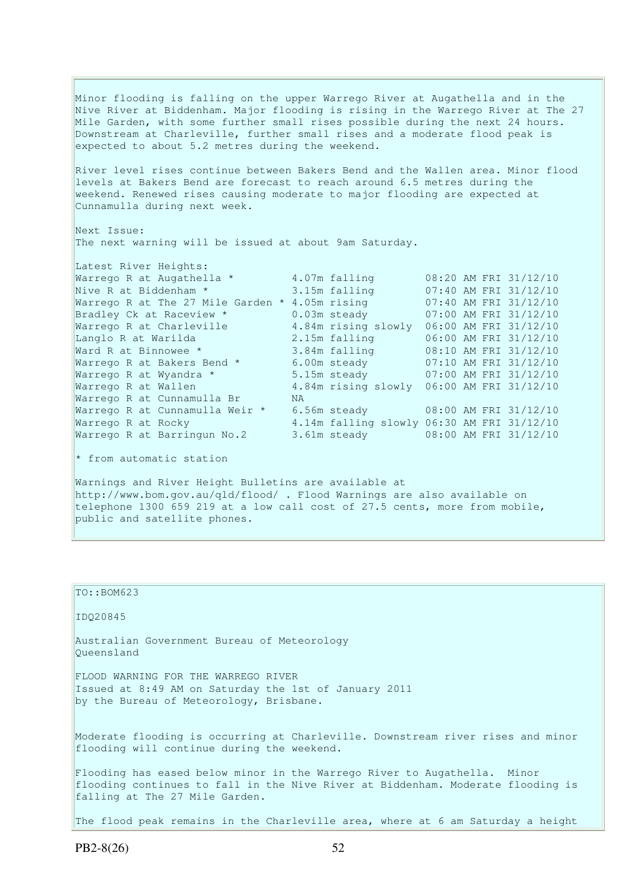Minor flooding is falling on the upper Warrego River at Augathella and in the Nive River at Biddenham. Major flooding is rising in the Warrego River at The 27 Mile Garden, with some further small rises possible during the next 24 hours. Downstream at Charleville, further small rises and a moderate flood peak is expected to about 5.2 metres during the weekend.

River level rises continue between Bakers Bend and the Wallen area. Minor flood levels at Bakers Bend are forecast to reach around 6.5 metres during the weekend. Renewed rises causing moderate to major flooding are expected at Cunnamulla during next week.

Next Issue:
The next warning will be issued at about 9am Saturday.

Latest River Heights:

| Location | Height | Trend | Time |
|---|---|---|---|
| Warrego R at Augathella * | 4.07m | falling | 08:20 AM FRI 31/12/10 |
| Nive R at Biddenham * | 3.15m | falling | 07:40 AM FRI 31/12/10 |
| Warrego R at The 27 Mile Garden * | 4.05m | rising | 07:40 AM FRI 31/12/10 |
| Bradley Ck at Raceview * | 0.03m | steady | 07:00 AM FRI 31/12/10 |
| Warrego R at Charleville | 4.84m | rising slowly | 06:00 AM FRI 31/12/10 |
| Langlo R at Warilda | 2.15m | falling | 06:00 AM FRI 31/12/10 |
| Ward R at Binnowee * | 3.84m | falling | 08:10 AM FRI 31/12/10 |
| Warrego R at Bakers Bend * | 6.00m | steady | 07:10 AM FRI 31/12/10 |
| Warrego R at Wyandra * | 5.15m | steady | 07:00 AM FRI 31/12/10 |
| Warrego R at Wallen | 4.84m | rising slowly | 06:00 AM FRI 31/12/10 |
| Warrego R at Cunnamulla Br | NA | | |
| Warrego R at Cunnamulla Weir * | 6.56m | steady | 08:00 AM FRI 31/12/10 |
| Warrego R at Rocky | 4.14m | falling slowly | 06:30 AM FRI 31/12/10 |
| Warrego R at Barringun No.2 | 3.61m | steady | 08:00 AM FRI 31/12/10 |

* from automatic station

Warnings and River Height Bulletins are available at http://www.bom.gov.au/qld/flood/ . Flood Warnings are also available on telephone 1300 659 219 at a low call cost of 27.5 cents, more from mobile, public and satellite phones.

TO::BOM623

IDQ20845

Australian Government Bureau of Meteorology
Queensland

FLOOD WARNING FOR THE WARREGO RIVER
Issued at 8:49 AM on Saturday the 1st of January 2011
by the Bureau of Meteorology, Brisbane.

Moderate flooding is occurring at Charleville. Downstream river rises and minor flooding will continue during the weekend.

Flooding has eased below minor in the Warrego River to Augathella. Minor flooding continues to fall in the Nive River at Biddenham. Moderate flooding is falling at The 27 Mile Garden.

The flood peak remains in the Charleville area, where at 6 am Saturday a height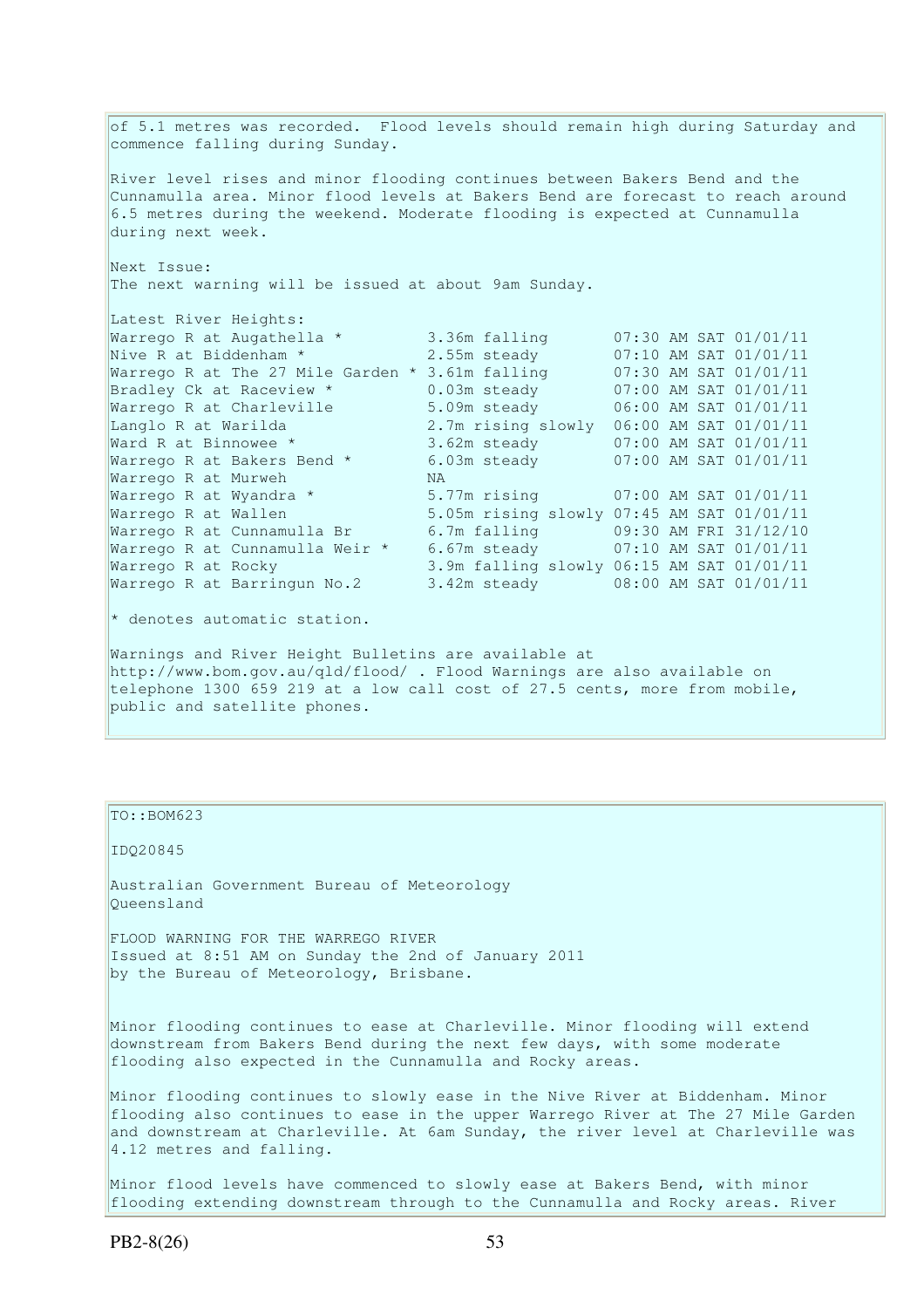of 5.1 metres was recorded. Flood levels should remain high during Saturday and commence falling during Sunday.

River level rises and minor flooding continues between Bakers Bend and the Cunnamulla area. Minor flood levels at Bakers Bend are forecast to reach around 6.5 metres during the weekend. Moderate flooding is expected at Cunnamulla during next week.

Next Issue:
The next warning will be issued at about 9am Sunday.

Latest River Heights:

```
Warrego R at Augathella *         3.36m falling       07:30 AM SAT 01/01/11
Nive R at Biddenham *             2.55m steady        07:10 AM SAT 01/01/11
Warrego R at The 27 Mile Garden * 3.61m falling       07:30 AM SAT 01/01/11
Bradley Ck at Raceview *          0.03m steady        07:00 AM SAT 01/01/11
Warrego R at Charleville          5.09m steady        06:00 AM SAT 01/01/11
Langlo R at Warilda               2.7m rising slowly  06:00 AM SAT 01/01/11
Ward R at Binnowee *              3.62m steady        07:00 AM SAT 01/01/11
Warrego R at Bakers Bend *        6.03m steady        07:00 AM SAT 01/01/11
Warrego R at Murweh               NA
Warrego R at Wyandra *            5.77m rising        07:00 AM SAT 01/01/11
Warrego R at Wallen               5.05m rising slowly 07:45 AM SAT 01/01/11
Warrego R at Cunnamulla Br        6.7m falling        09:30 AM FRI 31/12/10
Warrego R at Cunnamulla Weir *    6.67m steady        07:10 AM SAT 01/01/11
Warrego R at Rocky                3.9m falling slowly 06:15 AM SAT 01/01/11
Warrego R at Barringun No.2       3.42m steady        08:00 AM SAT 01/01/11
```

* denotes automatic station.

Warnings and River Height Bulletins are available at http://www.bom.gov.au/qld/flood/ . Flood Warnings are also available on telephone 1300 659 219 at a low call cost of 27.5 cents, more from mobile, public and satellite phones.

---

TO::BOM623

IDQ20845

Australian Government Bureau of Meteorology
Queensland

FLOOD WARNING FOR THE WARREGO RIVER
Issued at 8:51 AM on Sunday the 2nd of January 2011
by the Bureau of Meteorology, Brisbane.

Minor flooding continues to ease at Charleville. Minor flooding will extend downstream from Bakers Bend during the next few days, with some moderate flooding also expected in the Cunnamulla and Rocky areas.

Minor flooding continues to slowly ease in the Nive River at Biddenham. Minor flooding also continues to ease in the upper Warrego River at The 27 Mile Garden and downstream at Charleville. At 6am Sunday, the river level at Charleville was 4.12 metres and falling.

Minor flood levels have commenced to slowly ease at Bakers Bend, with minor flooding extending downstream through to the Cunnamulla and Rocky areas. River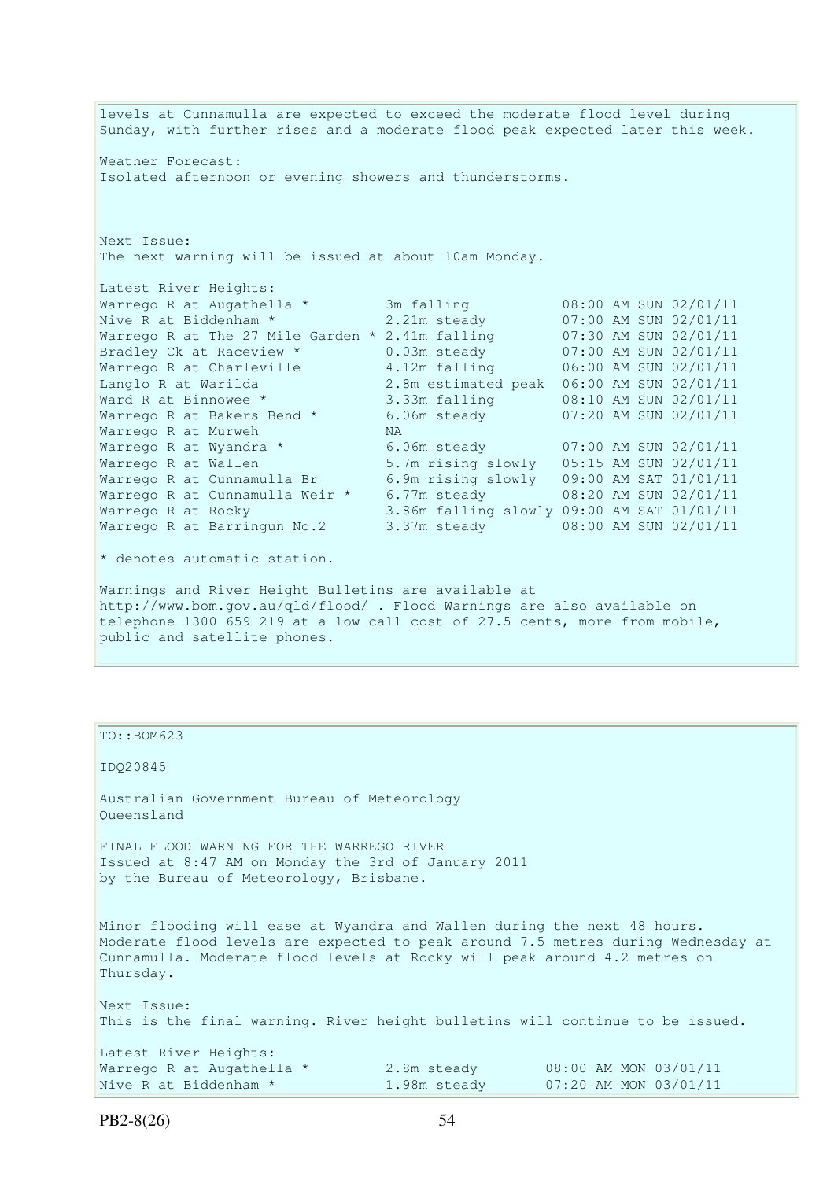levels at Cunnamulla are expected to exceed the moderate flood level during Sunday, with further rises and a moderate flood peak expected later this week.

Weather Forecast:
Isolated afternoon or evening showers and thunderstorms.

Next Issue:
The next warning will be issued at about 10am Monday.

Latest River Heights:

| Location | Height | Time |
|---|---|---|
| Warrego R at Augathella * | 3m falling | 08:00 AM SUN 02/01/11 |
| Nive R at Biddenham * | 2.21m steady | 07:00 AM SUN 02/01/11 |
| Warrego R at The 27 Mile Garden * | 2.41m falling | 07:30 AM SUN 02/01/11 |
| Bradley Ck at Raceview * | 0.03m steady | 07:00 AM SUN 02/01/11 |
| Warrego R at Charleville | 4.12m falling | 06:00 AM SUN 02/01/11 |
| Langlo R at Warilda | 2.8m estimated peak | 06:00 AM SUN 02/01/11 |
| Ward R at Binnowee * | 3.33m falling | 08:10 AM SUN 02/01/11 |
| Warrego R at Bakers Bend * | 6.06m steady | 07:20 AM SUN 02/01/11 |
| Warrego R at Murweh | NA | |
| Warrego R at Wyandra * | 6.06m steady | 07:00 AM SUN 02/01/11 |
| Warrego R at Wallen | 5.7m rising slowly | 05:15 AM SUN 02/01/11 |
| Warrego R at Cunnamulla Br | 6.9m rising slowly | 09:00 AM SAT 01/01/11 |
| Warrego R at Cunnamulla Weir * | 6.77m steady | 08:20 AM SUN 02/01/11 |
| Warrego R at Rocky | 3.86m falling slowly | 09:00 AM SAT 01/01/11 |
| Warrego R at Barringun No.2 | 3.37m steady | 08:00 AM SUN 02/01/11 |

* denotes automatic station.

Warnings and River Height Bulletins are available at http://www.bom.gov.au/qld/flood/ . Flood Warnings are also available on telephone 1300 659 219 at a low call cost of 27.5 cents, more from mobile, public and satellite phones.

---

TO::BOM623

IDQ20845

Australian Government Bureau of Meteorology
Queensland

FINAL FLOOD WARNING FOR THE WARREGO RIVER
Issued at 8:47 AM on Monday the 3rd of January 2011
by the Bureau of Meteorology, Brisbane.

Minor flooding will ease at Wyandra and Wallen during the next 48 hours. Moderate flood levels are expected to peak around 7.5 metres during Wednesday at Cunnamulla. Moderate flood levels at Rocky will peak around 4.2 metres on Thursday.

Next Issue:
This is the final warning. River height bulletins will continue to be issued.

Latest River Heights:

| Location | Height | Time |
|---|---|---|
| Warrego R at Augathella * | 2.8m steady | 08:00 AM MON 03/01/11 |
| Nive R at Biddenham * | 1.98m steady | 07:20 AM MON 03/01/11 |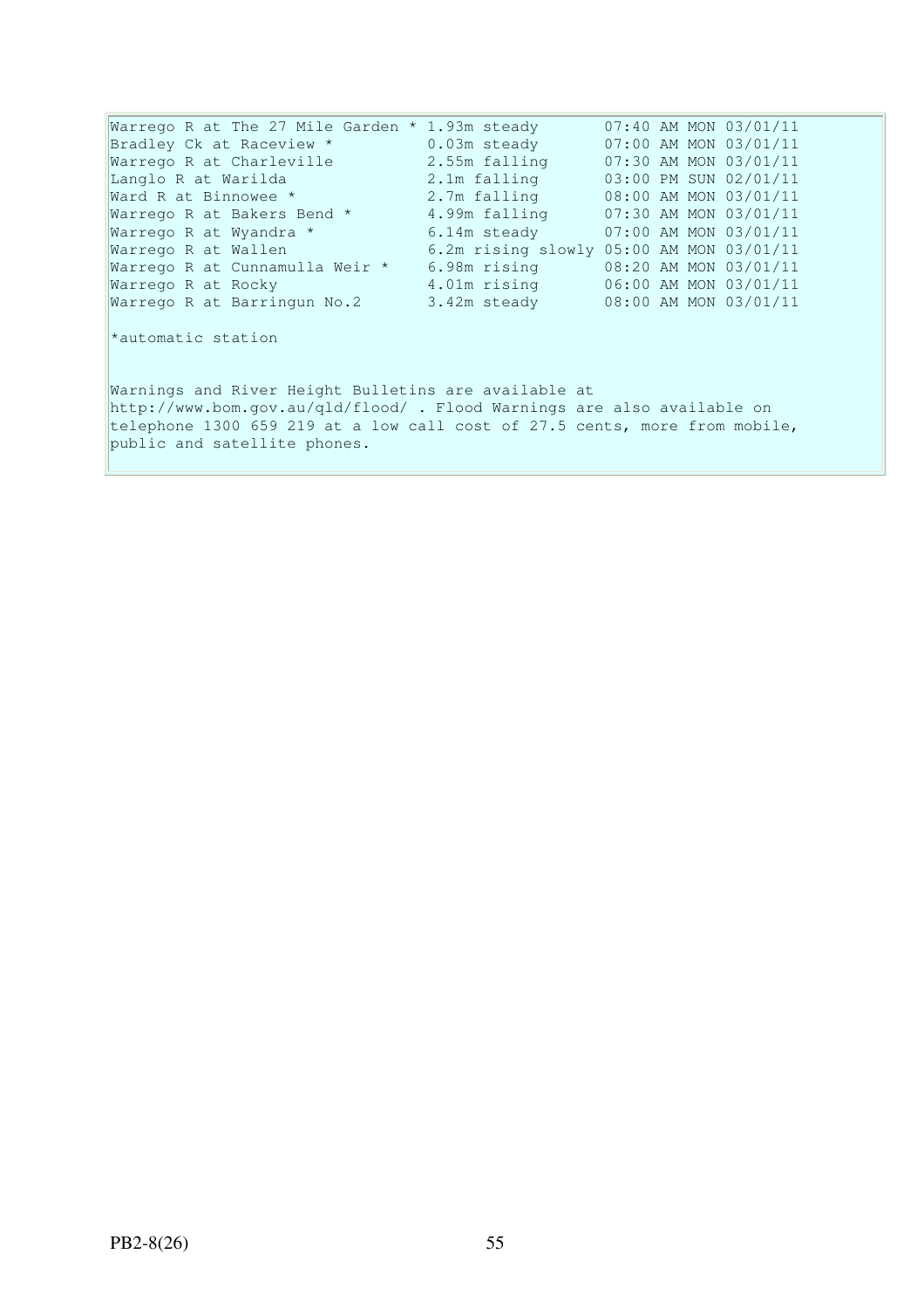| | | |
|---|---|---|
| Warrego R at The 27 Mile Garden * | 1.93m steady | 07:40 AM MON 03/01/11 |
| Bradley Ck at Raceview * | 0.03m steady | 07:00 AM MON 03/01/11 |
| Warrego R at Charleville | 2.55m falling | 07:30 AM MON 03/01/11 |
| Langlo R at Warilda | 2.1m falling | 03:00 PM SUN 02/01/11 |
| Ward R at Binnowee * | 2.7m falling | 08:00 AM MON 03/01/11 |
| Warrego R at Bakers Bend * | 4.99m falling | 07:30 AM MON 03/01/11 |
| Warrego R at Wyandra * | 6.14m steady | 07:00 AM MON 03/01/11 |
| Warrego R at Wallen | 6.2m rising slowly | 05:00 AM MON 03/01/11 |
| Warrego R at Cunnamulla Weir * | 6.98m rising | 08:20 AM MON 03/01/11 |
| Warrego R at Rocky | 4.01m rising | 06:00 AM MON 03/01/11 |
| Warrego R at Barringun No.2 | 3.42m steady | 08:00 AM MON 03/01/11 |

*automatic station

Warnings and River Height Bulletins are available at http://www.bom.gov.au/qld/flood/ . Flood Warnings are also available on telephone 1300 659 219 at a low call cost of 27.5 cents, more from mobile, public and satellite phones.

PB2-8(26)